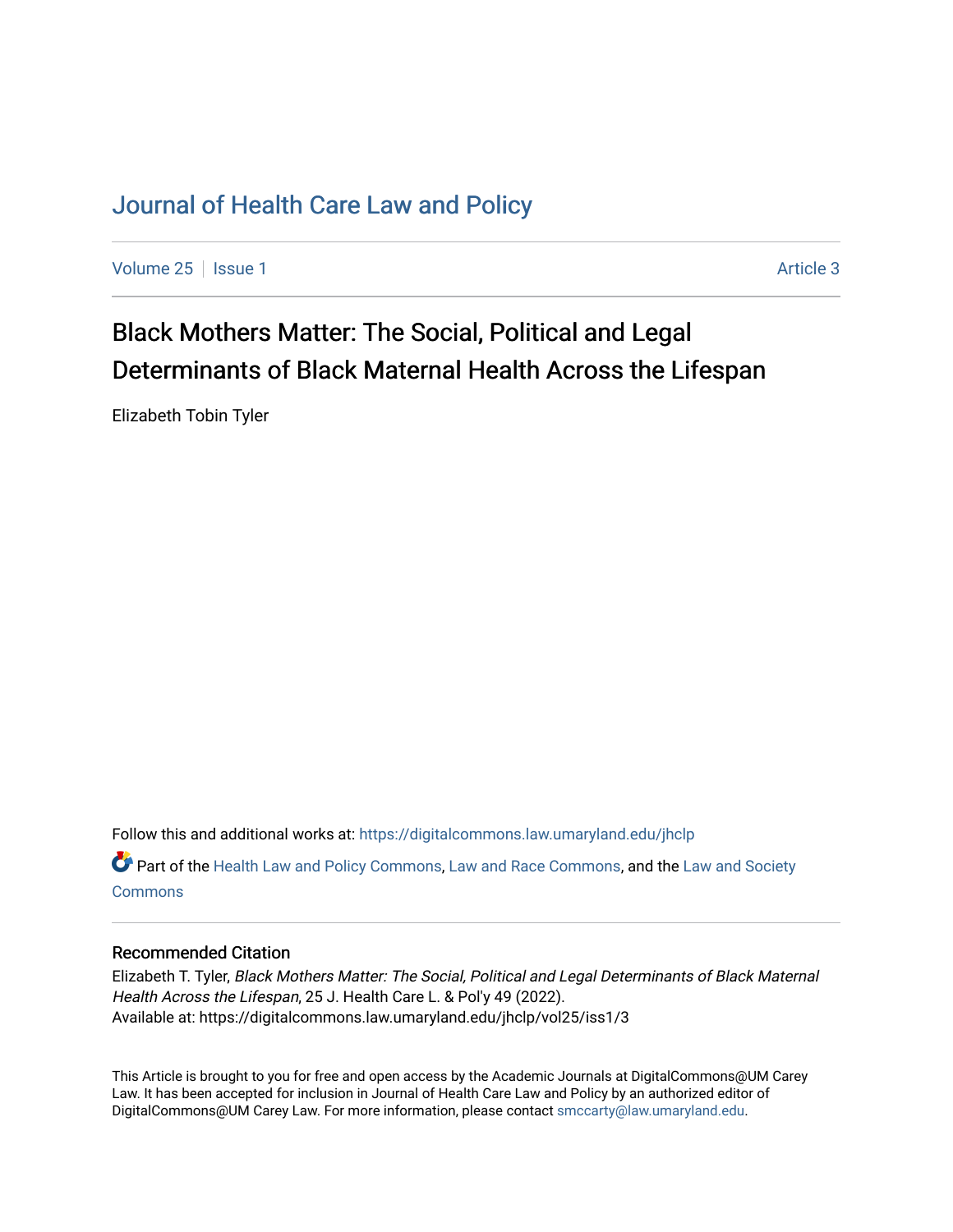# Journal of Health Care Law and Policy

Volume 25 | Issue 1 | Article 3

## Black Mothers Matter: The Social, Political and Legal Determinants of Black Maternal Health Across the Lifespan

Elizabeth Tobin Tyler

Follow this and additional works at: https://digitalcommons.law.umaryland.edu/jhclp

Part of the Health Law and Policy Commons, Law and Race Commons, and the Law and Society Commons

### Recommended Citation

Elizabeth T. Tyler, *Black Mothers Matter: The Social, Political and Legal Determinants of Black Maternal Health Across the Lifespan*, 25 J. Health Care L. & Pol'y 49 (2022).
Available at: https://digitalcommons.law.umaryland.edu/jhclp/vol25/iss1/3

This Article is brought to you for free and open access by the Academic Journals at DigitalCommons@UM Carey Law. It has been accepted for inclusion in Journal of Health Care Law and Policy by an authorized editor of DigitalCommons@UM Carey Law. For more information, please contact smccarty@law.umaryland.edu.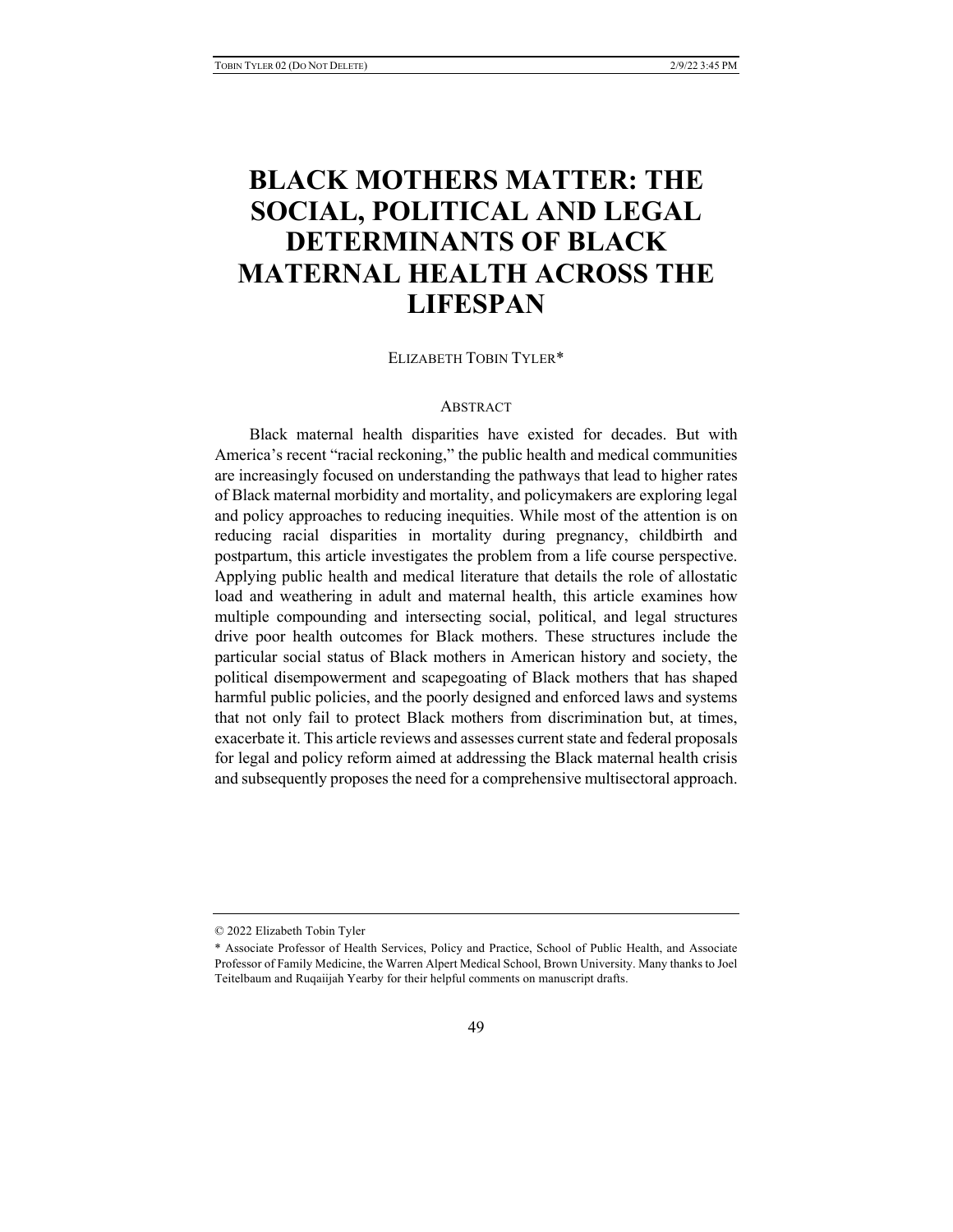# BLACK MOTHERS MATTER: THE SOCIAL, POLITICAL AND LEGAL DETERMINANTS OF BLACK MATERNAL HEALTH ACROSS THE LIFESPAN

ELIZABETH TOBIN TYLER*

## ABSTRACT

Black maternal health disparities have existed for decades. But with America's recent "racial reckoning," the public health and medical communities are increasingly focused on understanding the pathways that lead to higher rates of Black maternal morbidity and mortality, and policymakers are exploring legal and policy approaches to reducing inequities. While most of the attention is on reducing racial disparities in mortality during pregnancy, childbirth and postpartum, this article investigates the problem from a life course perspective. Applying public health and medical literature that details the role of allostatic load and weathering in adult and maternal health, this article examines how multiple compounding and intersecting social, political, and legal structures drive poor health outcomes for Black mothers. These structures include the particular social status of Black mothers in American history and society, the political disempowerment and scapegoating of Black mothers that has shaped harmful public policies, and the poorly designed and enforced laws and systems that not only fail to protect Black mothers from discrimination but, at times, exacerbate it. This article reviews and assesses current state and federal proposals for legal and policy reform aimed at addressing the Black maternal health crisis and subsequently proposes the need for a comprehensive multisectoral approach.

---

© 2022 Elizabeth Tobin Tyler

\* Associate Professor of Health Services, Policy and Practice, School of Public Health, and Associate Professor of Family Medicine, the Warren Alpert Medical School, Brown University. Many thanks to Joel Teitelbaum and Ruqaiijah Yearby for their helpful comments on manuscript drafts.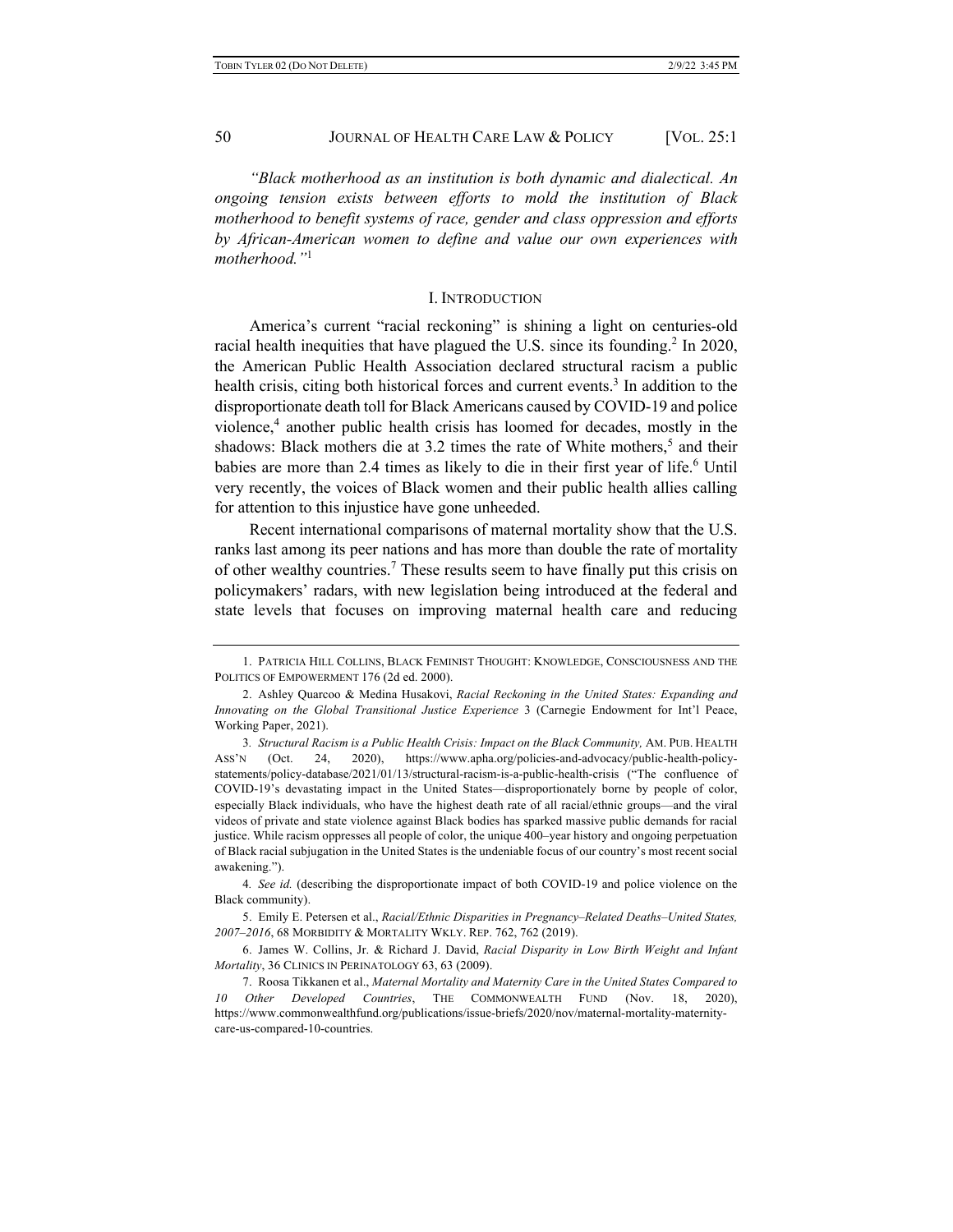*"Black motherhood as an institution is both dynamic and dialectical. An ongoing tension exists between efforts to mold the institution of Black motherhood to benefit systems of race, gender and class oppression and efforts by African-American women to define and value our own experiences with motherhood."*[1]

## I. INTRODUCTION

America's current "racial reckoning" is shining a light on centuries-old racial health inequities that have plagued the U.S. since its founding.[2] In 2020, the American Public Health Association declared structural racism a public health crisis, citing both historical forces and current events.[3] In addition to the disproportionate death toll for Black Americans caused by COVID-19 and police violence,[4] another public health crisis has loomed for decades, mostly in the shadows: Black mothers die at 3.2 times the rate of White mothers,[5] and their babies are more than 2.4 times as likely to die in their first year of life.[6] Until very recently, the voices of Black women and their public health allies calling for attention to this injustice have gone unheeded.

Recent international comparisons of maternal mortality show that the U.S. ranks last among its peer nations and has more than double the rate of mortality of other wealthy countries.[7] These results seem to have finally put this crisis on policymakers' radars, with new legislation being introduced at the federal and state levels that focuses on improving maternal health care and reducing

---

1. PATRICIA HILL COLLINS, BLACK FEMINIST THOUGHT: KNOWLEDGE, CONSCIOUSNESS AND THE POLITICS OF EMPOWERMENT 176 (2d ed. 2000).

2. Ashley Quarcoo & Medina Husakovi, *Racial Reckoning in the United States: Expanding and Innovating on the Global Transitional Justice Experience* 3 (Carnegie Endowment for Int'l Peace, Working Paper, 2021).

3. *Structural Racism is a Public Health Crisis: Impact on the Black Community,* AM. PUB. HEALTH ASS'N (Oct. 24, 2020), https://www.apha.org/policies-and-advocacy/public-health-policy-statements/policy-database/2021/01/13/structural-racism-is-a-public-health-crisis ("The confluence of COVID-19's devastating impact in the United States—disproportionately borne by people of color, especially Black individuals, who have the highest death rate of all racial/ethnic groups—and the viral videos of private and state violence against Black bodies has sparked massive public demands for racial justice. While racism oppresses all people of color, the unique 400–year history and ongoing perpetuation of Black racial subjugation in the United States is the undeniable focus of our country's most recent social awakening.").

4. *See id.* (describing the disproportionate impact of both COVID-19 and police violence on the Black community).

5. Emily E. Petersen et al., *Racial/Ethnic Disparities in Pregnancy–Related Deaths–United States, 2007–2016*, 68 MORBIDITY & MORTALITY WKLY. REP. 762, 762 (2019).

6. James W. Collins, Jr. & Richard J. David, *Racial Disparity in Low Birth Weight and Infant Mortality*, 36 CLINICS IN PERINATOLOGY 63, 63 (2009).

7. Roosa Tikkanen et al., *Maternal Mortality and Maternity Care in the United States Compared to 10 Other Developed Countries*, THE COMMONWEALTH FUND (Nov. 18, 2020), https://www.commonwealthfund.org/publications/issue-briefs/2020/nov/maternal-mortality-maternity-care-us-compared-10-countries.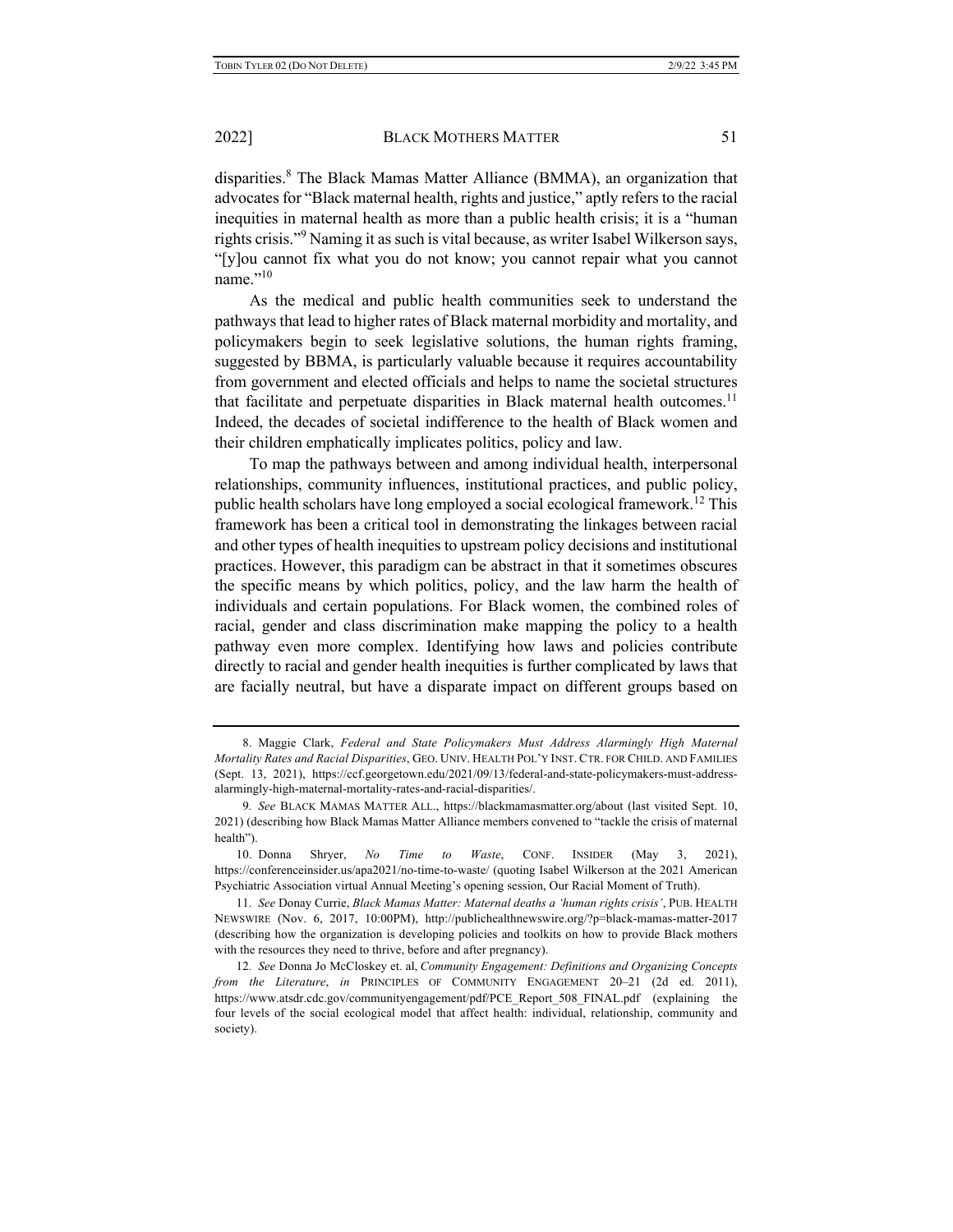disparities.[8] The Black Mamas Matter Alliance (BMMA), an organization that advocates for "Black maternal health, rights and justice," aptly refers to the racial inequities in maternal health as more than a public health crisis; it is a "human rights crisis."[9] Naming it as such is vital because, as writer Isabel Wilkerson says, "[y]ou cannot fix what you do not know; you cannot repair what you cannot name."[10]

As the medical and public health communities seek to understand the pathways that lead to higher rates of Black maternal morbidity and mortality, and policymakers begin to seek legislative solutions, the human rights framing, suggested by BBMA, is particularly valuable because it requires accountability from government and elected officials and helps to name the societal structures that facilitate and perpetuate disparities in Black maternal health outcomes.[11] Indeed, the decades of societal indifference to the health of Black women and their children emphatically implicates politics, policy and law.

To map the pathways between and among individual health, interpersonal relationships, community influences, institutional practices, and public policy, public health scholars have long employed a social ecological framework.[12] This framework has been a critical tool in demonstrating the linkages between racial and other types of health inequities to upstream policy decisions and institutional practices. However, this paradigm can be abstract in that it sometimes obscures the specific means by which politics, policy, and the law harm the health of individuals and certain populations. For Black women, the combined roles of racial, gender and class discrimination make mapping the policy to a health pathway even more complex. Identifying how laws and policies contribute directly to racial and gender health inequities is further complicated by laws that are facially neutral, but have a disparate impact on different groups based on

---

8. Maggie Clark, *Federal and State Policymakers Must Address Alarmingly High Maternal Mortality Rates and Racial Disparities*, GEO. UNIV. HEALTH POL'Y INST. CTR. FOR CHILD. AND FAMILIES (Sept. 13, 2021), https://ccf.georgetown.edu/2021/09/13/federal-and-state-policymakers-must-address-alarmingly-high-maternal-mortality-rates-and-racial-disparities/.

9. *See* BLACK MAMAS MATTER ALL., https://blackmamasmatter.org/about (last visited Sept. 10, 2021) (describing how Black Mamas Matter Alliance members convened to "tackle the crisis of maternal health").

10. Donna Shryer, *No Time to Waste*, CONF. INSIDER (May 3, 2021), https://conferenceinsider.us/apa2021/no-time-to-waste/ (quoting Isabel Wilkerson at the 2021 American Psychiatric Association virtual Annual Meeting's opening session, Our Racial Moment of Truth).

11. *See* Donay Currie, *Black Mamas Matter: Maternal deaths a 'human rights crisis'*, PUB. HEALTH NEWSWIRE (Nov. 6, 2017, 10:00PM), http://publichealthnewswire.org/?p=black-mamas-matter-2017 (describing how the organization is developing policies and toolkits on how to provide Black mothers with the resources they need to thrive, before and after pregnancy).

12. *See* Donna Jo McCloskey et. al, *Community Engagement: Definitions and Organizing Concepts from the Literature*, *in* PRINCIPLES OF COMMUNITY ENGAGEMENT 20–21 (2d ed. 2011), https://www.atsdr.cdc.gov/communityengagement/pdf/PCE_Report_508_FINAL.pdf (explaining the four levels of the social ecological model that affect health: individual, relationship, community and society).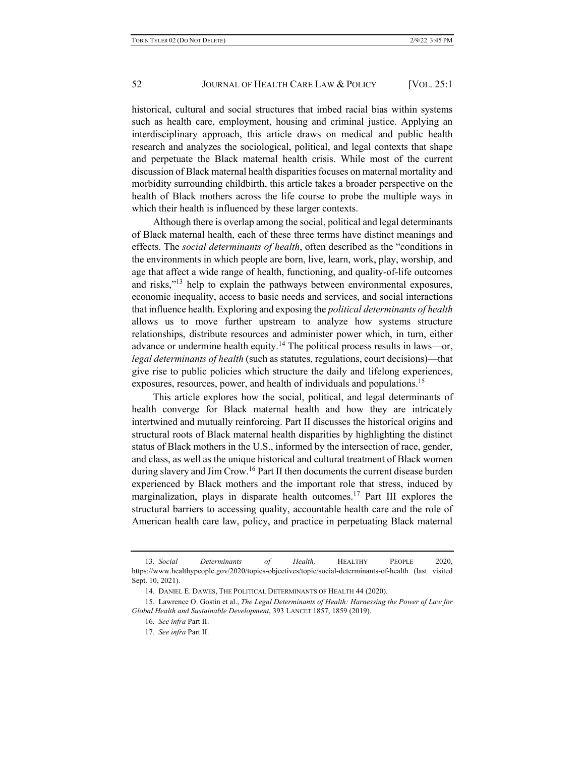historical, cultural and social structures that imbed racial bias within systems such as health care, employment, housing and criminal justice. Applying an interdisciplinary approach, this article draws on medical and public health research and analyzes the sociological, political, and legal contexts that shape and perpetuate the Black maternal health crisis. While most of the current discussion of Black maternal health disparities focuses on maternal mortality and morbidity surrounding childbirth, this article takes a broader perspective on the health of Black mothers across the life course to probe the multiple ways in which their health is influenced by these larger contexts.

Although there is overlap among the social, political and legal determinants of Black maternal health, each of these three terms have distinct meanings and effects. The *social determinants of health*, often described as the "conditions in the environments in which people are born, live, learn, work, play, worship, and age that affect a wide range of health, functioning, and quality-of-life outcomes and risks,"[13] help to explain the pathways between environmental exposures, economic inequality, access to basic needs and services, and social interactions that influence health. Exploring and exposing the *political determinants of health* allows us to move further upstream to analyze how systems structure relationships, distribute resources and administer power which, in turn, either advance or undermine health equity.[14] The political process results in laws—or, *legal determinants of health* (such as statutes, regulations, court decisions)—that give rise to public policies which structure the daily and lifelong experiences, exposures, resources, power, and health of individuals and populations.[15]

This article explores how the social, political, and legal determinants of health converge for Black maternal health and how they are intricately intertwined and mutually reinforcing. Part II discusses the historical origins and structural roots of Black maternal health disparities by highlighting the distinct status of Black mothers in the U.S., informed by the intersection of race, gender, and class, as well as the unique historical and cultural treatment of Black women during slavery and Jim Crow.[16] Part II then documents the current disease burden experienced by Black mothers and the important role that stress, induced by marginalization, plays in disparate health outcomes.[17] Part III explores the structural barriers to accessing quality, accountable health care and the role of American health care law, policy, and practice in perpetuating Black maternal

---

13. *Social Determinants of Health,* HEALTHY PEOPLE 2020, https://www.healthypeople.gov/2020/topics-objectives/topic/social-determinants-of-health (last visited Sept. 10, 2021).

14. DANIEL E. DAWES, THE POLITICAL DETERMINANTS OF HEALTH 44 (2020).

15. Lawrence O. Gostin et al., *The Legal Determinants of Health: Harnessing the Power of Law for Global Health and Sustainable Development*, 393 LANCET 1857, 1859 (2019).

16. *See infra* Part II.

17. *See infra* Part II.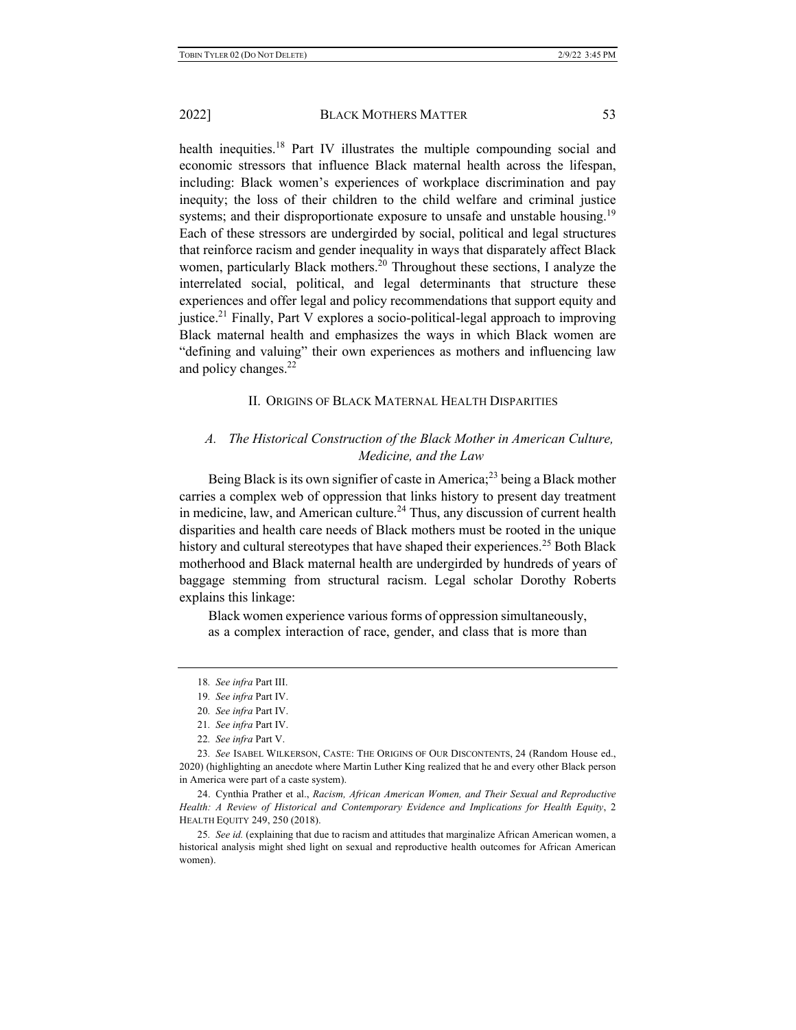health inequities.[18] Part IV illustrates the multiple compounding social and economic stressors that influence Black maternal health across the lifespan, including: Black women's experiences of workplace discrimination and pay inequity; the loss of their children to the child welfare and criminal justice systems; and their disproportionate exposure to unsafe and unstable housing.[19] Each of these stressors are undergirded by social, political and legal structures that reinforce racism and gender inequality in ways that disparately affect Black women, particularly Black mothers.[20] Throughout these sections, I analyze the interrelated social, political, and legal determinants that structure these experiences and offer legal and policy recommendations that support equity and justice.[21] Finally, Part V explores a socio-political-legal approach to improving Black maternal health and emphasizes the ways in which Black women are "defining and valuing" their own experiences as mothers and influencing law and policy changes.[22]

## II. Origins of Black Maternal Health Disparities

### *A. The Historical Construction of the Black Mother in American Culture, Medicine, and the Law*

Being Black is its own signifier of caste in America;[23] being a Black mother carries a complex web of oppression that links history to present day treatment in medicine, law, and American culture.[24] Thus, any discussion of current health disparities and health care needs of Black mothers must be rooted in the unique history and cultural stereotypes that have shaped their experiences.[25] Both Black motherhood and Black maternal health are undergirded by hundreds of years of baggage stemming from structural racism. Legal scholar Dorothy Roberts explains this linkage:

> Black women experience various forms of oppression simultaneously, as a complex interaction of race, gender, and class that is more than

---

18. *See infra* Part III.

19. *See infra* Part IV.

20. *See infra* Part IV.

21. *See infra* Part IV.

22. *See infra* Part V.

23. *See* Isabel Wilkerson, Caste: The Origins of Our Discontents, 24 (Random House ed., 2020) (highlighting an anecdote where Martin Luther King realized that he and every other Black person in America were part of a caste system).

24. Cynthia Prather et al., *Racism, African American Women, and Their Sexual and Reproductive Health: A Review of Historical and Contemporary Evidence and Implications for Health Equity*, 2 Health Equity 249, 250 (2018).

25. *See id.* (explaining that due to racism and attitudes that marginalize African American women, a historical analysis might shed light on sexual and reproductive health outcomes for African American women).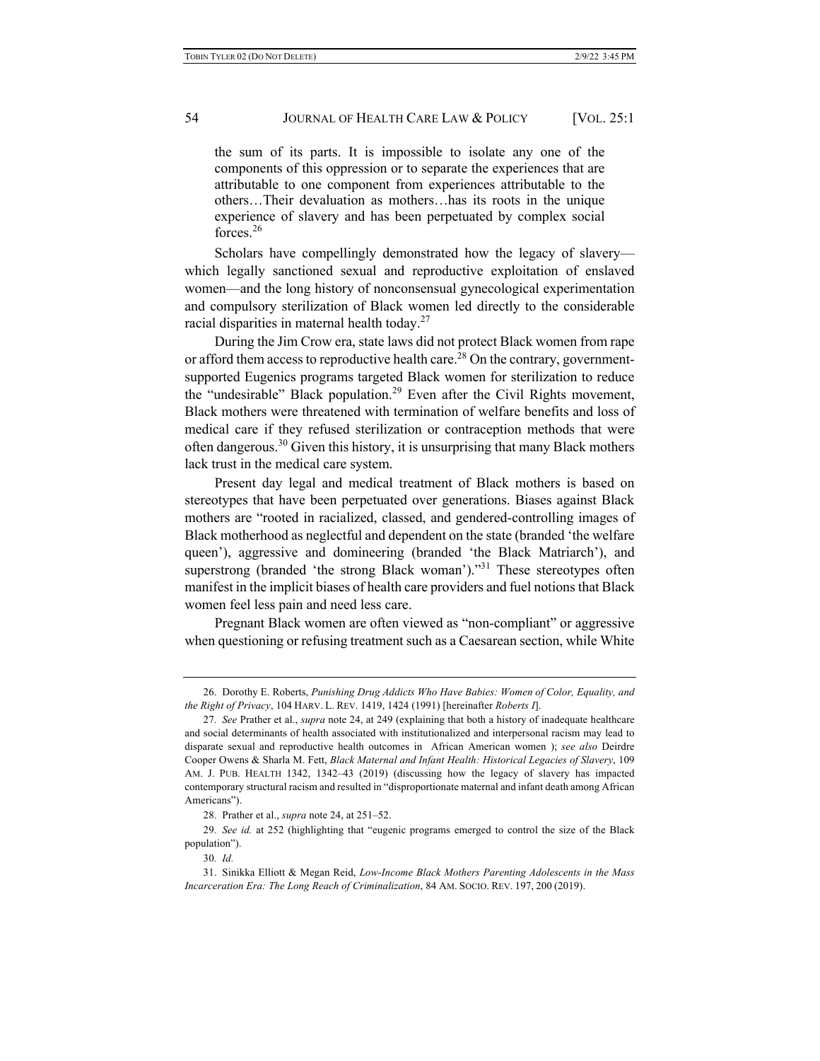> the sum of its parts. It is impossible to isolate any one of the components of this oppression or to separate the experiences that are attributable to one component from experiences attributable to the others…Their devaluation as mothers…has its roots in the unique experience of slavery and has been perpetuated by complex social forces.[26]

Scholars have compellingly demonstrated how the legacy of slavery—which legally sanctioned sexual and reproductive exploitation of enslaved women—and the long history of nonconsensual gynecological experimentation and compulsory sterilization of Black women led directly to the considerable racial disparities in maternal health today.[27]

During the Jim Crow era, state laws did not protect Black women from rape or afford them access to reproductive health care.[28] On the contrary, government-supported Eugenics programs targeted Black women for sterilization to reduce the "undesirable" Black population.[29] Even after the Civil Rights movement, Black mothers were threatened with termination of welfare benefits and loss of medical care if they refused sterilization or contraception methods that were often dangerous.[30] Given this history, it is unsurprising that many Black mothers lack trust in the medical care system.

Present day legal and medical treatment of Black mothers is based on stereotypes that have been perpetuated over generations. Biases against Black mothers are "rooted in racialized, classed, and gendered-controlling images of Black motherhood as neglectful and dependent on the state (branded 'the welfare queen'), aggressive and domineering (branded 'the Black Matriarch'), and superstrong (branded 'the strong Black woman')."[31] These stereotypes often manifest in the implicit biases of health care providers and fuel notions that Black women feel less pain and need less care.

Pregnant Black women are often viewed as "non-compliant" or aggressive when questioning or refusing treatment such as a Caesarean section, while White

---

26. Dorothy E. Roberts, *Punishing Drug Addicts Who Have Babies: Women of Color, Equality, and the Right of Privacy*, 104 HARV. L. REV. 1419, 1424 (1991) [hereinafter *Roberts I*].

27. *See* Prather et al., *supra* note 24, at 249 (explaining that both a history of inadequate healthcare and social determinants of health associated with institutionalized and interpersonal racism may lead to disparate sexual and reproductive health outcomes in African American women ); *see also* Deirdre Cooper Owens & Sharla M. Fett, *Black Maternal and Infant Health: Historical Legacies of Slavery*, 109 AM. J. PUB. HEALTH 1342, 1342–43 (2019) (discussing how the legacy of slavery has impacted contemporary structural racism and resulted in "disproportionate maternal and infant death among African Americans").

28. Prather et al., *supra* note 24, at 251–52.

29. *See id.* at 252 (highlighting that "eugenic programs emerged to control the size of the Black population").

30. *Id.*

31. Sinikka Elliott & Megan Reid, *Low-Income Black Mothers Parenting Adolescents in the Mass Incarceration Era: The Long Reach of Criminalization*, 84 AM. SOCIO. REV. 197, 200 (2019).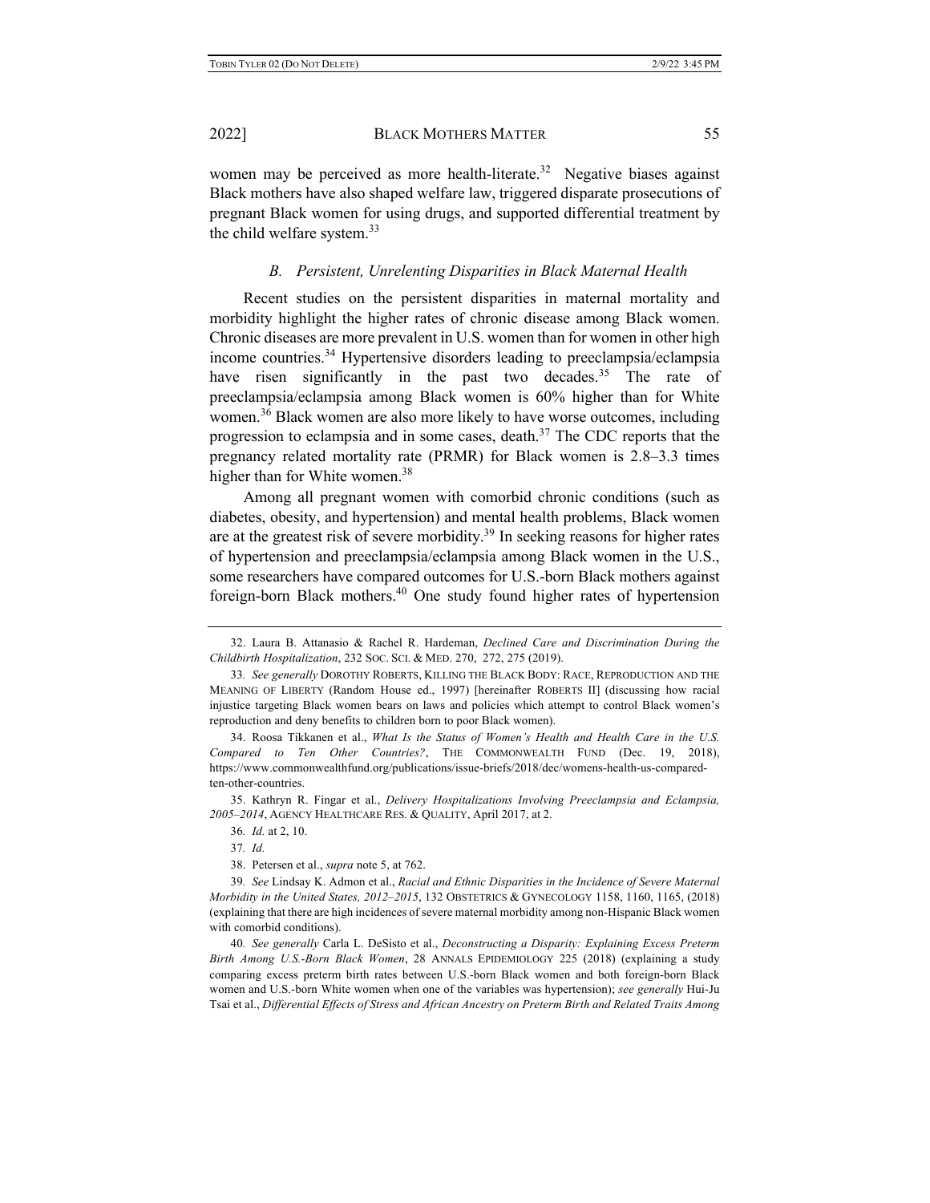women may be perceived as more health-literate.[32] Negative biases against Black mothers have also shaped welfare law, triggered disparate prosecutions of pregnant Black women for using drugs, and supported differential treatment by the child welfare system.[33]

### *B. Persistent, Unrelenting Disparities in Black Maternal Health*

Recent studies on the persistent disparities in maternal mortality and morbidity highlight the higher rates of chronic disease among Black women. Chronic diseases are more prevalent in U.S. women than for women in other high income countries.[34] Hypertensive disorders leading to preeclampsia/eclampsia have risen significantly in the past two decades.[35] The rate of preeclampsia/eclampsia among Black women is 60% higher than for White women.[36] Black women are also more likely to have worse outcomes, including progression to eclampsia and in some cases, death.[37] The CDC reports that the pregnancy related mortality rate (PRMR) for Black women is 2.8–3.3 times higher than for White women.[38]

Among all pregnant women with comorbid chronic conditions (such as diabetes, obesity, and hypertension) and mental health problems, Black women are at the greatest risk of severe morbidity.[39] In seeking reasons for higher rates of hypertension and preeclampsia/eclampsia among Black women in the U.S., some researchers have compared outcomes for U.S.-born Black mothers against foreign-born Black mothers.[40] One study found higher rates of hypertension

---

32. Laura B. Attanasio & Rachel R. Hardeman, *Declined Care and Discrimination During the Childbirth Hospitalization*, 232 SOC. SCI. & MED. 270, 272, 275 (2019).

33. *See generally* DOROTHY ROBERTS, KILLING THE BLACK BODY: RACE, REPRODUCTION AND THE MEANING OF LIBERTY (Random House ed., 1997) [hereinafter ROBERTS II] (discussing how racial injustice targeting Black women bears on laws and policies which attempt to control Black women's reproduction and deny benefits to children born to poor Black women).

34. Roosa Tikkanen et al., *What Is the Status of Women's Health and Health Care in the U.S. Compared to Ten Other Countries?*, THE COMMONWEALTH FUND (Dec. 19, 2018), https://www.commonwealthfund.org/publications/issue-briefs/2018/dec/womens-health-us-compared-ten-other-countries.

35. Kathryn R. Fingar et al., *Delivery Hospitalizations Involving Preeclampsia and Eclampsia, 2005–2014*, AGENCY HEALTHCARE RES. & QUALITY, April 2017, at 2.

36. *Id.* at 2, 10.

37. *Id.*

38. Petersen et al., *supra* note 5, at 762.

39. *See* Lindsay K. Admon et al., *Racial and Ethnic Disparities in the Incidence of Severe Maternal Morbidity in the United States, 2012–2015*, 132 OBSTETRICS & GYNECOLOGY 1158, 1160, 1165, (2018) (explaining that there are high incidences of severe maternal morbidity among non-Hispanic Black women with comorbid conditions).

40. *See generally* Carla L. DeSisto et al., *Deconstructing a Disparity: Explaining Excess Preterm Birth Among U.S.-Born Black Women*, 28 ANNALS EPIDEMIOLOGY 225 (2018) (explaining a study comparing excess preterm birth rates between U.S.-born Black women and both foreign-born Black women and U.S.-born White women when one of the variables was hypertension); *see generally* Hui-Ju Tsai et al., *Differential Effects of Stress and African Ancestry on Preterm Birth and Related Traits Among*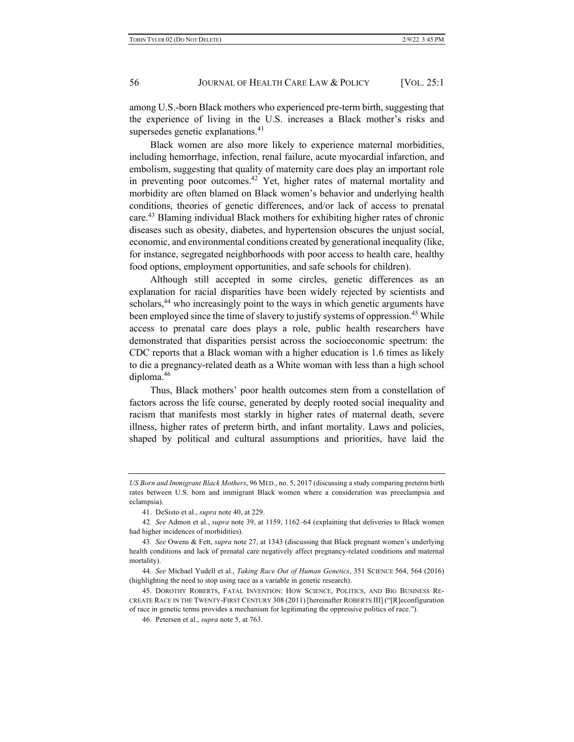among U.S.-born Black mothers who experienced pre-term birth, suggesting that the experience of living in the U.S. increases a Black mother's risks and supersedes genetic explanations.[41]

Black women are also more likely to experience maternal morbidities, including hemorrhage, infection, renal failure, acute myocardial infarction, and embolism, suggesting that quality of maternity care does play an important role in preventing poor outcomes.[42] Yet, higher rates of maternal mortality and morbidity are often blamed on Black women's behavior and underlying health conditions, theories of genetic differences, and/or lack of access to prenatal care.[43] Blaming individual Black mothers for exhibiting higher rates of chronic diseases such as obesity, diabetes, and hypertension obscures the unjust social, economic, and environmental conditions created by generational inequality (like, for instance, segregated neighborhoods with poor access to health care, healthy food options, employment opportunities, and safe schools for children).

Although still accepted in some circles, genetic differences as an explanation for racial disparities have been widely rejected by scientists and scholars,[44] who increasingly point to the ways in which genetic arguments have been employed since the time of slavery to justify systems of oppression.[45] While access to prenatal care does plays a role, public health researchers have demonstrated that disparities persist across the socioeconomic spectrum: the CDC reports that a Black woman with a higher education is 1.6 times as likely to die a pregnancy-related death as a White woman with less than a high school diploma.[46]

Thus, Black mothers' poor health outcomes stem from a constellation of factors across the life course, generated by deeply rooted social inequality and racism that manifests most starkly in higher rates of maternal death, severe illness, higher rates of preterm birth, and infant mortality. Laws and policies, shaped by political and cultural assumptions and priorities, have laid the

---

*US Born and Immigrant Black Mothers*, 96 MED., no. 5, 2017 (discussing a study comparing preterm birth rates between U.S. born and immigrant Black women where a consideration was preeclampsia and eclampsia).

41. DeSisto et al., *supra* note 40, at 229.

42. *See* Admon et al., *supra* note 39, at 1159, 1162–64 (explaining that deliveries to Black women had higher incidences of morbidities).

43. *See* Owens & Fett, *supra* note 27, at 1343 (discussing that Black pregnant women's underlying health conditions and lack of prenatal care negatively affect pregnancy-related conditions and maternal mortality).

44. *See* Michael Yudell et al., *Taking Race Out of Human Genetics*, 351 SCIENCE 564, 564 (2016) (highlighting the need to stop using race as a variable in genetic research).

45. DOROTHY ROBERTS, FATAL INVENTION: HOW SCIENCE, POLITICS, AND BIG BUSINESS RE-CREATE RACE IN THE TWENTY-FIRST CENTURY 308 (2011) [hereinafter ROBERTS III] ("[R]econfiguration of race in genetic terms provides a mechanism for legitimating the oppressive politics of race.").

46. Petersen et al., *supra* note 5, at 763.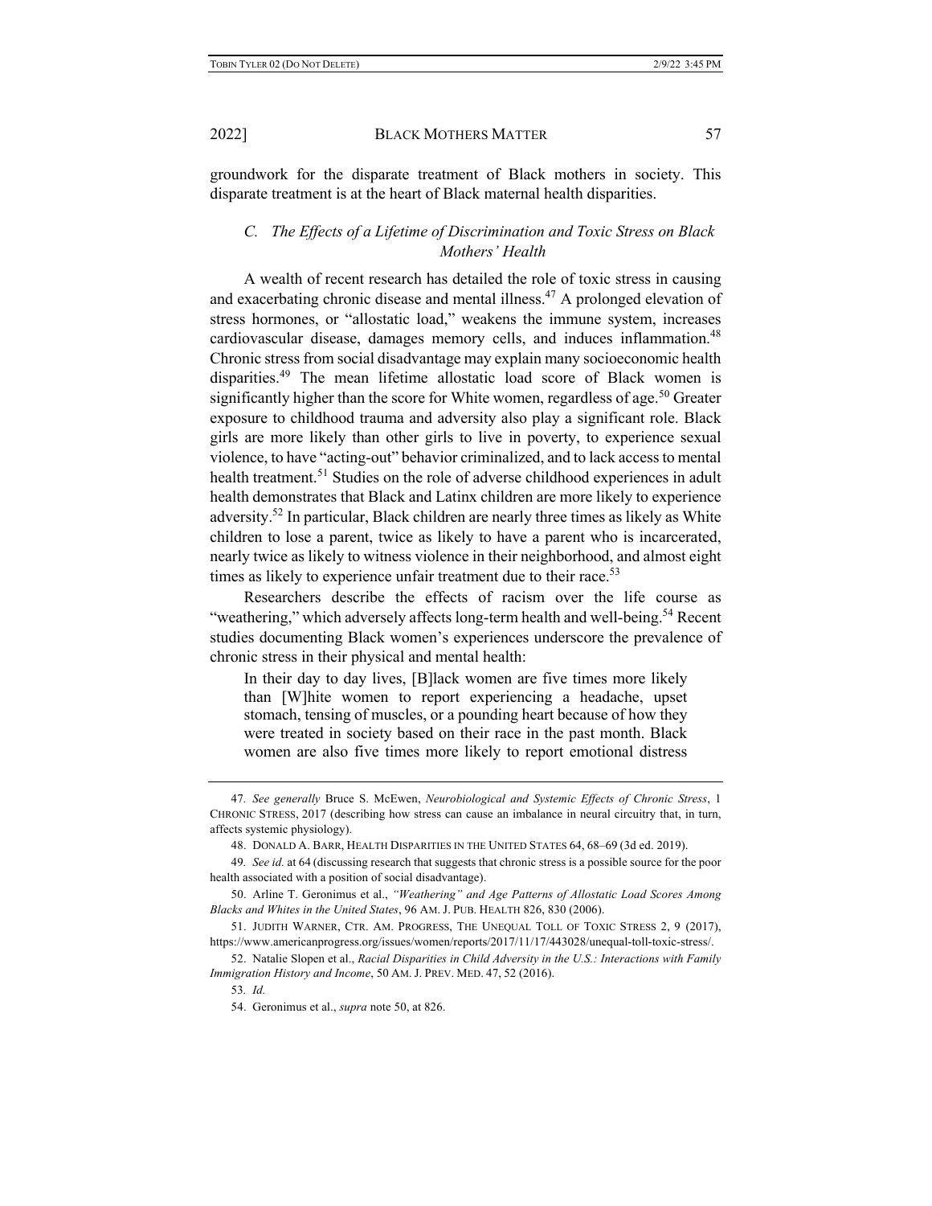groundwork for the disparate treatment of Black mothers in society. This disparate treatment is at the heart of Black maternal health disparities.

### *C. The Effects of a Lifetime of Discrimination and Toxic Stress on Black Mothers' Health*

A wealth of recent research has detailed the role of toxic stress in causing and exacerbating chronic disease and mental illness.[47] A prolonged elevation of stress hormones, or "allostatic load," weakens the immune system, increases cardiovascular disease, damages memory cells, and induces inflammation.[48] Chronic stress from social disadvantage may explain many socioeconomic health disparities.[49] The mean lifetime allostatic load score of Black women is significantly higher than the score for White women, regardless of age.[50] Greater exposure to childhood trauma and adversity also play a significant role. Black girls are more likely than other girls to live in poverty, to experience sexual violence, to have "acting-out" behavior criminalized, and to lack access to mental health treatment.[51] Studies on the role of adverse childhood experiences in adult health demonstrates that Black and Latinx children are more likely to experience adversity.[52] In particular, Black children are nearly three times as likely as White children to lose a parent, twice as likely to have a parent who is incarcerated, nearly twice as likely to witness violence in their neighborhood, and almost eight times as likely to experience unfair treatment due to their race.[53]

Researchers describe the effects of racism over the life course as "weathering," which adversely affects long-term health and well-being.[54] Recent studies documenting Black women's experiences underscore the prevalence of chronic stress in their physical and mental health:

> In their day to day lives, [B]lack women are five times more likely than [W]hite women to report experiencing a headache, upset stomach, tensing of muscles, or a pounding heart because of how they were treated in society based on their race in the past month. Black women are also five times more likely to report emotional distress

---

47. *See generally* Bruce S. McEwen, *Neurobiological and Systemic Effects of Chronic Stress*, 1 CHRONIC STRESS, 2017 (describing how stress can cause an imbalance in neural circuitry that, in turn, affects systemic physiology).

48. DONALD A. BARR, HEALTH DISPARITIES IN THE UNITED STATES 64, 68–69 (3d ed. 2019).

49. *See id.* at 64 (discussing research that suggests that chronic stress is a possible source for the poor health associated with a position of social disadvantage).

50. Arline T. Geronimus et al., *"Weathering" and Age Patterns of Allostatic Load Scores Among Blacks and Whites in the United States*, 96 AM. J. PUB. HEALTH 826, 830 (2006).

51. JUDITH WARNER, CTR. AM. PROGRESS, THE UNEQUAL TOLL OF TOXIC STRESS 2, 9 (2017), https://www.americanprogress.org/issues/women/reports/2017/11/17/443028/unequal-toll-toxic-stress/.

52. Natalie Slopen et al., *Racial Disparities in Child Adversity in the U.S.: Interactions with Family Immigration History and Income*, 50 AM. J. PREV. MED. 47, 52 (2016).

53. *Id.*

54. Geronimus et al., *supra* note 50, at 826.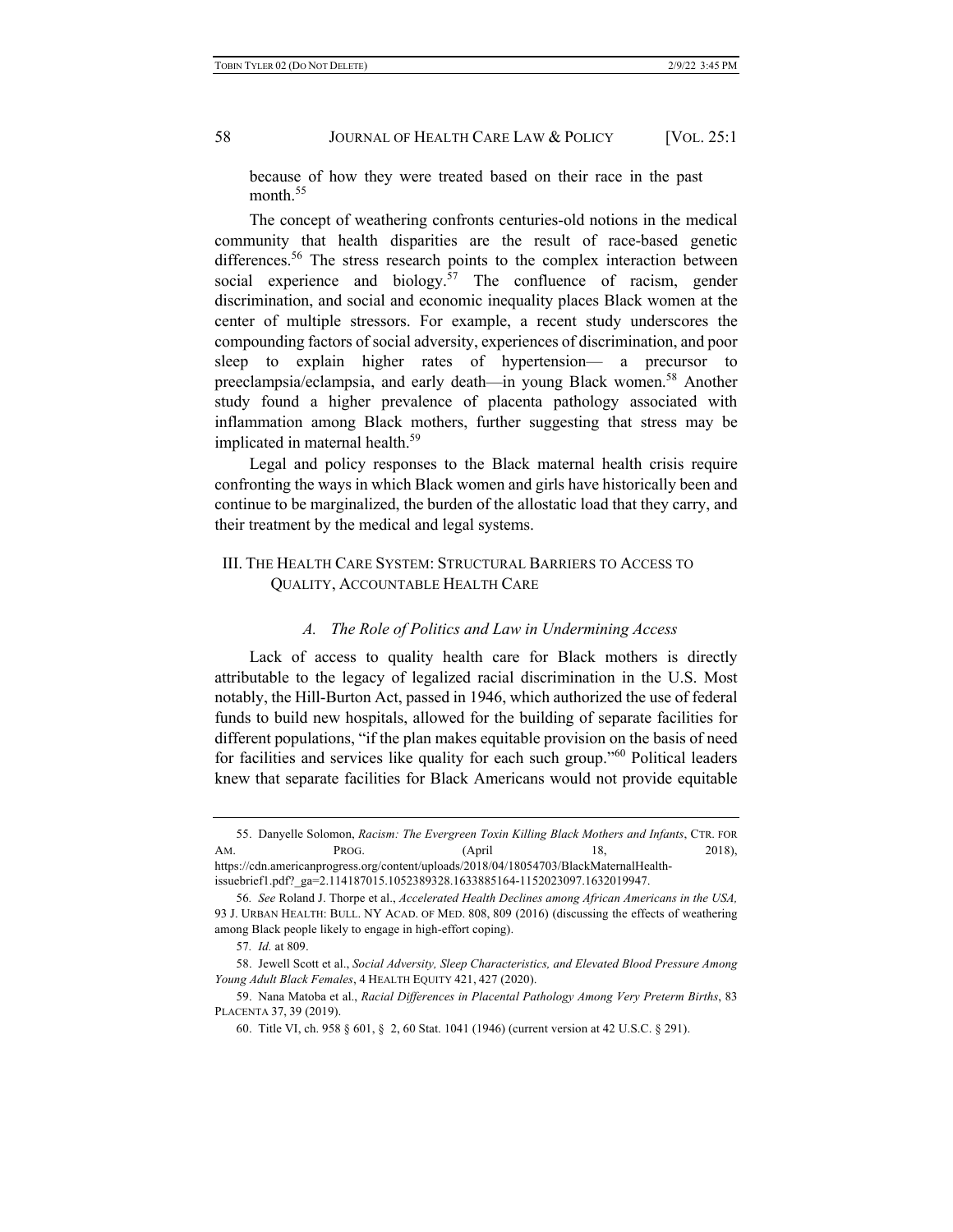because of how they were treated based on their race in the past month.[55]

The concept of weathering confronts centuries-old notions in the medical community that health disparities are the result of race-based genetic differences.[56] The stress research points to the complex interaction between social experience and biology.[57] The confluence of racism, gender discrimination, and social and economic inequality places Black women at the center of multiple stressors. For example, a recent study underscores the compounding factors of social adversity, experiences of discrimination, and poor sleep to explain higher rates of hypertension— a precursor to preeclampsia/eclampsia, and early death—in young Black women.[58] Another study found a higher prevalence of placenta pathology associated with inflammation among Black mothers, further suggesting that stress may be implicated in maternal health.[59]

Legal and policy responses to the Black maternal health crisis require confronting the ways in which Black women and girls have historically been and continue to be marginalized, the burden of the allostatic load that they carry, and their treatment by the medical and legal systems.

## III. The Health Care System: Structural Barriers to Access to Quality, Accountable Health Care

### A. *The Role of Politics and Law in Undermining Access*

Lack of access to quality health care for Black mothers is directly attributable to the legacy of legalized racial discrimination in the U.S. Most notably, the Hill-Burton Act, passed in 1946, which authorized the use of federal funds to build new hospitals, allowed for the building of separate facilities for different populations, "if the plan makes equitable provision on the basis of need for facilities and services like quality for each such group."[60] Political leaders knew that separate facilities for Black Americans would not provide equitable

---

55. Danyelle Solomon, *Racism: The Evergreen Toxin Killing Black Mothers and Infants*, Ctr. for Am. Prog. (April 18, 2018), https://cdn.americanprogress.org/content/uploads/2018/04/18054703/BlackMaternalHealth-issuebrief1.pdf?_ga=2.114187015.1052389328.1633885164-1152023097.1632019947.

56. *See* Roland J. Thorpe et al., *Accelerated Health Declines among African Americans in the USA,* 93 J. Urban Health: Bull. NY Acad. of Med. 808, 809 (2016) (discussing the effects of weathering among Black people likely to engage in high-effort coping).

57. *Id.* at 809.

58. Jewell Scott et al., *Social Adversity, Sleep Characteristics, and Elevated Blood Pressure Among Young Adult Black Females*, 4 Health Equity 421, 427 (2020).

59. Nana Matoba et al., *Racial Differences in Placental Pathology Among Very Preterm Births*, 83 Placenta 37, 39 (2019).

60. Title VI, ch. 958 § 601, § 2, 60 Stat. 1041 (1946) (current version at 42 U.S.C. § 291).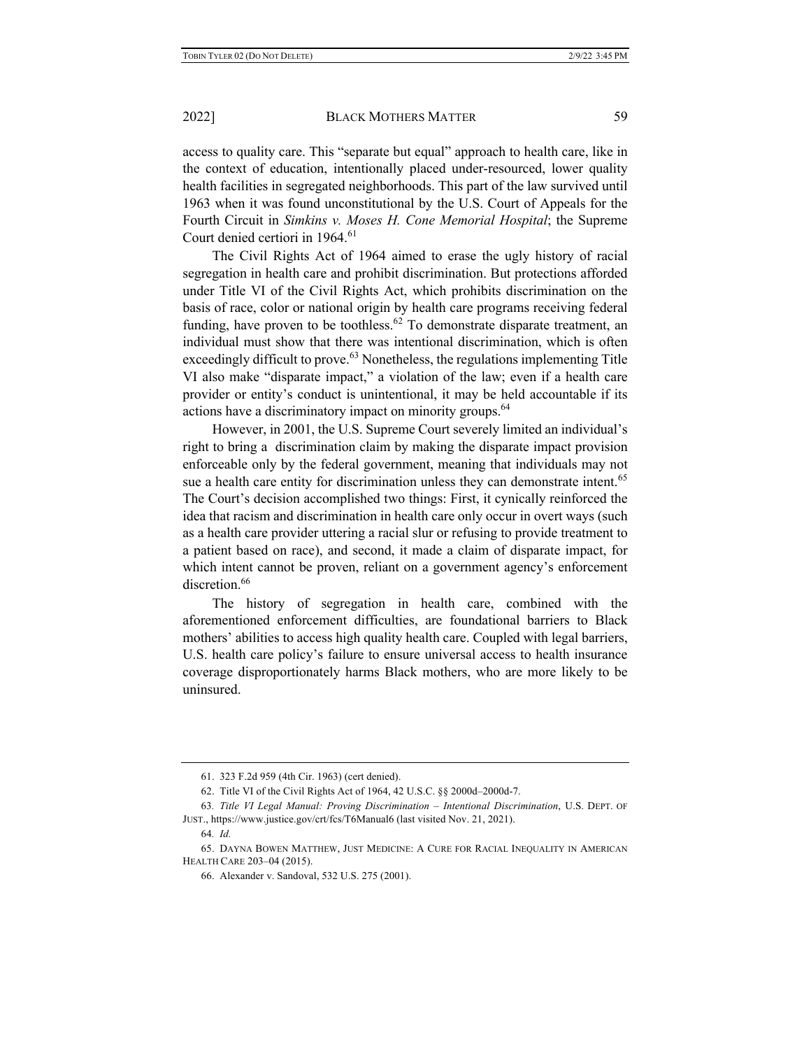access to quality care. This "separate but equal" approach to health care, like in the context of education, intentionally placed under-resourced, lower quality health facilities in segregated neighborhoods. This part of the law survived until 1963 when it was found unconstitutional by the U.S. Court of Appeals for the Fourth Circuit in *Simkins v. Moses H. Cone Memorial Hospital*; the Supreme Court denied certiori in 1964.[61]

The Civil Rights Act of 1964 aimed to erase the ugly history of racial segregation in health care and prohibit discrimination. But protections afforded under Title VI of the Civil Rights Act, which prohibits discrimination on the basis of race, color or national origin by health care programs receiving federal funding, have proven to be toothless.[62] To demonstrate disparate treatment, an individual must show that there was intentional discrimination, which is often exceedingly difficult to prove.[63] Nonetheless, the regulations implementing Title VI also make "disparate impact," a violation of the law; even if a health care provider or entity's conduct is unintentional, it may be held accountable if its actions have a discriminatory impact on minority groups.[64]

However, in 2001, the U.S. Supreme Court severely limited an individual's right to bring a discrimination claim by making the disparate impact provision enforceable only by the federal government, meaning that individuals may not sue a health care entity for discrimination unless they can demonstrate intent.[65] The Court's decision accomplished two things: First, it cynically reinforced the idea that racism and discrimination in health care only occur in overt ways (such as a health care provider uttering a racial slur or refusing to provide treatment to a patient based on race), and second, it made a claim of disparate impact, for which intent cannot be proven, reliant on a government agency's enforcement discretion.[66]

The history of segregation in health care, combined with the aforementioned enforcement difficulties, are foundational barriers to Black mothers' abilities to access high quality health care. Coupled with legal barriers, U.S. health care policy's failure to ensure universal access to health insurance coverage disproportionately harms Black mothers, who are more likely to be uninsured.

---

61. 323 F.2d 959 (4th Cir. 1963) (cert denied).

62. Title VI of the Civil Rights Act of 1964, 42 U.S.C. §§ 2000d–2000d-7.

63. *Title VI Legal Manual: Proving Discrimination – Intentional Discrimination*, U.S. DEPT. OF JUST., https://www.justice.gov/crt/fcs/T6Manual6 (last visited Nov. 21, 2021).

64. *Id.*

65. DAYNA BOWEN MATTHEW, JUST MEDICINE: A CURE FOR RACIAL INEQUALITY IN AMERICAN HEALTH CARE 203–04 (2015).

66. Alexander v. Sandoval, 532 U.S. 275 (2001).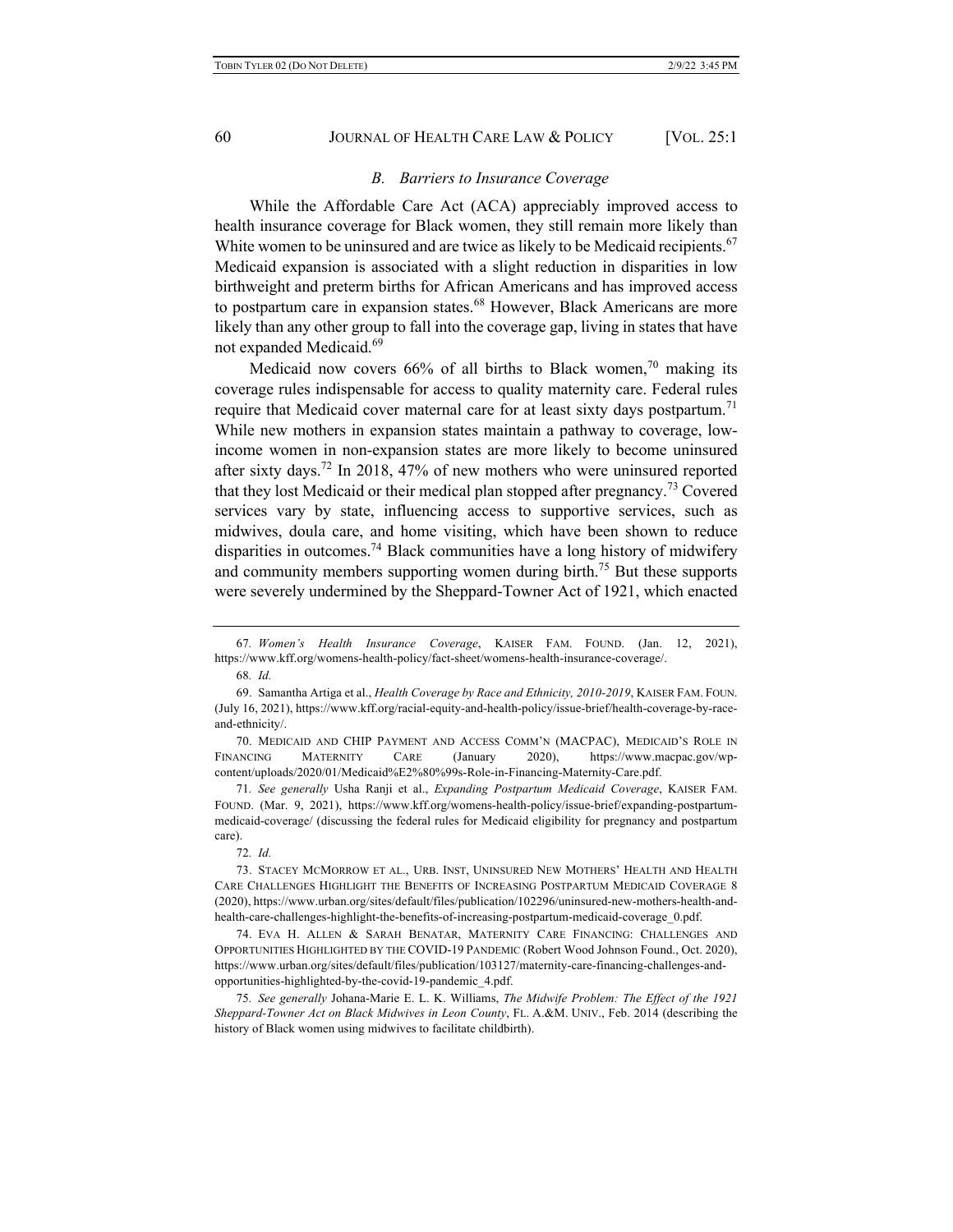### *B. Barriers to Insurance Coverage*

While the Affordable Care Act (ACA) appreciably improved access to health insurance coverage for Black women, they still remain more likely than White women to be uninsured and are twice as likely to be Medicaid recipients.[67] Medicaid expansion is associated with a slight reduction in disparities in low birthweight and preterm births for African Americans and has improved access to postpartum care in expansion states.[68] However, Black Americans are more likely than any other group to fall into the coverage gap, living in states that have not expanded Medicaid.[69]

Medicaid now covers 66% of all births to Black women,[70] making its coverage rules indispensable for access to quality maternity care. Federal rules require that Medicaid cover maternal care for at least sixty days postpartum.[71] While new mothers in expansion states maintain a pathway to coverage, low-income women in non-expansion states are more likely to become uninsured after sixty days.[72] In 2018, 47% of new mothers who were uninsured reported that they lost Medicaid or their medical plan stopped after pregnancy.[73] Covered services vary by state, influencing access to supportive services, such as midwives, doula care, and home visiting, which have been shown to reduce disparities in outcomes.[74] Black communities have a long history of midwifery and community members supporting women during birth.[75] But these supports were severely undermined by the Sheppard-Towner Act of 1921, which enacted

---

67. *Women's Health Insurance Coverage*, KAISER FAM. FOUND. (Jan. 12, 2021), https://www.kff.org/womens-health-policy/fact-sheet/womens-health-insurance-coverage/.

68. *Id.*

69. Samantha Artiga et al., *Health Coverage by Race and Ethnicity, 2010-2019*, KAISER FAM. FOUN. (July 16, 2021), https://www.kff.org/racial-equity-and-health-policy/issue-brief/health-coverage-by-race-and-ethnicity/.

70. MEDICAID AND CHIP PAYMENT AND ACCESS COMM'N (MACPAC), MEDICAID'S ROLE IN FINANCING MATERNITY CARE (January 2020), https://www.macpac.gov/wp-content/uploads/2020/01/Medicaid%E2%80%99s-Role-in-Financing-Maternity-Care.pdf.

71. *See generally* Usha Ranji et al., *Expanding Postpartum Medicaid Coverage*, KAISER FAM. FOUND. (Mar. 9, 2021), https://www.kff.org/womens-health-policy/issue-brief/expanding-postpartum-medicaid-coverage/ (discussing the federal rules for Medicaid eligibility for pregnancy and postpartum care).

72. *Id.*

73. STACEY MCMORROW ET AL., URB. INST, UNINSURED NEW MOTHERS' HEALTH AND HEALTH CARE CHALLENGES HIGHLIGHT THE BENEFITS OF INCREASING POSTPARTUM MEDICAID COVERAGE 8 (2020), https://www.urban.org/sites/default/files/publication/102296/uninsured-new-mothers-health-and-health-care-challenges-highlight-the-benefits-of-increasing-postpartum-medicaid-coverage_0.pdf.

74. EVA H. ALLEN & SARAH BENATAR, MATERNITY CARE FINANCING: CHALLENGES AND OPPORTUNITIES HIGHLIGHTED BY THE COVID-19 PANDEMIC (Robert Wood Johnson Found., Oct. 2020), https://www.urban.org/sites/default/files/publication/103127/maternity-care-financing-challenges-and-opportunities-highlighted-by-the-covid-19-pandemic_4.pdf.

75. *See generally* Johana-Marie E. L. K. Williams, *The Midwife Problem: The Effect of the 1921 Sheppard-Towner Act on Black Midwives in Leon County*, FL. A.&M. UNIV., Feb. 2014 (describing the history of Black women using midwives to facilitate childbirth).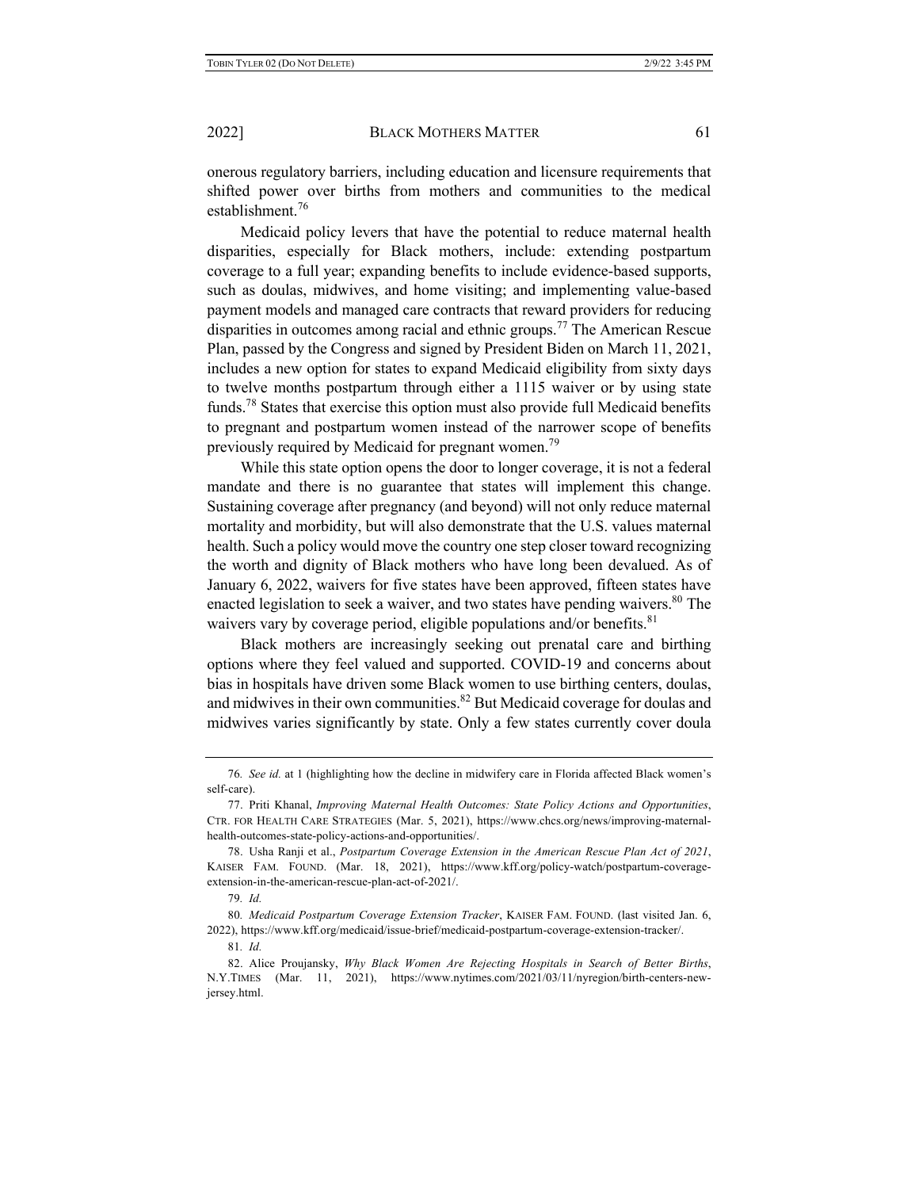onerous regulatory barriers, including education and licensure requirements that shifted power over births from mothers and communities to the medical establishment.[76]

Medicaid policy levers that have the potential to reduce maternal health disparities, especially for Black mothers, include: extending postpartum coverage to a full year; expanding benefits to include evidence-based supports, such as doulas, midwives, and home visiting; and implementing value-based payment models and managed care contracts that reward providers for reducing disparities in outcomes among racial and ethnic groups.[77] The American Rescue Plan, passed by the Congress and signed by President Biden on March 11, 2021, includes a new option for states to expand Medicaid eligibility from sixty days to twelve months postpartum through either a 1115 waiver or by using state funds.[78] States that exercise this option must also provide full Medicaid benefits to pregnant and postpartum women instead of the narrower scope of benefits previously required by Medicaid for pregnant women.[79]

While this state option opens the door to longer coverage, it is not a federal mandate and there is no guarantee that states will implement this change. Sustaining coverage after pregnancy (and beyond) will not only reduce maternal mortality and morbidity, but will also demonstrate that the U.S. values maternal health. Such a policy would move the country one step closer toward recognizing the worth and dignity of Black mothers who have long been devalued. As of January 6, 2022, waivers for five states have been approved, fifteen states have enacted legislation to seek a waiver, and two states have pending waivers.[80] The waivers vary by coverage period, eligible populations and/or benefits.[81]

Black mothers are increasingly seeking out prenatal care and birthing options where they feel valued and supported. COVID-19 and concerns about bias in hospitals have driven some Black women to use birthing centers, doulas, and midwives in their own communities.[82] But Medicaid coverage for doulas and midwives varies significantly by state. Only a few states currently cover doula

---

76. *See id.* at 1 (highlighting how the decline in midwifery care in Florida affected Black women's self-care).

77. Priti Khanal, *Improving Maternal Health Outcomes: State Policy Actions and Opportunities*, CTR. FOR HEALTH CARE STRATEGIES (Mar. 5, 2021), https://www.chcs.org/news/improving-maternal-health-outcomes-state-policy-actions-and-opportunities/.

78. Usha Ranji et al., *Postpartum Coverage Extension in the American Rescue Plan Act of 2021*, KAISER FAM. FOUND. (Mar. 18, 2021), https://www.kff.org/policy-watch/postpartum-coverage-extension-in-the-american-rescue-plan-act-of-2021/.

79. *Id.*

80. *Medicaid Postpartum Coverage Extension Tracker*, KAISER FAM. FOUND. (last visited Jan. 6, 2022), https://www.kff.org/medicaid/issue-brief/medicaid-postpartum-coverage-extension-tracker/.

81. *Id.*

82. Alice Proujansky, *Why Black Women Are Rejecting Hospitals in Search of Better Births*, N.Y.TIMES (Mar. 11, 2021), https://www.nytimes.com/2021/03/11/nyregion/birth-centers-new-jersey.html.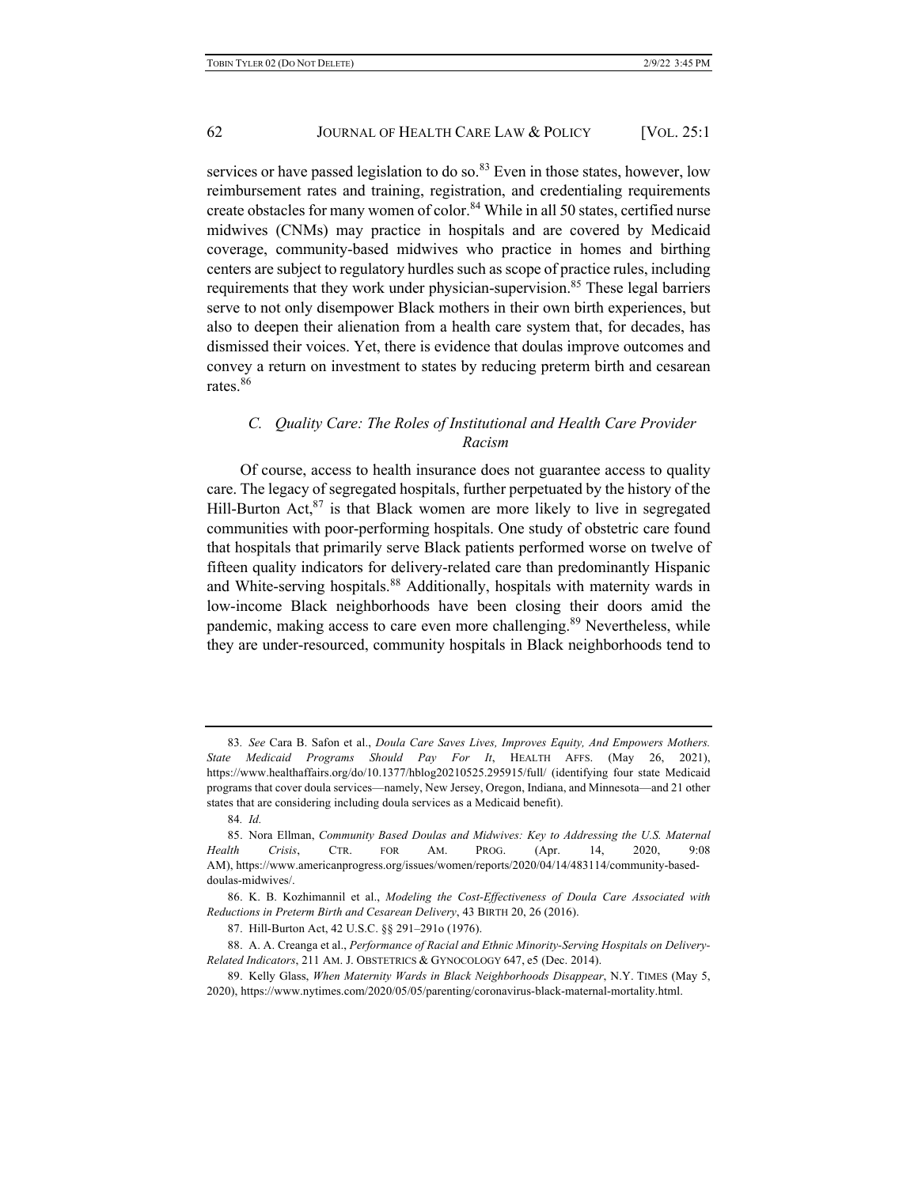services or have passed legislation to do so.[83] Even in those states, however, low reimbursement rates and training, registration, and credentialing requirements create obstacles for many women of color.[84] While in all 50 states, certified nurse midwives (CNMs) may practice in hospitals and are covered by Medicaid coverage, community-based midwives who practice in homes and birthing centers are subject to regulatory hurdles such as scope of practice rules, including requirements that they work under physician-supervision.[85] These legal barriers serve to not only disempower Black mothers in their own birth experiences, but also to deepen their alienation from a health care system that, for decades, has dismissed their voices. Yet, there is evidence that doulas improve outcomes and convey a return on investment to states by reducing preterm birth and cesarean rates.[86]

### C. *Quality Care: The Roles of Institutional and Health Care Provider Racism*

Of course, access to health insurance does not guarantee access to quality care. The legacy of segregated hospitals, further perpetuated by the history of the Hill-Burton Act,[87] is that Black women are more likely to live in segregated communities with poor-performing hospitals. One study of obstetric care found that hospitals that primarily serve Black patients performed worse on twelve of fifteen quality indicators for delivery-related care than predominantly Hispanic and White-serving hospitals.[88] Additionally, hospitals with maternity wards in low-income Black neighborhoods have been closing their doors amid the pandemic, making access to care even more challenging.[89] Nevertheless, while they are under-resourced, community hospitals in Black neighborhoods tend to

---

83. *See* Cara B. Safon et al., *Doula Care Saves Lives, Improves Equity, And Empowers Mothers. State Medicaid Programs Should Pay For It*, HEALTH AFFS. (May 26, 2021), https://www.healthaffairs.org/do/10.1377/hblog20210525.295915/full/ (identifying four state Medicaid programs that cover doula services—namely, New Jersey, Oregon, Indiana, and Minnesota—and 21 other states that are considering including doula services as a Medicaid benefit).

84. *Id.*

85. Nora Ellman, *Community Based Doulas and Midwives: Key to Addressing the U.S. Maternal Health Crisis*, CTR. FOR AM. PROG. (Apr. 14, 2020, 9:08 AM), https://www.americanprogress.org/issues/women/reports/2020/04/14/483114/community-based-doulas-midwives/.

86. K. B. Kozhimannil et al., *Modeling the Cost-Effectiveness of Doula Care Associated with Reductions in Preterm Birth and Cesarean Delivery*, 43 BIRTH 20, 26 (2016).

87. Hill-Burton Act, 42 U.S.C. §§ 291–291o (1976).

88. A. A. Creanga et al., *Performance of Racial and Ethnic Minority-Serving Hospitals on Delivery-Related Indicators*, 211 AM. J. OBSTETRICS & GYNOCOLOGY 647, e5 (Dec. 2014).

89. Kelly Glass, *When Maternity Wards in Black Neighborhoods Disappear*, N.Y. TIMES (May 5, 2020), https://www.nytimes.com/2020/05/05/parenting/coronavirus-black-maternal-mortality.html.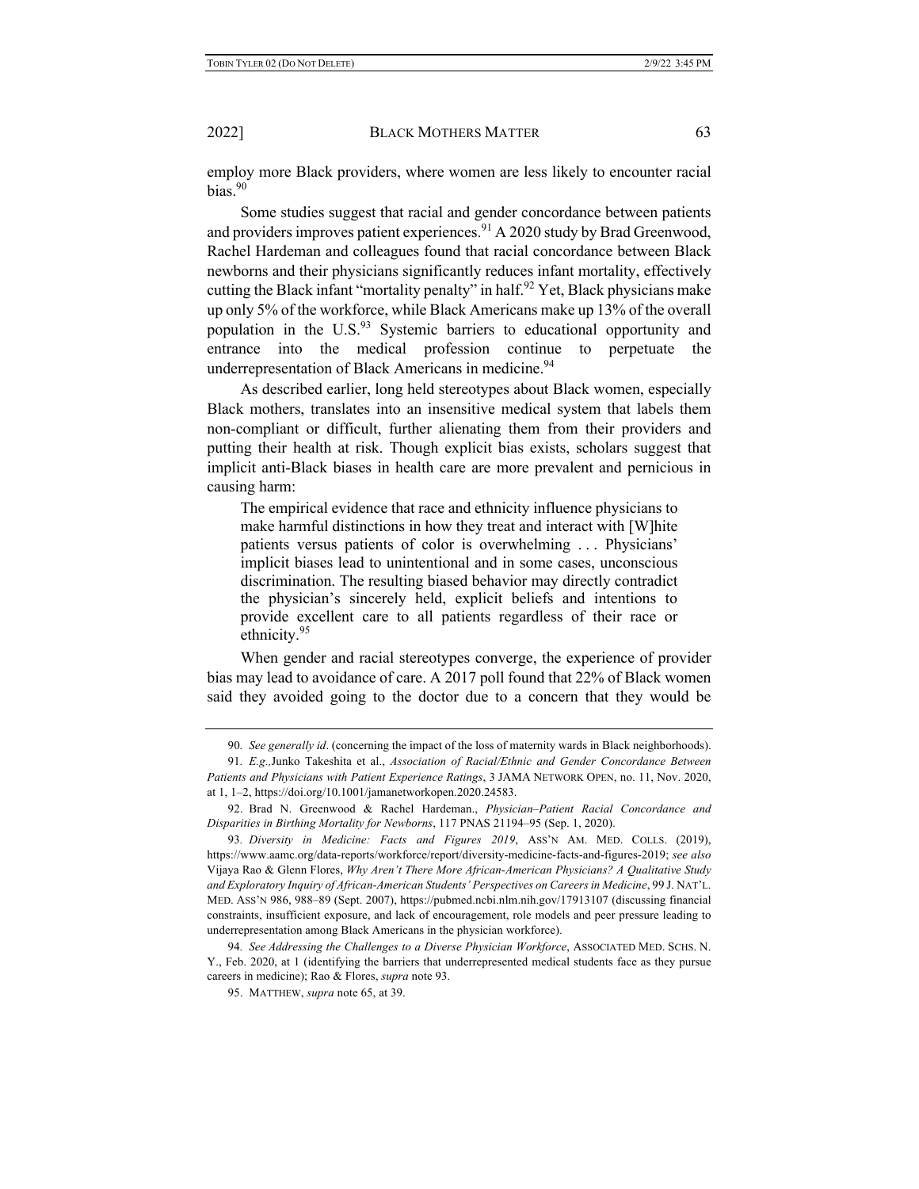employ more Black providers, where women are less likely to encounter racial bias.[90]

Some studies suggest that racial and gender concordance between patients and providers improves patient experiences.[91] A 2020 study by Brad Greenwood, Rachel Hardeman and colleagues found that racial concordance between Black newborns and their physicians significantly reduces infant mortality, effectively cutting the Black infant "mortality penalty" in half.[92] Yet, Black physicians make up only 5% of the workforce, while Black Americans make up 13% of the overall population in the U.S.[93] Systemic barriers to educational opportunity and entrance into the medical profession continue to perpetuate the underrepresentation of Black Americans in medicine.[94]

As described earlier, long held stereotypes about Black women, especially Black mothers, translates into an insensitive medical system that labels them non-compliant or difficult, further alienating them from their providers and putting their health at risk. Though explicit bias exists, scholars suggest that implicit anti-Black biases in health care are more prevalent and pernicious in causing harm:

> The empirical evidence that race and ethnicity influence physicians to make harmful distinctions in how they treat and interact with [W]hite patients versus patients of color is overwhelming . . . Physicians' implicit biases lead to unintentional and in some cases, unconscious discrimination. The resulting biased behavior may directly contradict the physician's sincerely held, explicit beliefs and intentions to provide excellent care to all patients regardless of their race or ethnicity.[95]

When gender and racial stereotypes converge, the experience of provider bias may lead to avoidance of care. A 2017 poll found that 22% of Black women said they avoided going to the doctor due to a concern that they would be

---

90. *See generally id*. (concerning the impact of the loss of maternity wards in Black neighborhoods).

91. *E.g.,*Junko Takeshita et al., *Association of Racial/Ethnic and Gender Concordance Between Patients and Physicians with Patient Experience Ratings*, 3 JAMA NETWORK OPEN, no. 11, Nov. 2020, at 1, 1–2, https://doi.org/10.1001/jamanetworkopen.2020.24583.

92. Brad N. Greenwood & Rachel Hardeman., *Physician–Patient Racial Concordance and Disparities in Birthing Mortality for Newborns*, 117 PNAS 21194–95 (Sep. 1, 2020).

93. *Diversity in Medicine: Facts and Figures 2019*, ASS'N AM. MED. COLLS. (2019), https://www.aamc.org/data-reports/workforce/report/diversity-medicine-facts-and-figures-2019; *see also* Vijaya Rao & Glenn Flores, *Why Aren't There More African-American Physicians? A Qualitative Study and Exploratory Inquiry of African-American Students' Perspectives on Careers in Medicine*, 99 J. NAT'L. MED. ASS'N 986, 988–89 (Sept. 2007), https://pubmed.ncbi.nlm.nih.gov/17913107 (discussing financial constraints, insufficient exposure, and lack of encouragement, role models and peer pressure leading to underrepresentation among Black Americans in the physician workforce).

94. *See Addressing the Challenges to a Diverse Physician Workforce*, ASSOCIATED MED. SCHS. N. Y., Feb. 2020, at 1 (identifying the barriers that underrepresented medical students face as they pursue careers in medicine); Rao & Flores, *supra* note 93.

95. MATTHEW, *supra* note 65, at 39.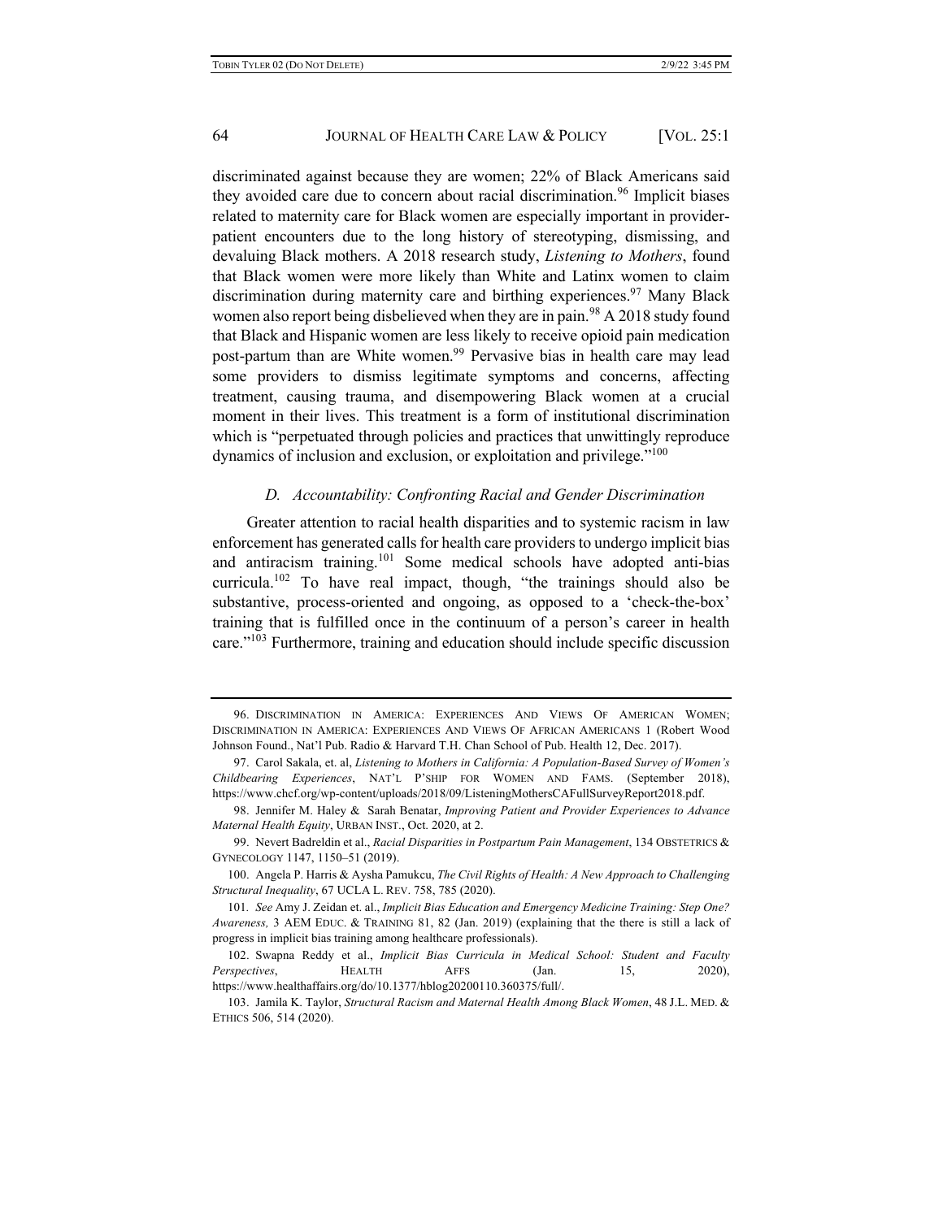discriminated against because they are women; 22% of Black Americans said they avoided care due to concern about racial discrimination.[96] Implicit biases related to maternity care for Black women are especially important in provider-patient encounters due to the long history of stereotyping, dismissing, and devaluing Black mothers. A 2018 research study, *Listening to Mothers*, found that Black women were more likely than White and Latinx women to claim discrimination during maternity care and birthing experiences.[97] Many Black women also report being disbelieved when they are in pain.[98] A 2018 study found that Black and Hispanic women are less likely to receive opioid pain medication post-partum than are White women.[99] Pervasive bias in health care may lead some providers to dismiss legitimate symptoms and concerns, affecting treatment, causing trauma, and disempowering Black women at a crucial moment in their lives. This treatment is a form of institutional discrimination which is "perpetuated through policies and practices that unwittingly reproduce dynamics of inclusion and exclusion, or exploitation and privilege."[100]

### *D. Accountability: Confronting Racial and Gender Discrimination*

Greater attention to racial health disparities and to systemic racism in law enforcement has generated calls for health care providers to undergo implicit bias and antiracism training.[101] Some medical schools have adopted anti-bias curricula.[102] To have real impact, though, "the trainings should also be substantive, process-oriented and ongoing, as opposed to a 'check-the-box' training that is fulfilled once in the continuum of a person's career in health care."[103] Furthermore, training and education should include specific discussion

---

96. DISCRIMINATION IN AMERICA: EXPERIENCES AND VIEWS OF AMERICAN WOMEN; DISCRIMINATION IN AMERICA: EXPERIENCES AND VIEWS OF AFRICAN AMERICANS 1 (Robert Wood Johnson Found., Nat'l Pub. Radio & Harvard T.H. Chan School of Pub. Health 12, Dec. 2017).

97. Carol Sakala, et. al, *Listening to Mothers in California: A Population-Based Survey of Women's Childbearing Experiences*, NAT'L P'SHIP FOR WOMEN AND FAMS. (September 2018), https://www.chcf.org/wp-content/uploads/2018/09/ListeningMothersCAFullSurveyReport2018.pdf.

98. Jennifer M. Haley & Sarah Benatar, *Improving Patient and Provider Experiences to Advance Maternal Health Equity*, URBAN INST., Oct. 2020, at 2.

99. Nevert Badreldin et al., *Racial Disparities in Postpartum Pain Management*, 134 OBSTETRICS & GYNECOLOGY 1147, 1150–51 (2019).

100. Angela P. Harris & Aysha Pamukcu, *The Civil Rights of Health: A New Approach to Challenging Structural Inequality*, 67 UCLA L. REV. 758, 785 (2020).

101. *See* Amy J. Zeidan et. al., *Implicit Bias Education and Emergency Medicine Training: Step One? Awareness,* 3 AEM EDUC. & TRAINING 81, 82 (Jan. 2019) (explaining that the there is still a lack of progress in implicit bias training among healthcare professionals).

102. Swapna Reddy et al., *Implicit Bias Curricula in Medical School: Student and Faculty Perspectives*, HEALTH AFFS (Jan. 15, 2020), https://www.healthaffairs.org/do/10.1377/hblog20200110.360375/full/.

103. Jamila K. Taylor, *Structural Racism and Maternal Health Among Black Women*, 48 J.L. MED. & ETHICS 506, 514 (2020).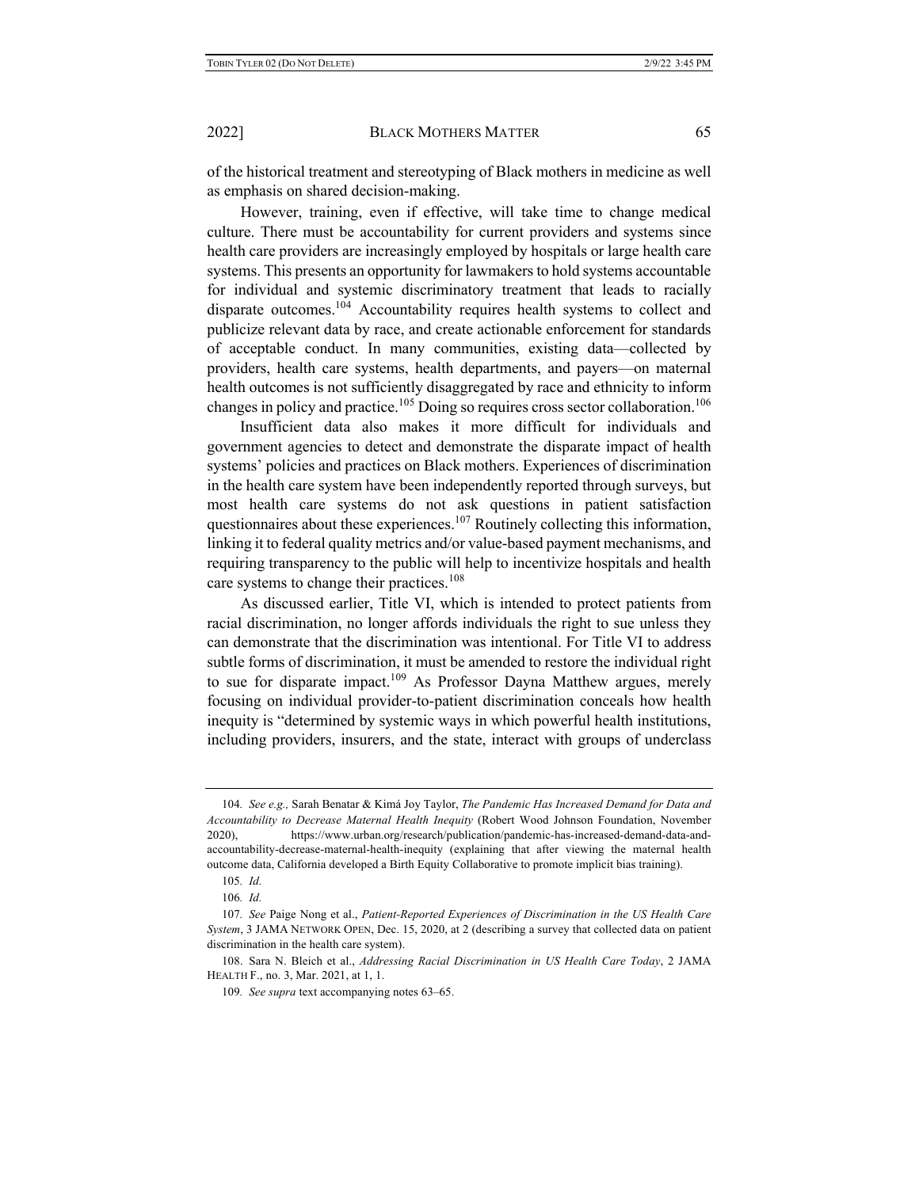of the historical treatment and stereotyping of Black mothers in medicine as well as emphasis on shared decision-making.

However, training, even if effective, will take time to change medical culture. There must be accountability for current providers and systems since health care providers are increasingly employed by hospitals or large health care systems. This presents an opportunity for lawmakers to hold systems accountable for individual and systemic discriminatory treatment that leads to racially disparate outcomes.[104] Accountability requires health systems to collect and publicize relevant data by race, and create actionable enforcement for standards of acceptable conduct. In many communities, existing data—collected by providers, health care systems, health departments, and payers—on maternal health outcomes is not sufficiently disaggregated by race and ethnicity to inform changes in policy and practice.[105] Doing so requires cross sector collaboration.[106]

Insufficient data also makes it more difficult for individuals and government agencies to detect and demonstrate the disparate impact of health systems' policies and practices on Black mothers. Experiences of discrimination in the health care system have been independently reported through surveys, but most health care systems do not ask questions in patient satisfaction questionnaires about these experiences.[107] Routinely collecting this information, linking it to federal quality metrics and/or value-based payment mechanisms, and requiring transparency to the public will help to incentivize hospitals and health care systems to change their practices.[108]

As discussed earlier, Title VI, which is intended to protect patients from racial discrimination, no longer affords individuals the right to sue unless they can demonstrate that the discrimination was intentional. For Title VI to address subtle forms of discrimination, it must be amended to restore the individual right to sue for disparate impact.[109] As Professor Dayna Matthew argues, merely focusing on individual provider-to-patient discrimination conceals how health inequity is "determined by systemic ways in which powerful health institutions, including providers, insurers, and the state, interact with groups of underclass

---

104. *See e.g.,* Sarah Benatar & Kimá Joy Taylor, *The Pandemic Has Increased Demand for Data and Accountability to Decrease Maternal Health Inequity* (Robert Wood Johnson Foundation, November 2020), https://www.urban.org/research/publication/pandemic-has-increased-demand-data-and-accountability-decrease-maternal-health-inequity (explaining that after viewing the maternal health outcome data, California developed a Birth Equity Collaborative to promote implicit bias training).

105. *Id.*

106. *Id.*

107. *See* Paige Nong et al., *Patient-Reported Experiences of Discrimination in the US Health Care System*, 3 JAMA NETWORK OPEN, Dec. 15, 2020, at 2 (describing a survey that collected data on patient discrimination in the health care system).

108. Sara N. Bleich et al., *Addressing Racial Discrimination in US Health Care Today*, 2 JAMA HEALTH F., no. 3, Mar. 2021, at 1, 1.

109. *See supra* text accompanying notes 63–65.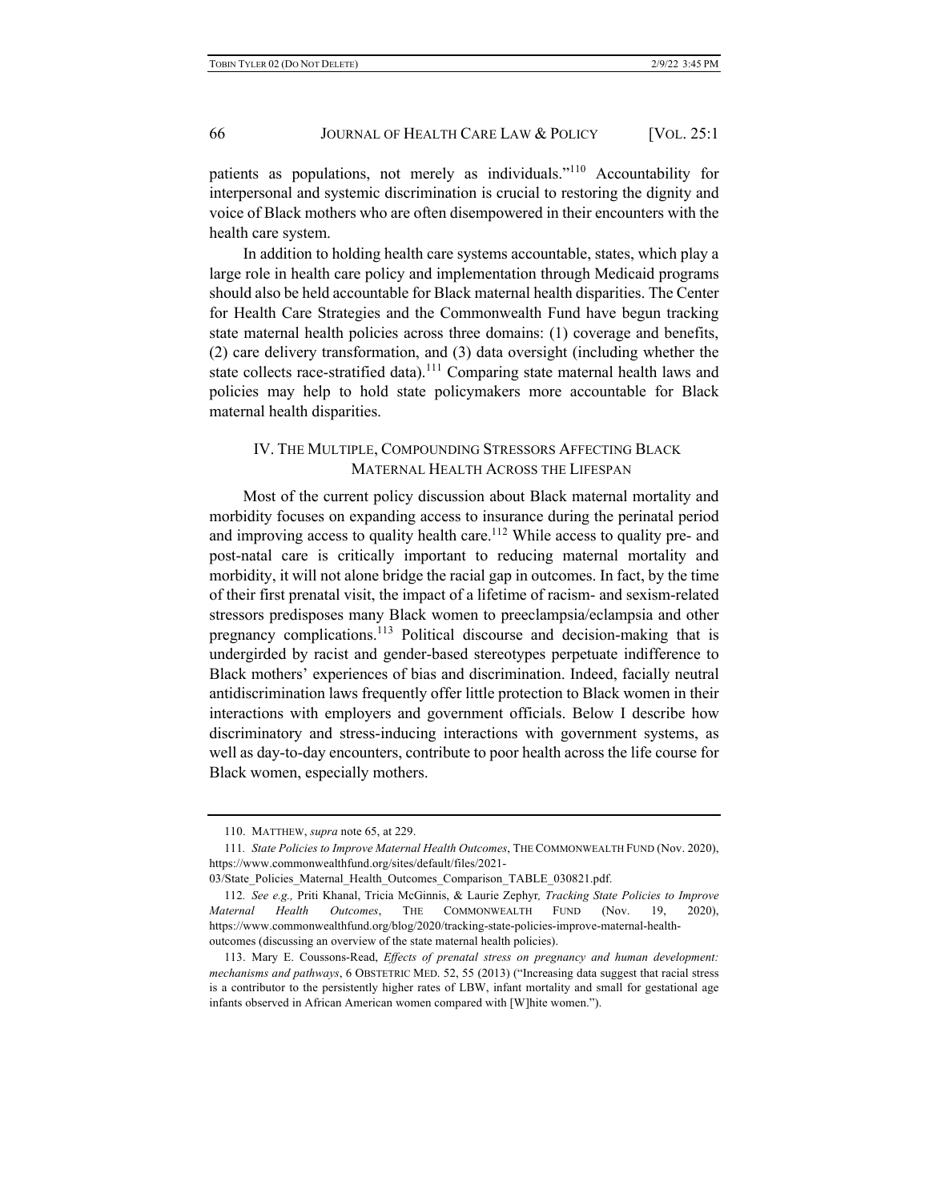patients as populations, not merely as individuals."[110] Accountability for interpersonal and systemic discrimination is crucial to restoring the dignity and voice of Black mothers who are often disempowered in their encounters with the health care system.

In addition to holding health care systems accountable, states, which play a large role in health care policy and implementation through Medicaid programs should also be held accountable for Black maternal health disparities. The Center for Health Care Strategies and the Commonwealth Fund have begun tracking state maternal health policies across three domains: (1) coverage and benefits, (2) care delivery transformation, and (3) data oversight (including whether the state collects race-stratified data).[111] Comparing state maternal health laws and policies may help to hold state policymakers more accountable for Black maternal health disparities.

## IV. The Multiple, Compounding Stressors Affecting Black Maternal Health Across the Lifespan

Most of the current policy discussion about Black maternal mortality and morbidity focuses on expanding access to insurance during the perinatal period and improving access to quality health care.[112] While access to quality pre- and post-natal care is critically important to reducing maternal mortality and morbidity, it will not alone bridge the racial gap in outcomes. In fact, by the time of their first prenatal visit, the impact of a lifetime of racism- and sexism-related stressors predisposes many Black women to preeclampsia/eclampsia and other pregnancy complications.[113] Political discourse and decision-making that is undergirded by racist and gender-based stereotypes perpetuate indifference to Black mothers' experiences of bias and discrimination. Indeed, facially neutral antidiscrimination laws frequently offer little protection to Black women in their interactions with employers and government officials. Below I describe how discriminatory and stress-inducing interactions with government systems, as well as day-to-day encounters, contribute to poor health across the life course for Black women, especially mothers.

---

110. MATTHEW, *supra* note 65, at 229.

111. *State Policies to Improve Maternal Health Outcomes*, THE COMMONWEALTH FUND (Nov. 2020), https://www.commonwealthfund.org/sites/default/files/2021-03/State_Policies_Maternal_Health_Outcomes_Comparison_TABLE_030821.pdf.

112. *See e.g.,* Priti Khanal, Tricia McGinnis, & Laurie Zephyr, *Tracking State Policies to Improve Maternal Health Outcomes*, THE COMMONWEALTH FUND (Nov. 19, 2020), https://www.commonwealthfund.org/blog/2020/tracking-state-policies-improve-maternal-health-outcomes (discussing an overview of the state maternal health policies).

113. Mary E. Coussons-Read, *Effects of prenatal stress on pregnancy and human development: mechanisms and pathways*, 6 OBSTETRIC MED. 52, 55 (2013) ("Increasing data suggest that racial stress is a contributor to the persistently higher rates of LBW, infant mortality and small for gestational age infants observed in African American women compared with [W]hite women.").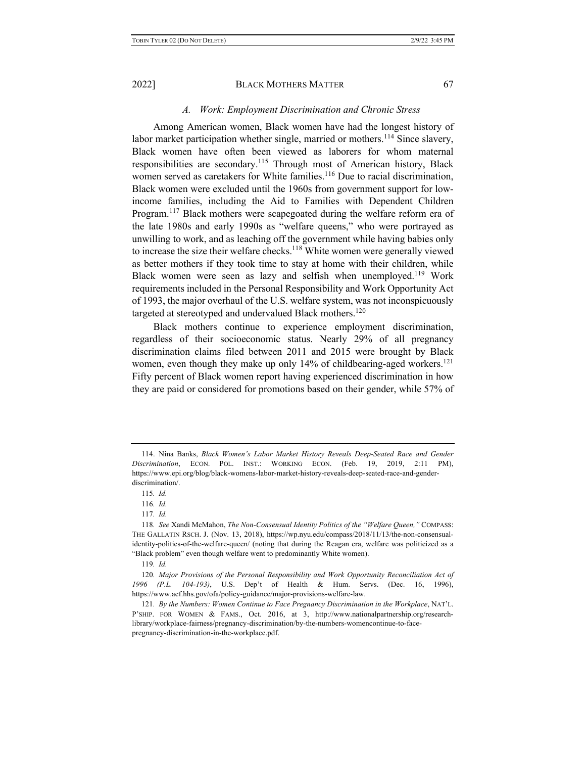### *A. Work: Employment Discrimination and Chronic Stress*

Among American women, Black women have had the longest history of labor market participation whether single, married or mothers.[114] Since slavery, Black women have often been viewed as laborers for whom maternal responsibilities are secondary.[115] Through most of American history, Black women served as caretakers for White families.[116] Due to racial discrimination, Black women were excluded until the 1960s from government support for low-income families, including the Aid to Families with Dependent Children Program.[117] Black mothers were scapegoated during the welfare reform era of the late 1980s and early 1990s as "welfare queens," who were portrayed as unwilling to work, and as leaching off the government while having babies only to increase the size their welfare checks.[118] White women were generally viewed as better mothers if they took time to stay at home with their children, while Black women were seen as lazy and selfish when unemployed.[119] Work requirements included in the Personal Responsibility and Work Opportunity Act of 1993, the major overhaul of the U.S. welfare system, was not inconspicuously targeted at stereotyped and undervalued Black mothers.[120]

Black mothers continue to experience employment discrimination, regardless of their socioeconomic status. Nearly 29% of all pregnancy discrimination claims filed between 2011 and 2015 were brought by Black women, even though they make up only 14% of childbearing-aged workers.[121] Fifty percent of Black women report having experienced discrimination in how they are paid or considered for promotions based on their gender, while 57% of

---

114. Nina Banks, *Black Women's Labor Market History Reveals Deep-Seated Race and Gender Discrimination*, ECON. POL. INST.: WORKING ECON. (Feb. 19, 2019, 2:11 PM), https://www.epi.org/blog/black-womens-labor-market-history-reveals-deep-seated-race-and-gender-discrimination/.

115. *Id.*

116. *Id.*

117. *Id.*

118. *See* Xandi McMahon, *The Non-Consensual Identity Politics of the "Welfare Queen,"* COMPASS: THE GALLATIN RSCH. J. (Nov. 13, 2018), https://wp.nyu.edu/compass/2018/11/13/the-non-consensual-identity-politics-of-the-welfare-queen/ (noting that during the Reagan era, welfare was politicized as a "Black problem" even though welfare went to predominantly White women).

119. *Id.*

120. *Major Provisions of the Personal Responsibility and Work Opportunity Reconciliation Act of 1996 (P.L. 104-193)*, U.S. Dep't of Health & Hum. Servs. (Dec. 16, 1996), https://www.acf.hhs.gov/ofa/policy-guidance/major-provisions-welfare-law.

121. *By the Numbers: Women Continue to Face Pregnancy Discrimination in the Workplace*, NAT'L. P'SHIP. FOR WOMEN & FAMS., Oct. 2016, at 3, http://www.nationalpartnership.org/research-library/workplace-fairness/pregnancy-discrimination/by-the-numbers-womencontinue-to-face-pregnancy-discrimination-in-the-workplace.pdf.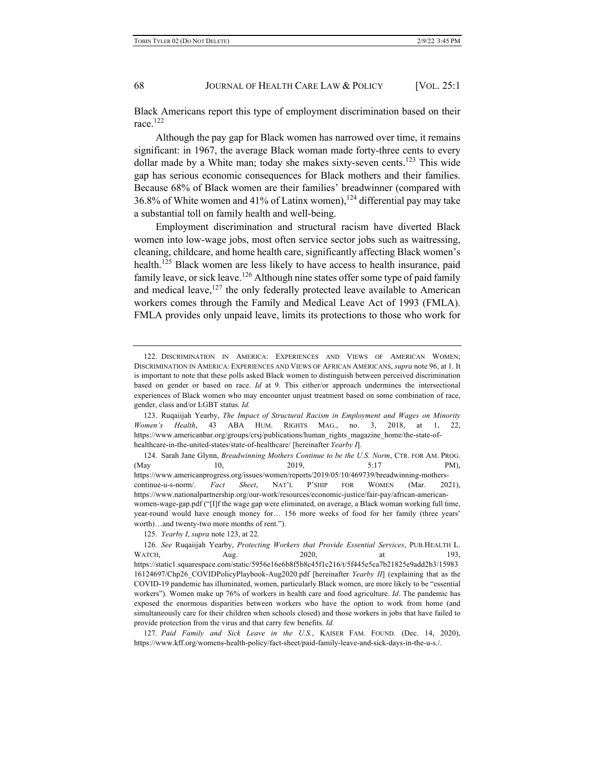Black Americans report this type of employment discrimination based on their race.[122]

Although the pay gap for Black women has narrowed over time, it remains significant: in 1967, the average Black woman made forty-three cents to every dollar made by a White man; today she makes sixty-seven cents.[123] This wide gap has serious economic consequences for Black mothers and their families. Because 68% of Black women are their families' breadwinner (compared with 36.8% of White women and 41% of Latinx women),[124] differential pay may take a substantial toll on family health and well-being.

Employment discrimination and structural racism have diverted Black women into low-wage jobs, most often service sector jobs such as waitressing, cleaning, childcare, and home health care, significantly affecting Black women's health.[125] Black women are less likely to have access to health insurance, paid family leave, or sick leave.[126] Although nine states offer some type of paid family and medical leave,[127] the only federally protected leave available to American workers comes through the Family and Medical Leave Act of 1993 (FMLA). FMLA provides only unpaid leave, limits its protections to those who work for

---

122. DISCRIMINATION IN AMERICA: EXPERIENCES AND VIEWS OF AMERICAN WOMEN; DISCRIMINATION IN AMERICA: EXPERIENCES AND VIEWS OF AFRICAN AMERICANS, *supra* note 96, at 1. It is important to note that these polls asked Black women to distinguish between perceived discrimination based on gender or based on race. *Id* at 9. This either/or approach undermines the intersectional experiences of Black women who may encounter unjust treatment based on some combination of race, gender, class and/or LGBT status. *Id.*

123. Ruqaiijah Yearby, *The Impact of Structural Racism in Employment and Wages on Minority Women's Health*, 43 ABA HUM. RIGHTS MAG., no. 3, 2018, at 1, 22, https://www.americanbar.org/groups/crsj/publications/human_rights_magazine_home/the-state-of-healthcare-in-the-united-states/state-of-healthcare/ [hereinafter *Yearby I*].

124. Sarah Jane Glynn, *Breadwinning Mothers Continue to be the U.S. Norm*, CTR. FOR AM. PROG. (May 10, 2019, 5:17 PM), https://www.americanprogress.org/issues/women/reports/2019/05/10/469739/breadwinning-mothers-continue-u-s-norm/. *Fact Sheet*, NAT'L P'SHIP FOR WOMEN (Mar. 2021), https://www.nationalpartnership.org/our-work/resources/economic-justice/fair-pay/african-american-women-wage-gap.pdf ("[I]f the wage gap were eliminated, on average, a Black woman working full time, year-round would have enough money for… 156 more weeks of food for her family (three years' worth)…and twenty-two more months of rent.").

125. *Yearby I*, *supra* note 123, at 22.

126. *See* Ruqaiijah Yearby, *Protecting Workers that Provide Essential Services*, PUB.HEALTH L. WATCH, Aug. 2020, at 193, https://static1.squarespace.com/static/5956e16e6b8f5b8c45f1c216/t/5f445e5ca7b21825e9add2b3/1598316124697/Chp26_COVIDPolicyPlaybook-Aug2020.pdf [hereinafter *Yearby II*] (explaining that as the COVID-19 pandemic has illuminated, women, particularly Black women, are more likely to be "essential workers"). Women make up 76% of workers in health care and food agriculture. *Id*. The pandemic has exposed the enormous disparities between workers who have the option to work from home (and simultaneously care for their children when schools closed) and those workers in jobs that have failed to provide protection from the virus and that carry few benefits. *Id.*

127. *Paid Family and Sick Leave in the U.S.*, KAISER FAM. FOUND. (Dec. 14, 2020), https://www.kff.org/womens-health-policy/fact-sheet/paid-family-leave-and-sick-days-in-the-u-s./.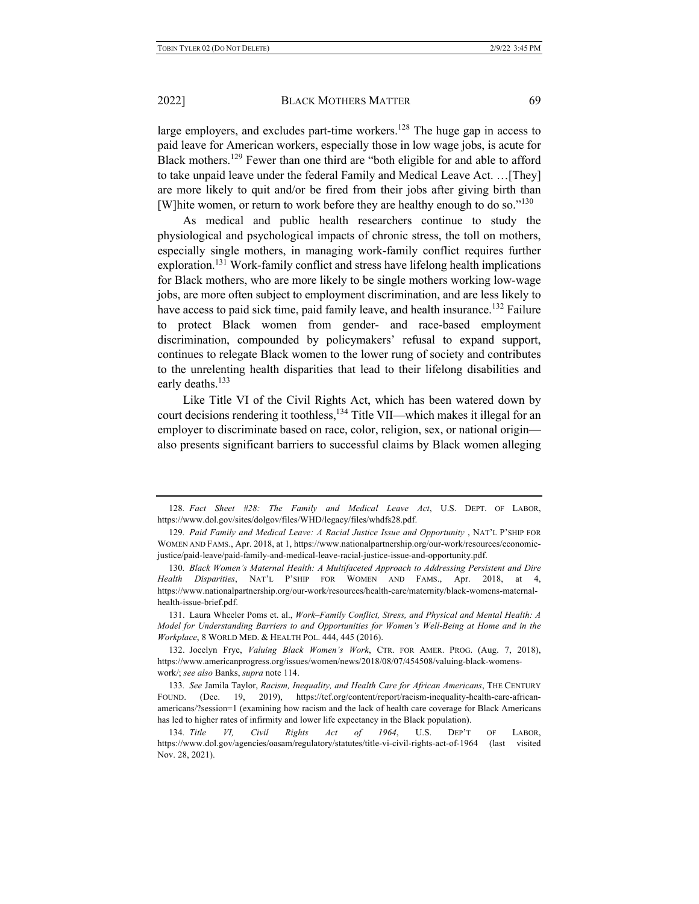large employers, and excludes part-time workers.[128] The huge gap in access to paid leave for American workers, especially those in low wage jobs, is acute for Black mothers.[129] Fewer than one third are "both eligible for and able to afford to take unpaid leave under the federal Family and Medical Leave Act. …[They] are more likely to quit and/or be fired from their jobs after giving birth than [W]hite women, or return to work before they are healthy enough to do so."[130]

As medical and public health researchers continue to study the physiological and psychological impacts of chronic stress, the toll on mothers, especially single mothers, in managing work-family conflict requires further exploration.[131] Work-family conflict and stress have lifelong health implications for Black mothers, who are more likely to be single mothers working low-wage jobs, are more often subject to employment discrimination, and are less likely to have access to paid sick time, paid family leave, and health insurance.[132] Failure to protect Black women from gender- and race-based employment discrimination, compounded by policymakers' refusal to expand support, continues to relegate Black women to the lower rung of society and contributes to the unrelenting health disparities that lead to their lifelong disabilities and early deaths.[133]

Like Title VI of the Civil Rights Act, which has been watered down by court decisions rendering it toothless,[134] Title VII—which makes it illegal for an employer to discriminate based on race, color, religion, sex, or national origin—also presents significant barriers to successful claims by Black women alleging

---

128. *Fact Sheet #28: The Family and Medical Leave Act*, U.S. DEPT. OF LABOR, https://www.dol.gov/sites/dolgov/files/WHD/legacy/files/whdfs28.pdf.

129. *Paid Family and Medical Leave: A Racial Justice Issue and Opportunity* , NAT'L P'SHIP FOR WOMEN AND FAMS., Apr. 2018, at 1, https://www.nationalpartnership.org/our-work/resources/economic-justice/paid-leave/paid-family-and-medical-leave-racial-justice-issue-and-opportunity.pdf.

130. *Black Women's Maternal Health: A Multifaceted Approach to Addressing Persistent and Dire Health Disparities*, NAT'L P'SHIP FOR WOMEN AND FAMS., Apr. 2018, at 4, https://www.nationalpartnership.org/our-work/resources/health-care/maternity/black-womens-maternal-health-issue-brief.pdf.

131. Laura Wheeler Poms et. al., *Work–Family Conflict, Stress, and Physical and Mental Health: A Model for Understanding Barriers to and Opportunities for Women's Well-Being at Home and in the Workplace*, 8 WORLD MED. & HEALTH POL. 444, 445 (2016).

132. Jocelyn Frye, *Valuing Black Women's Work*, CTR. FOR AMER. PROG. (Aug. 7, 2018), https://www.americanprogress.org/issues/women/news/2018/08/07/454508/valuing-black-womens-work/; *see also* Banks, *supra* note 114.

133. *See* Jamila Taylor, *Racism, Inequality, and Health Care for African Americans*, THE CENTURY FOUND. (Dec. 19, 2019), https://tcf.org/content/report/racism-inequality-health-care-african-americans/?session=1 (examining how racism and the lack of health care coverage for Black Americans has led to higher rates of infirmity and lower life expectancy in the Black population).

134. *Title VI, Civil Rights Act of 1964*, U.S. DEP'T OF LABOR, https://www.dol.gov/agencies/oasam/regulatory/statutes/title-vi-civil-rights-act-of-1964 (last visited Nov. 28, 2021).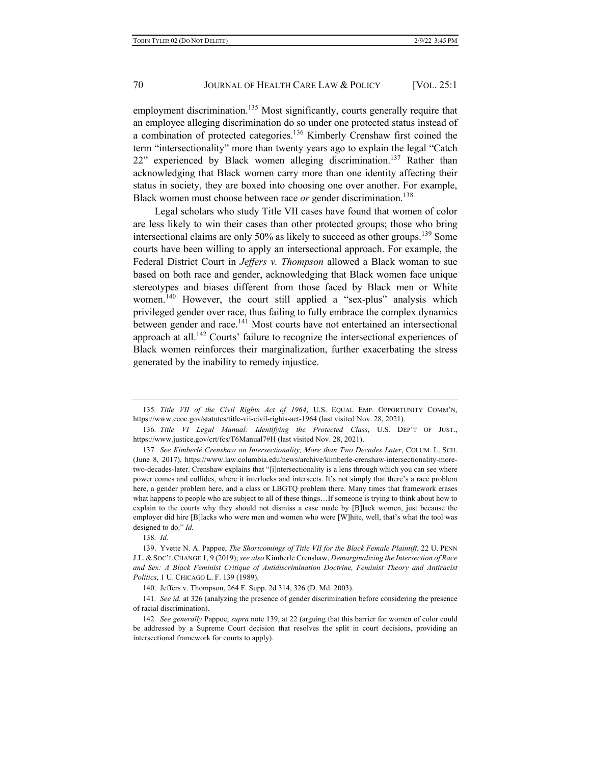employment discrimination.[135] Most significantly, courts generally require that an employee alleging discrimination do so under one protected status instead of a combination of protected categories.[136] Kimberly Crenshaw first coined the term "intersectionality" more than twenty years ago to explain the legal "Catch 22" experienced by Black women alleging discrimination.[137] Rather than acknowledging that Black women carry more than one identity affecting their status in society, they are boxed into choosing one over another. For example, Black women must choose between race *or* gender discrimination.[138]

Legal scholars who study Title VII cases have found that women of color are less likely to win their cases than other protected groups; those who bring intersectional claims are only 50% as likely to succeed as other groups.[139] Some courts have been willing to apply an intersectional approach. For example, the Federal District Court in *Jeffers v. Thompson* allowed a Black woman to sue based on both race and gender, acknowledging that Black women face unique stereotypes and biases different from those faced by Black men or White women.[140] However, the court still applied a "sex-plus" analysis which privileged gender over race, thus failing to fully embrace the complex dynamics between gender and race.[141] Most courts have not entertained an intersectional approach at all.[142] Courts' failure to recognize the intersectional experiences of Black women reinforces their marginalization, further exacerbating the stress generated by the inability to remedy injustice.

---

135. *Title VII of the Civil Rights Act of 1964*, U.S. EQUAL EMP. OPPORTUNITY COMM'N, https://www.eeoc.gov/statutes/title-vii-civil-rights-act-1964 (last visited Nov. 28, 2021).

136. *Title VI Legal Manual: Identifying the Protected Class*, U.S. DEP'T OF JUST., https://www.justice.gov/crt/fcs/T6Manual7#H (last visited Nov. 28, 2021).

137. *See Kimberlé Crenshaw on Intersectionality, More than Two Decades Later*, COLUM. L. SCH. (June 8, 2017), https://www.law.columbia.edu/news/archive/kimberle-crenshaw-intersectionality-more-two-decades-later. Crenshaw explains that "[i]ntersectionality is a lens through which you can see where power comes and collides, where it interlocks and intersects. It's not simply that there's a race problem here, a gender problem here, and a class or LBGTQ problem there. Many times that framework erases what happens to people who are subject to all of these things…If someone is trying to think about how to explain to the courts why they should not dismiss a case made by [B]lack women, just because the employer did hire [B]lacks who were men and women who were [W]hite, well, that's what the tool was designed to do." *Id.*

138. *Id.*

139. Yvette N. A. Pappoe, *The Shortcomings of Title VII for the Black Female Plaintiff*, 22 U. PENN J.L. & SOC'L CHANGE 1, 9 (2019); *see also* Kimberle Crenshaw, *Demarginalizing the Intersection of Race and Sex: A Black Feminist Critique of Antidiscrimination Doctrine, Feminist Theory and Antiracist Politics*, 1 U. CHICAGO L. F. 139 (1989).

140. Jeffers v. Thompson, 264 F. Supp. 2d 314, 326 (D. Md. 2003).

141. *See id.* at 326 (analyzing the presence of gender discrimination before considering the presence of racial discrimination).

142. *See generally* Pappoe, *supra* note 139, at 22 (arguing that this barrier for women of color could be addressed by a Supreme Court decision that resolves the split in court decisions, providing an intersectional framework for courts to apply).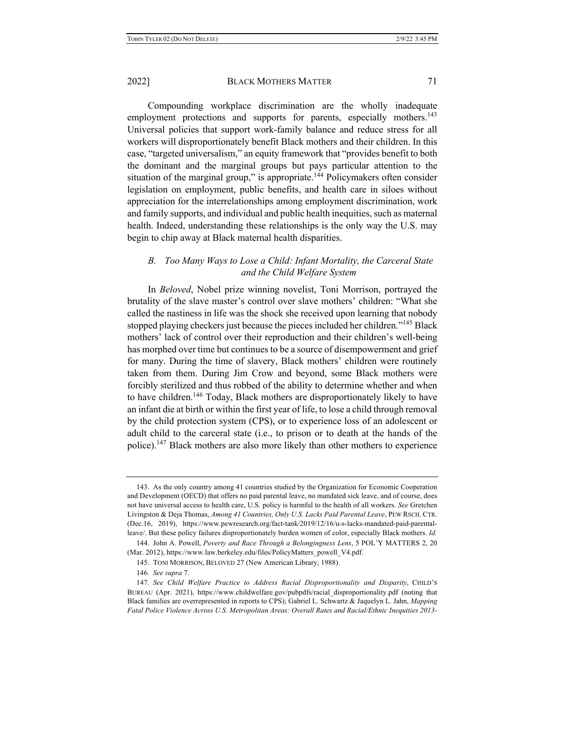Compounding workplace discrimination are the wholly inadequate employment protections and supports for parents, especially mothers.[143] Universal policies that support work-family balance and reduce stress for all workers will disproportionately benefit Black mothers and their children. In this case, "targeted universalism," an equity framework that "provides benefit to both the dominant and the marginal groups but pays particular attention to the situation of the marginal group," is appropriate.[144] Policymakers often consider legislation on employment, public benefits, and health care in siloes without appreciation for the interrelationships among employment discrimination, work and family supports, and individual and public health inequities, such as maternal health. Indeed, understanding these relationships is the only way the U.S. may begin to chip away at Black maternal health disparities.

### *B. Too Many Ways to Lose a Child: Infant Mortality, the Carceral State and the Child Welfare System*

In *Beloved*, Nobel prize winning novelist, Toni Morrison, portrayed the brutality of the slave master's control over slave mothers' children: "What she called the nastiness in life was the shock she received upon learning that nobody stopped playing checkers just because the pieces included her children."[145] Black mothers' lack of control over their reproduction and their children's well-being has morphed over time but continues to be a source of disempowerment and grief for many. During the time of slavery, Black mothers' children were routinely taken from them. During Jim Crow and beyond, some Black mothers were forcibly sterilized and thus robbed of the ability to determine whether and when to have children.[146] Today, Black mothers are disproportionately likely to have an infant die at birth or within the first year of life, to lose a child through removal by the child protection system (CPS), or to experience loss of an adolescent or adult child to the carceral state (i.e., to prison or to death at the hands of the police).[147] Black mothers are also more likely than other mothers to experience

---

143. As the only country among 41 countries studied by the Organization for Economic Cooperation and Development (OECD) that offers no paid parental leave, no mandated sick leave, and of course, does not have universal access to health care, U.S. policy is harmful to the health of all workers. *See* Gretchen Livingston & Deja Thomas, *Among 41 Countries, Only U.S. Lacks Paid Parental Leave*, PEW RSCH. CTR. (Dec.16, 2019), https://www.pewresearch.org/fact-tank/2019/12/16/u-s-lacks-mandated-paid-parental-leave/. But these policy failures disproportionately burden women of color, especially Black mothers. *Id.*

144. John A. Powell, *Poverty and Race Through a Belongingness Lens*, 5 POL'Y MATTERS 2, 20 (Mar. 2012), https://www.law.berkeley.edu/files/PolicyMatters_powell_V4.pdf.

145. TONI MORRISON, BELOVED 27 (New American Library, 1988).

146. *See supra* 7.

147. *See Child Welfare Practice to Address Racial Disproportionality and Disparity*, CHILD'S BUREAU (Apr. 2021), https://www.childwelfare.gov/pubpdfs/racial_disproportionality.pdf (noting that Black families are overrepresented in reports to CPS); Gabriel L. Schwartz & Jaquelyn L. Jahn, *Mapping Fatal Police Violence Across U.S. Metropolitan Areas: Overall Rates and Racial/Ethnic Inequities 2013-*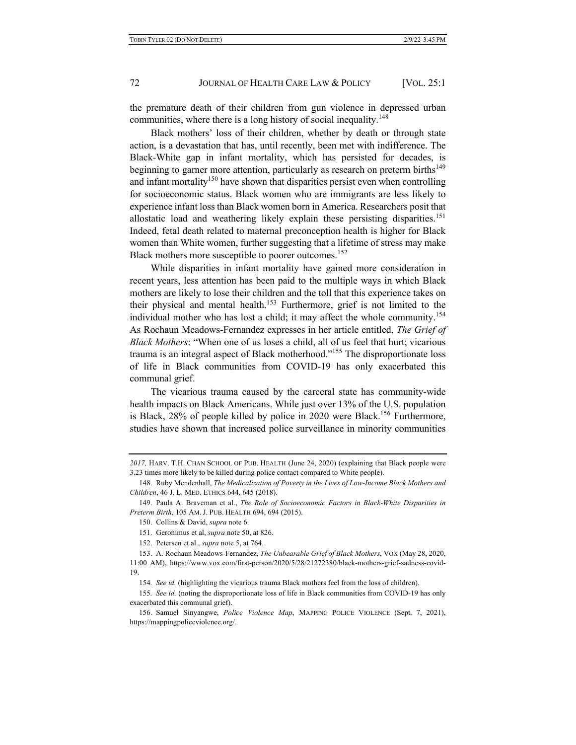the premature death of their children from gun violence in depressed urban communities, where there is a long history of social inequality.[148]

Black mothers' loss of their children, whether by death or through state action, is a devastation that has, until recently, been met with indifference. The Black-White gap in infant mortality, which has persisted for decades, is beginning to garner more attention, particularly as research on preterm births[149] and infant mortality[150] have shown that disparities persist even when controlling for socioeconomic status. Black women who are immigrants are less likely to experience infant loss than Black women born in America. Researchers posit that allostatic load and weathering likely explain these persisting disparities.[151] Indeed, fetal death related to maternal preconception health is higher for Black women than White women, further suggesting that a lifetime of stress may make Black mothers more susceptible to poorer outcomes.[152]

While disparities in infant mortality have gained more consideration in recent years, less attention has been paid to the multiple ways in which Black mothers are likely to lose their children and the toll that this experience takes on their physical and mental health.[153] Furthermore, grief is not limited to the individual mother who has lost a child; it may affect the whole community.[154] As Rochaun Meadows-Fernandez expresses in her article entitled, *The Grief of Black Mothers*: "When one of us loses a child, all of us feel that hurt; vicarious trauma is an integral aspect of Black motherhood."[155] The disproportionate loss of life in Black communities from COVID-19 has only exacerbated this communal grief.

The vicarious trauma caused by the carceral state has community-wide health impacts on Black Americans. While just over 13% of the U.S. population is Black, 28% of people killed by police in 2020 were Black.[156] Furthermore, studies have shown that increased police surveillance in minority communities

---

*2017,* HARV. T.H. CHAN SCHOOL OF PUB. HEALTH (June 24, 2020) (explaining that Black people were 3.23 times more likely to be killed during police contact compared to White people).

148. Ruby Mendenhall, *The Medicalization of Poverty in the Lives of Low-Income Black Mothers and Children*, 46 J. L. MED. ETHICS 644, 645 (2018).

149. Paula A. Braveman et al., *The Role of Socioeconomic Factors in Black-White Disparities in Preterm Birth*, 105 AM. J. PUB. HEALTH 694, 694 (2015).

150. Collins & David, *supra* note 6.

151. Geronimus et al, *supra* note 50, at 826.

152. Petersen et al., *supra* note 5, at 764.

153. A. Rochaun Meadows-Fernandez, *The Unbearable Grief of Black Mothers*, VOX (May 28, 2020, 11:00 AM), https://www.vox.com/first-person/2020/5/28/21272380/black-mothers-grief-sadness-covid-19.

154. *See id.* (highlighting the vicarious trauma Black mothers feel from the loss of children).

155. *See id.* (noting the disproportionate loss of life in Black communities from COVID-19 has only exacerbated this communal grief).

156. Samuel Sinyangwe, *Police Violence Map*, MAPPING POLICE VIOLENCE (Sept. 7, 2021), https://mappingpoliceviolence.org/.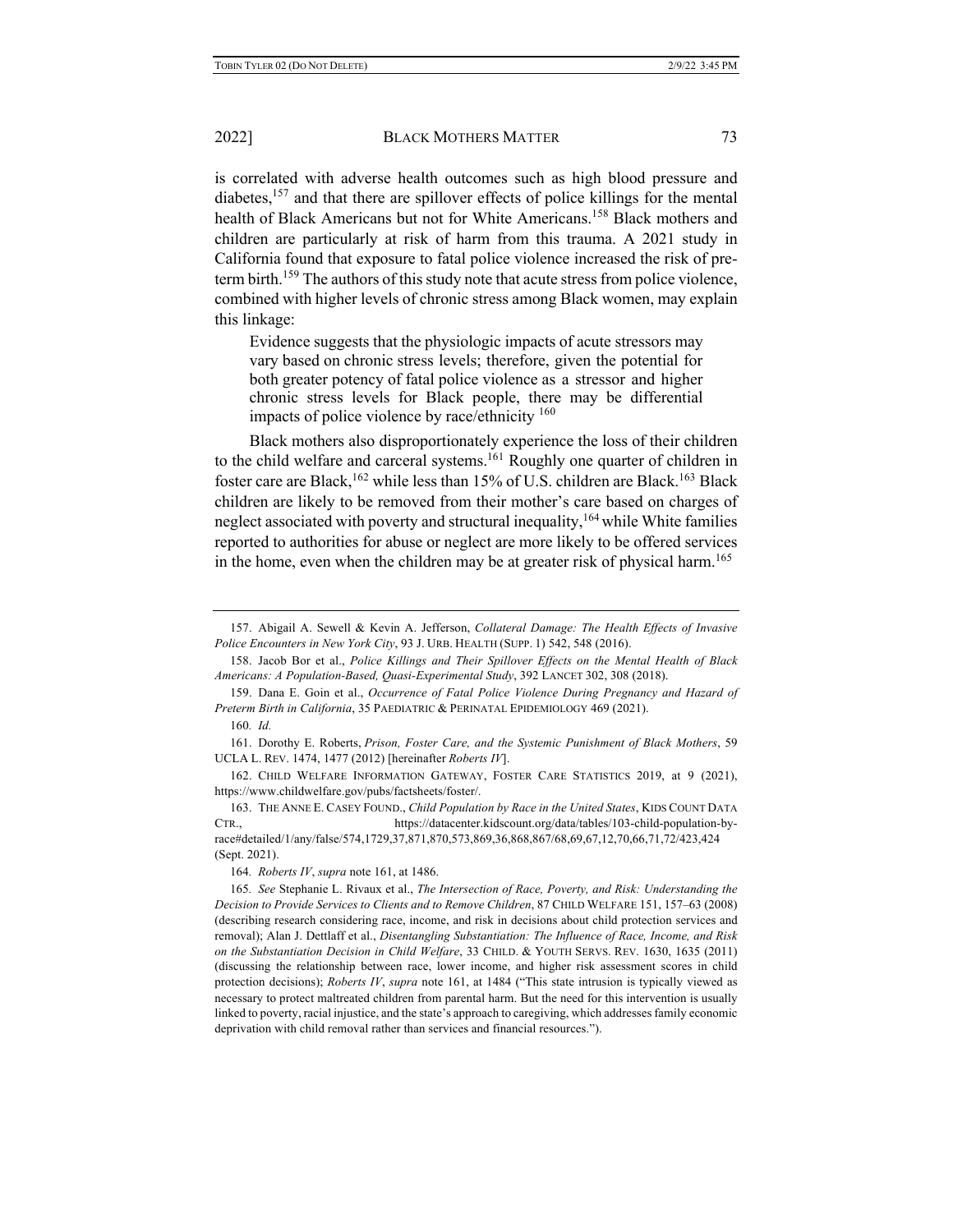is correlated with adverse health outcomes such as high blood pressure and diabetes,[157] and that there are spillover effects of police killings for the mental health of Black Americans but not for White Americans.[158] Black mothers and children are particularly at risk of harm from this trauma. A 2021 study in California found that exposure to fatal police violence increased the risk of preterm birth.[159] The authors of this study note that acute stress from police violence, combined with higher levels of chronic stress among Black women, may explain this linkage:

> Evidence suggests that the physiologic impacts of acute stressors may vary based on chronic stress levels; therefore, given the potential for both greater potency of fatal police violence as a stressor and higher chronic stress levels for Black people, there may be differential impacts of police violence by race/ethnicity [160]

Black mothers also disproportionately experience the loss of their children to the child welfare and carceral systems.[161] Roughly one quarter of children in foster care are Black,[162] while less than 15% of U.S. children are Black.[163] Black children are likely to be removed from their mother's care based on charges of neglect associated with poverty and structural inequality,[164] while White families reported to authorities for abuse or neglect are more likely to be offered services in the home, even when the children may be at greater risk of physical harm.[165]

---

157. Abigail A. Sewell & Kevin A. Jefferson, *Collateral Damage: The Health Effects of Invasive Police Encounters in New York City*, 93 J. URB. HEALTH (SUPP. 1) 542, 548 (2016).

158. Jacob Bor et al., *Police Killings and Their Spillover Effects on the Mental Health of Black Americans: A Population-Based, Quasi-Experimental Study*, 392 LANCET 302, 308 (2018).

159. Dana E. Goin et al., *Occurrence of Fatal Police Violence During Pregnancy and Hazard of Preterm Birth in California*, 35 PAEDIATRIC & PERINATAL EPIDEMIOLOGY 469 (2021).

160. *Id.*

161. Dorothy E. Roberts, *Prison, Foster Care, and the Systemic Punishment of Black Mothers*, 59 UCLA L. REV. 1474, 1477 (2012) [hereinafter *Roberts IV*].

162. CHILD WELFARE INFORMATION GATEWAY, FOSTER CARE STATISTICS 2019, at 9 (2021), https://www.childwelfare.gov/pubs/factsheets/foster/.

163. THE ANNE E. CASEY FOUND., *Child Population by Race in the United States*, KIDS COUNT DATA CTR., https://datacenter.kidscount.org/data/tables/103-child-population-by-race#detailed/1/any/false/574,1729,37,871,870,573,869,36,868,867/68,69,67,12,70,66,71,72/423,424 (Sept. 2021).

164. *Roberts IV*, *supra* note 161, at 1486.

165. *See* Stephanie L. Rivaux et al., *The Intersection of Race, Poverty, and Risk: Understanding the Decision to Provide Services to Clients and to Remove Children*, 87 CHILD WELFARE 151, 157–63 (2008) (describing research considering race, income, and risk in decisions about child protection services and removal); Alan J. Dettlaff et al., *Disentangling Substantiation: The Influence of Race, Income, and Risk on the Substantiation Decision in Child Welfare*, 33 CHILD. & YOUTH SERVS. REV. 1630, 1635 (2011) (discussing the relationship between race, lower income, and higher risk assessment scores in child protection decisions); *Roberts IV*, *supra* note 161, at 1484 ("This state intrusion is typically viewed as necessary to protect maltreated children from parental harm. But the need for this intervention is usually linked to poverty, racial injustice, and the state's approach to caregiving, which addresses family economic deprivation with child removal rather than services and financial resources.").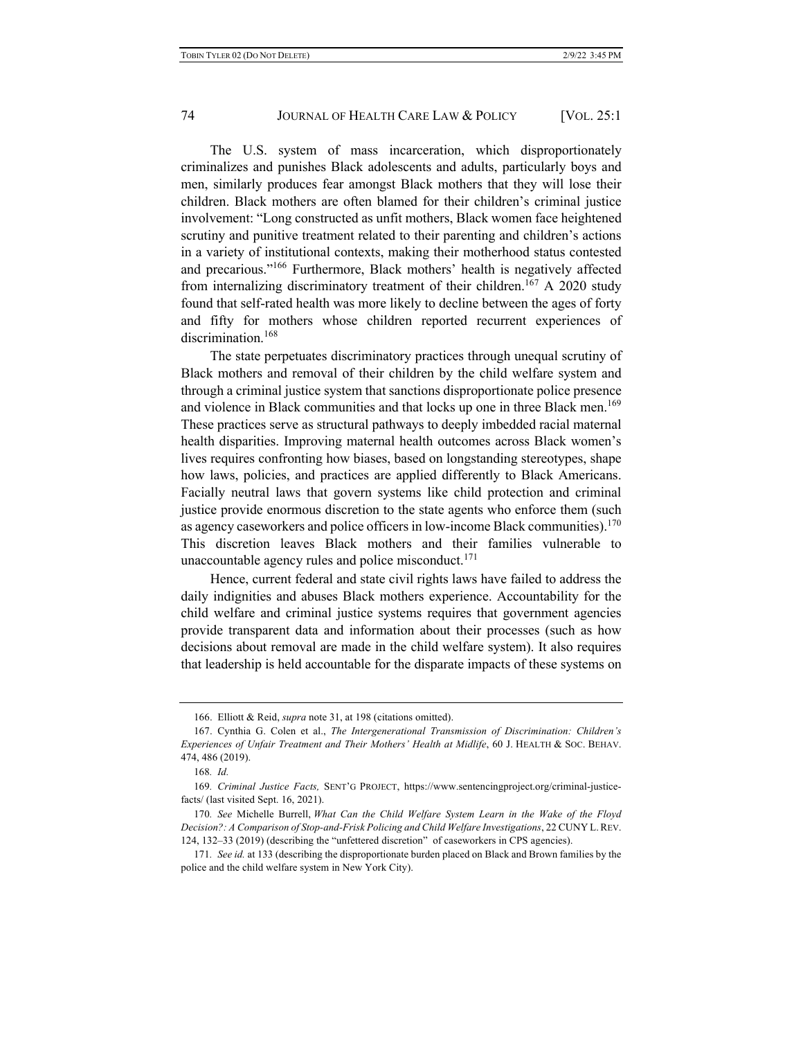The U.S. system of mass incarceration, which disproportionately criminalizes and punishes Black adolescents and adults, particularly boys and men, similarly produces fear amongst Black mothers that they will lose their children. Black mothers are often blamed for their children's criminal justice involvement: "Long constructed as unfit mothers, Black women face heightened scrutiny and punitive treatment related to their parenting and children's actions in a variety of institutional contexts, making their motherhood status contested and precarious."[166] Furthermore, Black mothers' health is negatively affected from internalizing discriminatory treatment of their children.[167] A 2020 study found that self-rated health was more likely to decline between the ages of forty and fifty for mothers whose children reported recurrent experiences of discrimination.[168]

The state perpetuates discriminatory practices through unequal scrutiny of Black mothers and removal of their children by the child welfare system and through a criminal justice system that sanctions disproportionate police presence and violence in Black communities and that locks up one in three Black men.[169] These practices serve as structural pathways to deeply imbedded racial maternal health disparities. Improving maternal health outcomes across Black women's lives requires confronting how biases, based on longstanding stereotypes, shape how laws, policies, and practices are applied differently to Black Americans. Facially neutral laws that govern systems like child protection and criminal justice provide enormous discretion to the state agents who enforce them (such as agency caseworkers and police officers in low-income Black communities).[170] This discretion leaves Black mothers and their families vulnerable to unaccountable agency rules and police misconduct.[171]

Hence, current federal and state civil rights laws have failed to address the daily indignities and abuses Black mothers experience. Accountability for the child welfare and criminal justice systems requires that government agencies provide transparent data and information about their processes (such as how decisions about removal are made in the child welfare system). It also requires that leadership is held accountable for the disparate impacts of these systems on

---

166. Elliott & Reid, *supra* note 31, at 198 (citations omitted).

167. Cynthia G. Colen et al., *The Intergenerational Transmission of Discrimination: Children's Experiences of Unfair Treatment and Their Mothers' Health at Midlife*, 60 J. HEALTH & SOC. BEHAV. 474, 486 (2019).

168. *Id.*

169. *Criminal Justice Facts,* SENT'G PROJECT, https://www.sentencingproject.org/criminal-justice-facts/ (last visited Sept. 16, 2021).

170. *See* Michelle Burrell, *What Can the Child Welfare System Learn in the Wake of the Floyd Decision?: A Comparison of Stop-and-Frisk Policing and Child Welfare Investigations*, 22 CUNY L. REV. 124, 132–33 (2019) (describing the "unfettered discretion" of caseworkers in CPS agencies).

171. *See id.* at 133 (describing the disproportionate burden placed on Black and Brown families by the police and the child welfare system in New York City).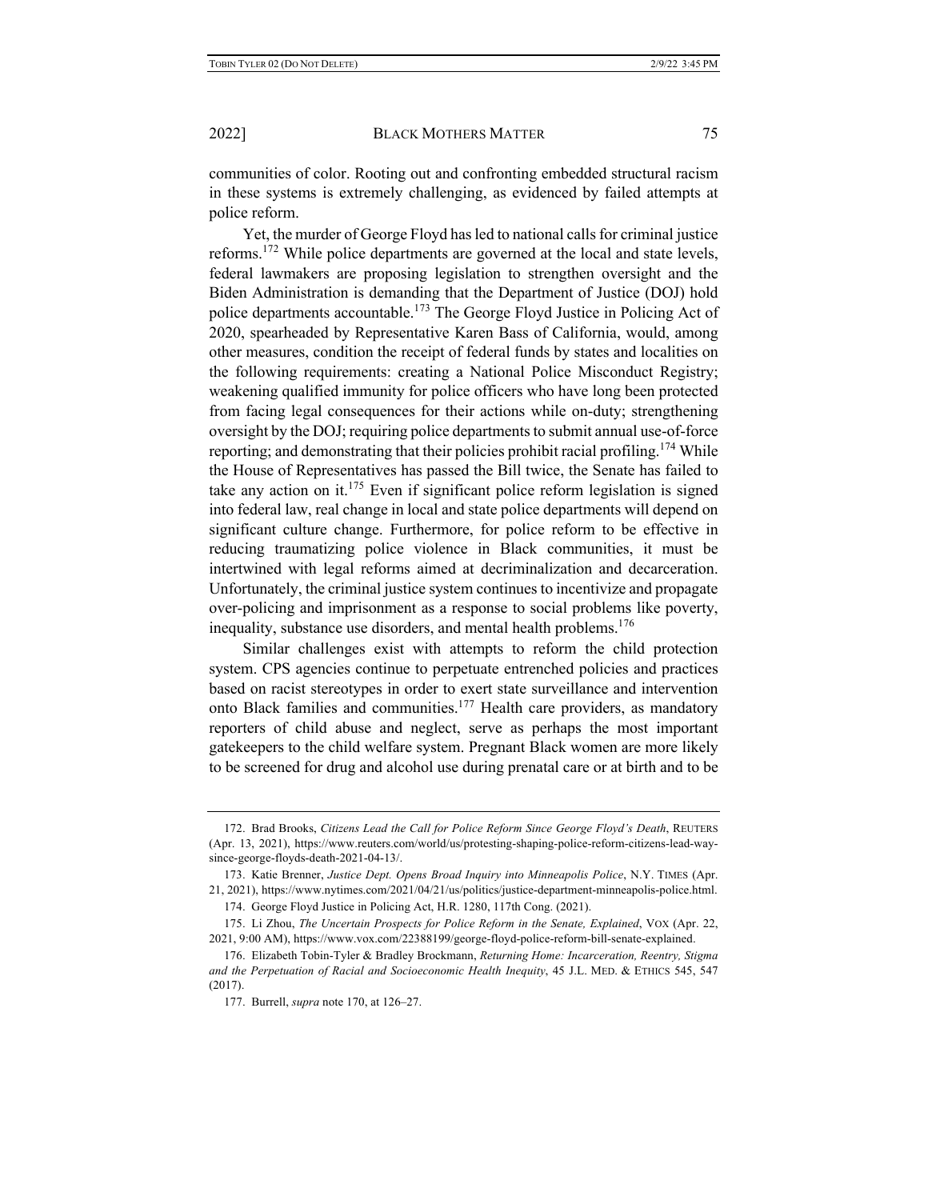communities of color. Rooting out and confronting embedded structural racism in these systems is extremely challenging, as evidenced by failed attempts at police reform.

Yet, the murder of George Floyd has led to national calls for criminal justice reforms.[172] While police departments are governed at the local and state levels, federal lawmakers are proposing legislation to strengthen oversight and the Biden Administration is demanding that the Department of Justice (DOJ) hold police departments accountable.[173] The George Floyd Justice in Policing Act of 2020, spearheaded by Representative Karen Bass of California, would, among other measures, condition the receipt of federal funds by states and localities on the following requirements: creating a National Police Misconduct Registry; weakening qualified immunity for police officers who have long been protected from facing legal consequences for their actions while on-duty; strengthening oversight by the DOJ; requiring police departments to submit annual use-of-force reporting; and demonstrating that their policies prohibit racial profiling.[174] While the House of Representatives has passed the Bill twice, the Senate has failed to take any action on it.[175] Even if significant police reform legislation is signed into federal law, real change in local and state police departments will depend on significant culture change. Furthermore, for police reform to be effective in reducing traumatizing police violence in Black communities, it must be intertwined with legal reforms aimed at decriminalization and decarceration. Unfortunately, the criminal justice system continues to incentivize and propagate over-policing and imprisonment as a response to social problems like poverty, inequality, substance use disorders, and mental health problems.[176]

Similar challenges exist with attempts to reform the child protection system. CPS agencies continue to perpetuate entrenched policies and practices based on racist stereotypes in order to exert state surveillance and intervention onto Black families and communities.[177] Health care providers, as mandatory reporters of child abuse and neglect, serve as perhaps the most important gatekeepers to the child welfare system. Pregnant Black women are more likely to be screened for drug and alcohol use during prenatal care or at birth and to be

---

172. Brad Brooks, *Citizens Lead the Call for Police Reform Since George Floyd's Death*, REUTERS (Apr. 13, 2021), https://www.reuters.com/world/us/protesting-shaping-police-reform-citizens-lead-way-since-george-floyds-death-2021-04-13/.

173. Katie Brenner, *Justice Dept. Opens Broad Inquiry into Minneapolis Police*, N.Y. TIMES (Apr. 21, 2021), https://www.nytimes.com/2021/04/21/us/politics/justice-department-minneapolis-police.html.

174. George Floyd Justice in Policing Act, H.R. 1280, 117th Cong. (2021).

175. Li Zhou, *The Uncertain Prospects for Police Reform in the Senate, Explained*, VOX (Apr. 22, 2021, 9:00 AM), https://www.vox.com/22388199/george-floyd-police-reform-bill-senate-explained.

176. Elizabeth Tobin-Tyler & Bradley Brockmann, *Returning Home: Incarceration, Reentry, Stigma and the Perpetuation of Racial and Socioeconomic Health Inequity*, 45 J.L. MED. & ETHICS 545, 547 (2017).

177. Burrell, *supra* note 170, at 126–27.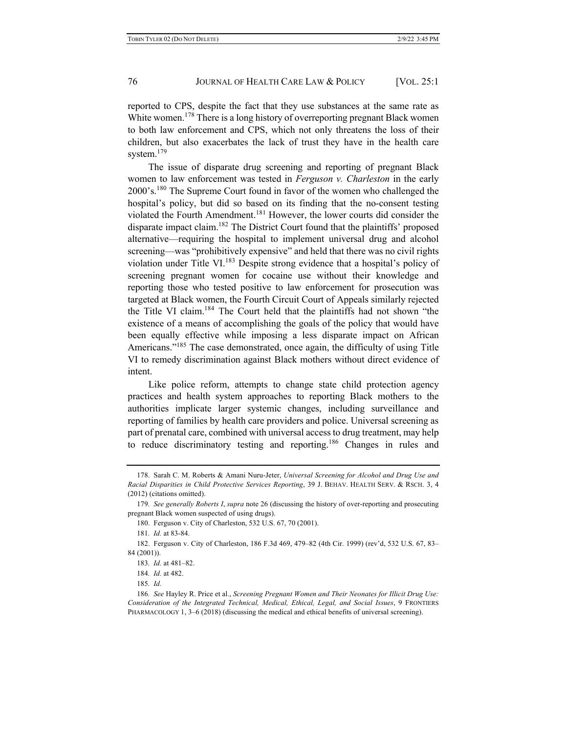reported to CPS, despite the fact that they use substances at the same rate as White women.[178] There is a long history of overreporting pregnant Black women to both law enforcement and CPS, which not only threatens the loss of their children, but also exacerbates the lack of trust they have in the health care system.[179]

The issue of disparate drug screening and reporting of pregnant Black women to law enforcement was tested in *Ferguson v. Charleston* in the early 2000's.[180] The Supreme Court found in favor of the women who challenged the hospital's policy, but did so based on its finding that the no-consent testing violated the Fourth Amendment.[181] However, the lower courts did consider the disparate impact claim.[182] The District Court found that the plaintiffs' proposed alternative—requiring the hospital to implement universal drug and alcohol screening—was "prohibitively expensive" and held that there was no civil rights violation under Title VI.[183] Despite strong evidence that a hospital's policy of screening pregnant women for cocaine use without their knowledge and reporting those who tested positive to law enforcement for prosecution was targeted at Black women, the Fourth Circuit Court of Appeals similarly rejected the Title VI claim.[184] The Court held that the plaintiffs had not shown "the existence of a means of accomplishing the goals of the policy that would have been equally effective while imposing a less disparate impact on African Americans."[185] The case demonstrated, once again, the difficulty of using Title VI to remedy discrimination against Black mothers without direct evidence of intent.

Like police reform, attempts to change state child protection agency practices and health system approaches to reporting Black mothers to the authorities implicate larger systemic changes, including surveillance and reporting of families by health care providers and police. Universal screening as part of prenatal care, combined with universal access to drug treatment, may help to reduce discriminatory testing and reporting.[186] Changes in rules and

---

178. Sarah C. M. Roberts & Amani Nuru-Jeter, *Universal Screening for Alcohol and Drug Use and Racial Disparities in Child Protective Services Reporting*, 39 J. BEHAV. HEALTH SERV. & RSCH. 3, 4 (2012) (citations omitted).

179. *See generally Roberts I*, *supra* note 26 (discussing the history of over-reporting and prosecuting pregnant Black women suspected of using drugs).

180. Ferguson v. City of Charleston, 532 U.S. 67, 70 (2001).

181. *Id.* at 83-84.

182. Ferguson v. City of Charleston, 186 F.3d 469, 479–82 (4th Cir. 1999) (rev'd, 532 U.S. 67, 83–84 (2001)).

183. *Id.* at 481–82.

184. *Id.* at 482.

185. *Id.*

186. *See* Hayley R. Price et al., *Screening Pregnant Women and Their Neonates for Illicit Drug Use: Consideration of the Integrated Technical, Medical, Ethical, Legal, and Social Issues*, 9 FRONTIERS PHARMACOLOGY 1, 3–6 (2018) (discussing the medical and ethical benefits of universal screening).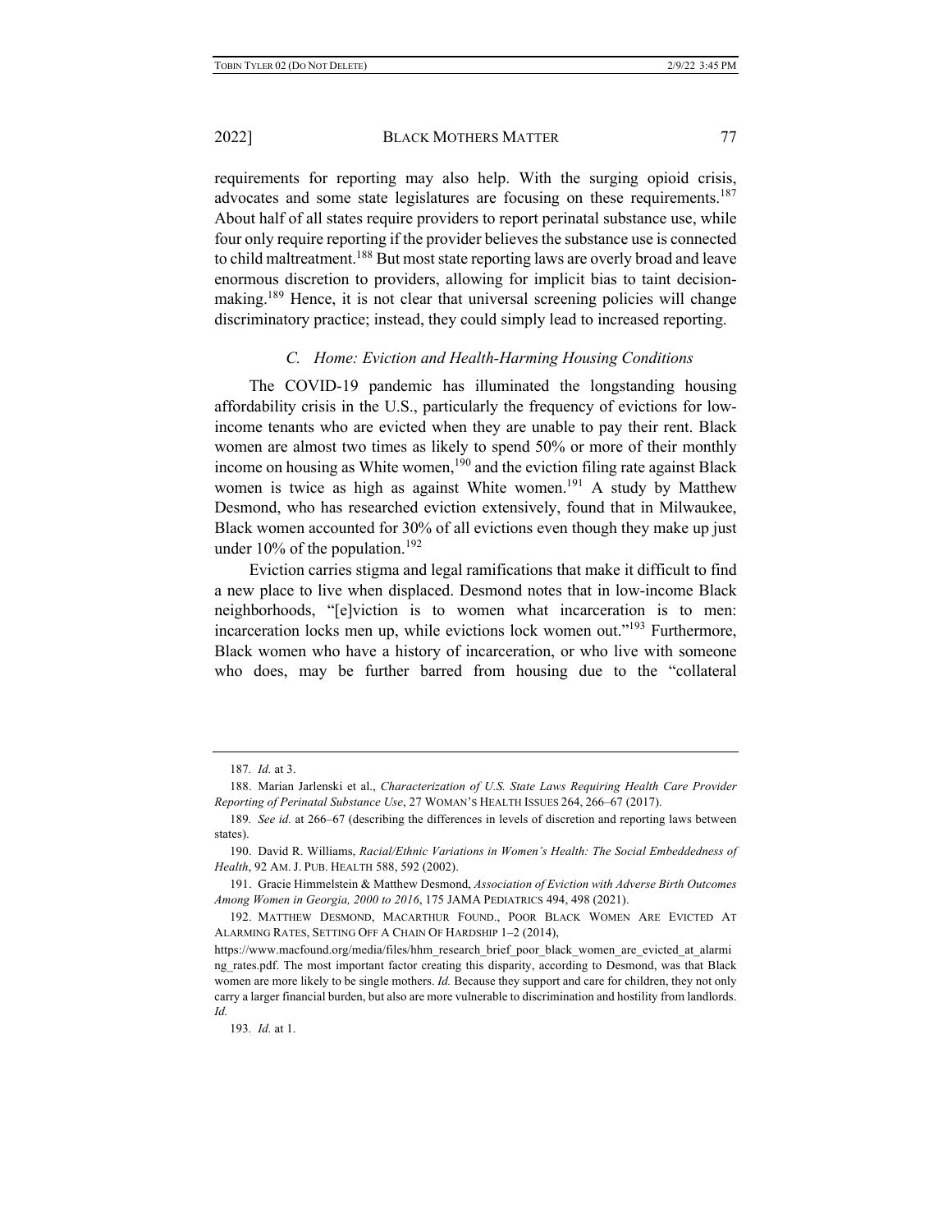requirements for reporting may also help. With the surging opioid crisis, advocates and some state legislatures are focusing on these requirements.[187] About half of all states require providers to report perinatal substance use, while four only require reporting if the provider believes the substance use is connected to child maltreatment.[188] But most state reporting laws are overly broad and leave enormous discretion to providers, allowing for implicit bias to taint decision-making.[189] Hence, it is not clear that universal screening policies will change discriminatory practice; instead, they could simply lead to increased reporting.

### *C. Home: Eviction and Health-Harming Housing Conditions*

The COVID-19 pandemic has illuminated the longstanding housing affordability crisis in the U.S., particularly the frequency of evictions for low-income tenants who are evicted when they are unable to pay their rent. Black women are almost two times as likely to spend 50% or more of their monthly income on housing as White women,[190] and the eviction filing rate against Black women is twice as high as against White women.[191] A study by Matthew Desmond, who has researched eviction extensively, found that in Milwaukee, Black women accounted for 30% of all evictions even though they make up just under 10% of the population.[192]

Eviction carries stigma and legal ramifications that make it difficult to find a new place to live when displaced. Desmond notes that in low-income Black neighborhoods, "[e]viction is to women what incarceration is to men: incarceration locks men up, while evictions lock women out."[193] Furthermore, Black women who have a history of incarceration, or who live with someone who does, may be further barred from housing due to the "collateral

---

187. *Id.* at 3.

188. Marian Jarlenski et al., *Characterization of U.S. State Laws Requiring Health Care Provider Reporting of Perinatal Substance Use*, 27 WOMAN'S HEALTH ISSUES 264, 266–67 (2017).

189. *See id.* at 266–67 (describing the differences in levels of discretion and reporting laws between states).

190. David R. Williams, *Racial/Ethnic Variations in Women's Health: The Social Embeddedness of Health*, 92 AM. J. PUB. HEALTH 588, 592 (2002).

191. Gracie Himmelstein & Matthew Desmond, *Association of Eviction with Adverse Birth Outcomes Among Women in Georgia, 2000 to 2016*, 175 JAMA PEDIATRICS 494, 498 (2021).

192. MATTHEW DESMOND, MACARTHUR FOUND., POOR BLACK WOMEN ARE EVICTED AT ALARMING RATES, SETTING OFF A CHAIN OF HARDSHIP 1–2 (2014), https://www.macfound.org/media/files/hhm_research_brief_poor_black_women_are_evicted_at_alarming_rates.pdf. The most important factor creating this disparity, according to Desmond, was that Black women are more likely to be single mothers. *Id.* Because they support and care for children, they not only carry a larger financial burden, but also are more vulnerable to discrimination and hostility from landlords. *Id.*

193. *Id.* at 1.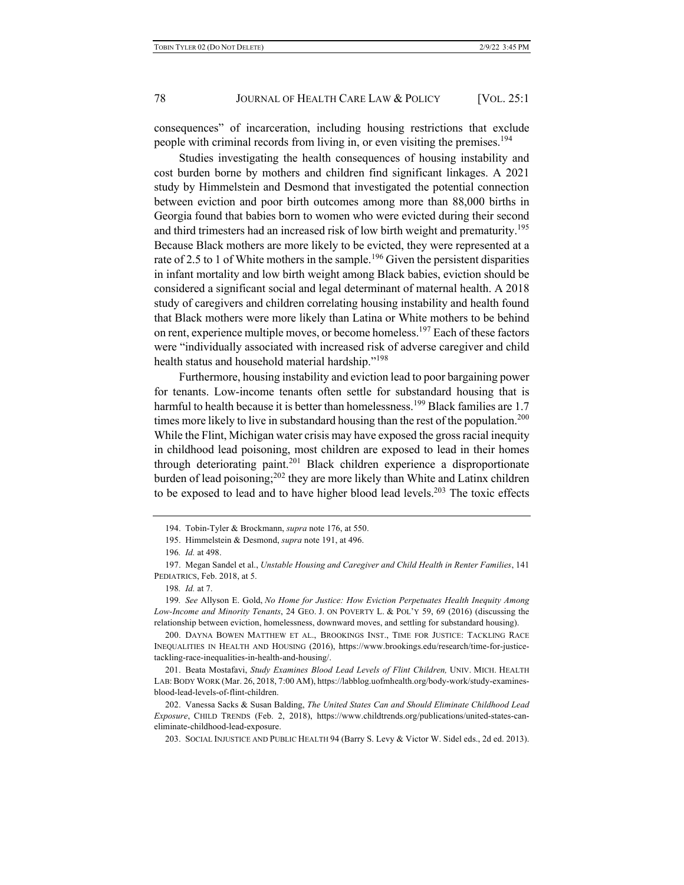consequences" of incarceration, including housing restrictions that exclude people with criminal records from living in, or even visiting the premises.[194]

Studies investigating the health consequences of housing instability and cost burden borne by mothers and children find significant linkages. A 2021 study by Himmelstein and Desmond that investigated the potential connection between eviction and poor birth outcomes among more than 88,000 births in Georgia found that babies born to women who were evicted during their second and third trimesters had an increased risk of low birth weight and prematurity.[195] Because Black mothers are more likely to be evicted, they were represented at a rate of 2.5 to 1 of White mothers in the sample.[196] Given the persistent disparities in infant mortality and low birth weight among Black babies, eviction should be considered a significant social and legal determinant of maternal health. A 2018 study of caregivers and children correlating housing instability and health found that Black mothers were more likely than Latina or White mothers to be behind on rent, experience multiple moves, or become homeless.[197] Each of these factors were "individually associated with increased risk of adverse caregiver and child health status and household material hardship."[198]

Furthermore, housing instability and eviction lead to poor bargaining power for tenants. Low-income tenants often settle for substandard housing that is harmful to health because it is better than homelessness.[199] Black families are 1.7 times more likely to live in substandard housing than the rest of the population.[200] While the Flint, Michigan water crisis may have exposed the gross racial inequity in childhood lead poisoning, most children are exposed to lead in their homes through deteriorating paint.[201] Black children experience a disproportionate burden of lead poisoning;[202] they are more likely than White and Latinx children to be exposed to lead and to have higher blood lead levels.[203] The toxic effects

---

194. Tobin-Tyler & Brockmann, *supra* note 176, at 550.

195. Himmelstein & Desmond, *supra* note 191, at 496.

196. *Id.* at 498.

197. Megan Sandel et al., *Unstable Housing and Caregiver and Child Health in Renter Families*, 141 PEDIATRICS, Feb. 2018, at 5.

198. *Id.* at 7.

199. *See* Allyson E. Gold, *No Home for Justice: How Eviction Perpetuates Health Inequity Among Low-Income and Minority Tenants*, 24 GEO. J. ON POVERTY L. & POL'Y 59, 69 (2016) (discussing the relationship between eviction, homelessness, downward moves, and settling for substandard housing).

200. DAYNA BOWEN MATTHEW ET AL., BROOKINGS INST., TIME FOR JUSTICE: TACKLING RACE INEQUALITIES IN HEALTH AND HOUSING (2016), https://www.brookings.edu/research/time-for-justice-tackling-race-inequalities-in-health-and-housing/.

201. Beata Mostafavi, *Study Examines Blood Lead Levels of Flint Children,* UNIV. MICH. HEALTH LAB: BODY WORK (Mar. 26, 2018, 7:00 AM), https://labblog.uofmhealth.org/body-work/study-examines-blood-lead-levels-of-flint-children.

202. Vanessa Sacks & Susan Balding, *The United States Can and Should Eliminate Childhood Lead Exposure*, CHILD TRENDS (Feb. 2, 2018), https://www.childtrends.org/publications/united-states-can-eliminate-childhood-lead-exposure.

203. SOCIAL INJUSTICE AND PUBLIC HEALTH 94 (Barry S. Levy & Victor W. Sidel eds., 2d ed. 2013).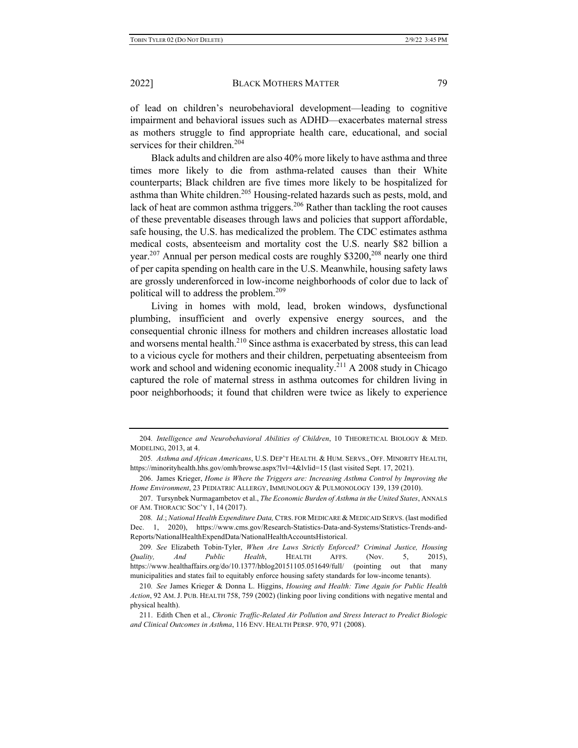of lead on children's neurobehavioral development—leading to cognitive impairment and behavioral issues such as ADHD—exacerbates maternal stress as mothers struggle to find appropriate health care, educational, and social services for their children.[204]

Black adults and children are also 40% more likely to have asthma and three times more likely to die from asthma-related causes than their White counterparts; Black children are five times more likely to be hospitalized for asthma than White children.[205] Housing-related hazards such as pests, mold, and lack of heat are common asthma triggers.[206] Rather than tackling the root causes of these preventable diseases through laws and policies that support affordable, safe housing, the U.S. has medicalized the problem. The CDC estimates asthma medical costs, absenteeism and mortality cost the U.S. nearly $82 billion a year.[207] Annual per person medical costs are roughly $3200,[208] nearly one third of per capita spending on health care in the U.S. Meanwhile, housing safety laws are grossly underenforced in low-income neighborhoods of color due to lack of political will to address the problem.[209]

Living in homes with mold, lead, broken windows, dysfunctional plumbing, insufficient and overly expensive energy sources, and the consequential chronic illness for mothers and children increases allostatic load and worsens mental health.[210] Since asthma is exacerbated by stress, this can lead to a vicious cycle for mothers and their children, perpetuating absenteeism from work and school and widening economic inequality.[211] A 2008 study in Chicago captured the role of maternal stress in asthma outcomes for children living in poor neighborhoods; it found that children were twice as likely to experience

---

204. *Intelligence and Neurobehavioral Abilities of Children*, 10 THEORETICAL BIOLOGY & MED. MODELING, 2013, at 4.

205. *Asthma and African Americans*, U.S. DEP'T HEALTH. & HUM. SERVS., OFF. MINORITY HEALTH, https://minorityhealth.hhs.gov/omh/browse.aspx?lvl=4&lvlid=15 (last visited Sept. 17, 2021).

206. James Krieger, *Home is Where the Triggers are: Increasing Asthma Control by Improving the Home Environment*, 23 PEDIATRIC ALLERGY, IMMUNOLOGY & PULMONOLOGY 139, 139 (2010).

207. Tursynbek Nurmagambetov et al., *The Economic Burden of Asthma in the United States*, ANNALS OF AM. THORACIC SOC'Y 1, 14 (2017).

208. *Id.*; *National Health Expenditure Data,* CTRS. FOR MEDICARE & MEDICAID SERVS. (last modified Dec. 1, 2020), https://www.cms.gov/Research-Statistics-Data-and-Systems/Statistics-Trends-and-Reports/NationalHealthExpendData/NationalHealthAccountsHistorical.

209. *See* Elizabeth Tobin-Tyler, *When Are Laws Strictly Enforced? Criminal Justice, Housing Quality, And Public Health*, HEALTH AFFS. (Nov. 5, 2015), https://www.healthaffairs.org/do/10.1377/hblog20151105.051649/full/ (pointing out that many municipalities and states fail to equitably enforce housing safety standards for low-income tenants).

210. *See* James Krieger & Donna L. Higgins, *Housing and Health: Time Again for Public Health Action*, 92 AM. J. PUB. HEALTH 758, 759 (2002) (linking poor living conditions with negative mental and physical health).

211. Edith Chen et al., *Chronic Traffic-Related Air Pollution and Stress Interact to Predict Biologic and Clinical Outcomes in Asthma*, 116 ENV. HEALTH PERSP. 970, 971 (2008).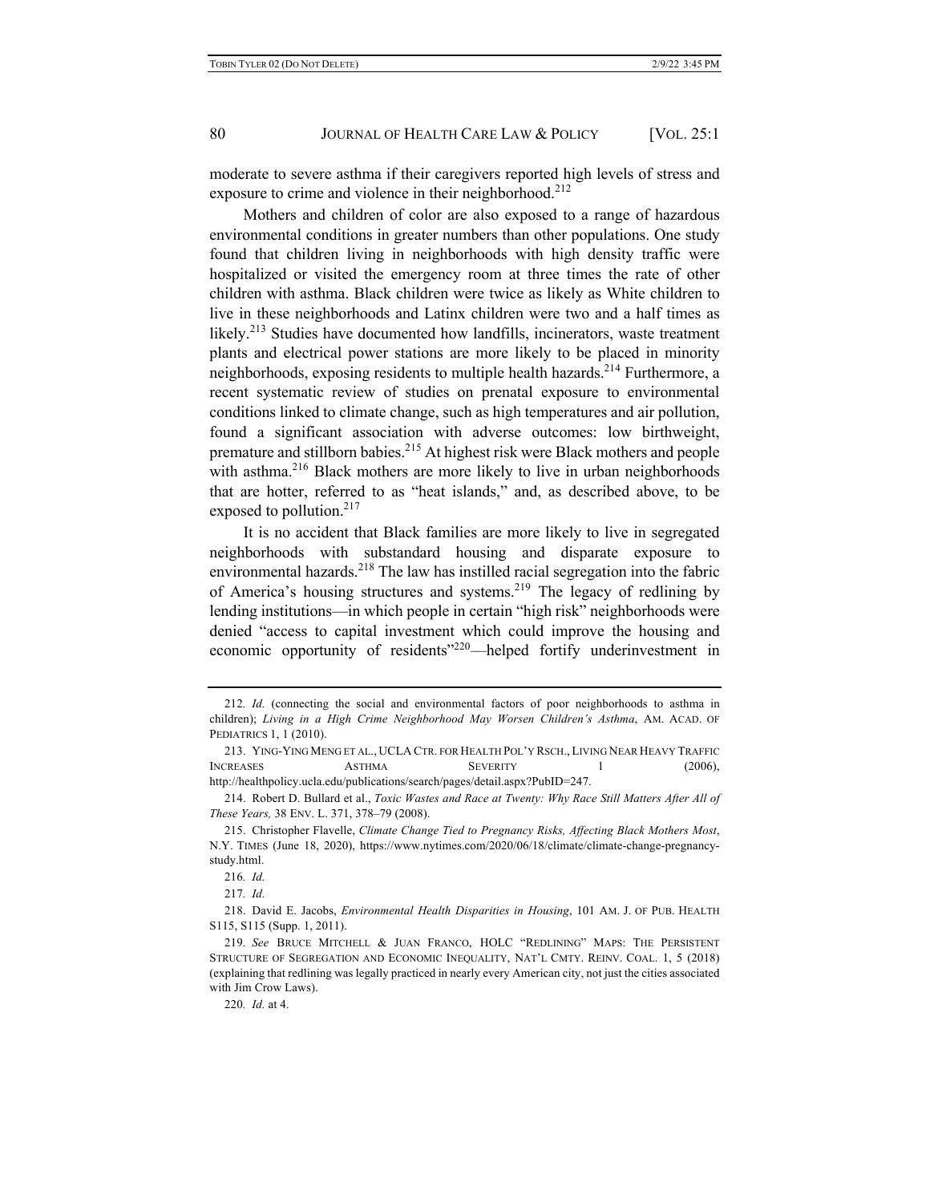moderate to severe asthma if their caregivers reported high levels of stress and exposure to crime and violence in their neighborhood.[212]

Mothers and children of color are also exposed to a range of hazardous environmental conditions in greater numbers than other populations. One study found that children living in neighborhoods with high density traffic were hospitalized or visited the emergency room at three times the rate of other children with asthma. Black children were twice as likely as White children to live in these neighborhoods and Latinx children were two and a half times as likely.[213] Studies have documented how landfills, incinerators, waste treatment plants and electrical power stations are more likely to be placed in minority neighborhoods, exposing residents to multiple health hazards.[214] Furthermore, a recent systematic review of studies on prenatal exposure to environmental conditions linked to climate change, such as high temperatures and air pollution, found a significant association with adverse outcomes: low birthweight, premature and stillborn babies.[215] At highest risk were Black mothers and people with asthma.[216] Black mothers are more likely to live in urban neighborhoods that are hotter, referred to as "heat islands," and, as described above, to be exposed to pollution.[217]

It is no accident that Black families are more likely to live in segregated neighborhoods with substandard housing and disparate exposure to environmental hazards.[218] The law has instilled racial segregation into the fabric of America's housing structures and systems.[219] The legacy of redlining by lending institutions—in which people in certain "high risk" neighborhoods were denied "access to capital investment which could improve the housing and economic opportunity of residents"[220]—helped fortify underinvestment in

---

212. *Id.* (connecting the social and environmental factors of poor neighborhoods to asthma in children); *Living in a High Crime Neighborhood May Worsen Children's Asthma*, AM. ACAD. OF PEDIATRICS 1, 1 (2010).

213. YING-YING MENG ET AL., UCLA CTR. FOR HEALTH POL'Y RSCH., LIVING NEAR HEAVY TRAFFIC INCREASES ASTHMA SEVERITY 1 (2006), http://healthpolicy.ucla.edu/publications/search/pages/detail.aspx?PubID=247.

214. Robert D. Bullard et al., *Toxic Wastes and Race at Twenty: Why Race Still Matters After All of These Years,* 38 ENV. L. 371, 378–79 (2008).

215. Christopher Flavelle, *Climate Change Tied to Pregnancy Risks, Affecting Black Mothers Most*, N.Y. TIMES (June 18, 2020), https://www.nytimes.com/2020/06/18/climate/climate-change-pregnancy-study.html.

216. *Id.*

217. *Id.*

218. David E. Jacobs, *Environmental Health Disparities in Housing*, 101 AM. J. OF PUB. HEALTH S115, S115 (Supp. 1, 2011).

219. *See* BRUCE MITCHELL & JUAN FRANCO, HOLC "REDLINING" MAPS: THE PERSISTENT STRUCTURE OF SEGREGATION AND ECONOMIC INEQUALITY, NAT'L CMTY. REINV. COAL. 1, 5 (2018) (explaining that redlining was legally practiced in nearly every American city, not just the cities associated with Jim Crow Laws).

220. *Id.* at 4.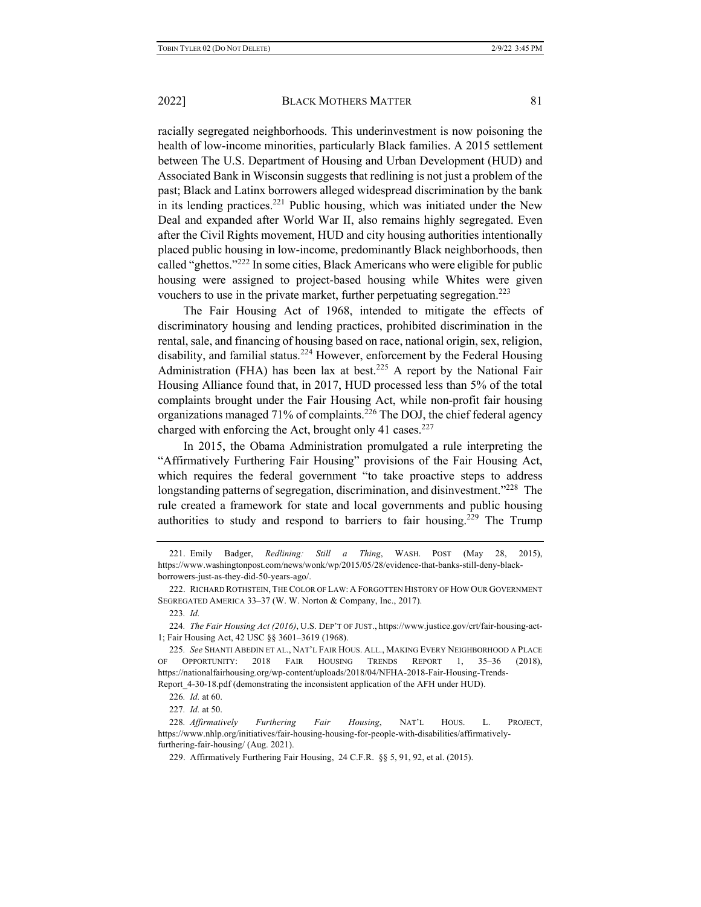racially segregated neighborhoods. This underinvestment is now poisoning the health of low-income minorities, particularly Black families. A 2015 settlement between The U.S. Department of Housing and Urban Development (HUD) and Associated Bank in Wisconsin suggests that redlining is not just a problem of the past; Black and Latinx borrowers alleged widespread discrimination by the bank in its lending practices.[221] Public housing, which was initiated under the New Deal and expanded after World War II, also remains highly segregated. Even after the Civil Rights movement, HUD and city housing authorities intentionally placed public housing in low-income, predominantly Black neighborhoods, then called "ghettos."[222] In some cities, Black Americans who were eligible for public housing were assigned to project-based housing while Whites were given vouchers to use in the private market, further perpetuating segregation.[223]

The Fair Housing Act of 1968, intended to mitigate the effects of discriminatory housing and lending practices, prohibited discrimination in the rental, sale, and financing of housing based on race, national origin, sex, religion, disability, and familial status.[224] However, enforcement by the Federal Housing Administration (FHA) has been lax at best.[225] A report by the National Fair Housing Alliance found that, in 2017, HUD processed less than 5% of the total complaints brought under the Fair Housing Act, while non-profit fair housing organizations managed 71% of complaints.[226] The DOJ, the chief federal agency charged with enforcing the Act, brought only 41 cases.[227]

In 2015, the Obama Administration promulgated a rule interpreting the "Affirmatively Furthering Fair Housing" provisions of the Fair Housing Act, which requires the federal government "to take proactive steps to address longstanding patterns of segregation, discrimination, and disinvestment."[228] The rule created a framework for state and local governments and public housing authorities to study and respond to barriers to fair housing.[229] The Trump

---

221. Emily Badger, *Redlining: Still a Thing*, WASH. POST (May 28, 2015), https://www.washingtonpost.com/news/wonk/wp/2015/05/28/evidence-that-banks-still-deny-black-borrowers-just-as-they-did-50-years-ago/.

222. RICHARD ROTHSTEIN, THE COLOR OF LAW: A FORGOTTEN HISTORY OF HOW OUR GOVERNMENT SEGREGATED AMERICA 33–37 (W. W. Norton & Company, Inc., 2017).

223. *Id.*

224. *The Fair Housing Act (2016)*, U.S. DEP'T OF JUST., https://www.justice.gov/crt/fair-housing-act-1; Fair Housing Act, 42 USC §§ 3601–3619 (1968).

225. *See* SHANTI ABEDIN ET AL., NAT'L FAIR HOUS. ALL., MAKING EVERY NEIGHBORHOOD A PLACE OF OPPORTUNITY: 2018 FAIR HOUSING TRENDS REPORT 1, 35–36 (2018), https://nationalfairhousing.org/wp-content/uploads/2018/04/NFHA-2018-Fair-Housing-Trends-Report_4-30-18.pdf (demonstrating the inconsistent application of the AFH under HUD).

226. *Id.* at 60.

227. *Id.* at 50.

228. *Affirmatively Furthering Fair Housing*, NAT'L HOUS. L. PROJECT, https://www.nhlp.org/initiatives/fair-housing-housing-for-people-with-disabilities/affirmatively-furthering-fair-housing/ (Aug. 2021).

229. Affirmatively Furthering Fair Housing, 24 C.F.R. §§ 5, 91, 92, et al. (2015).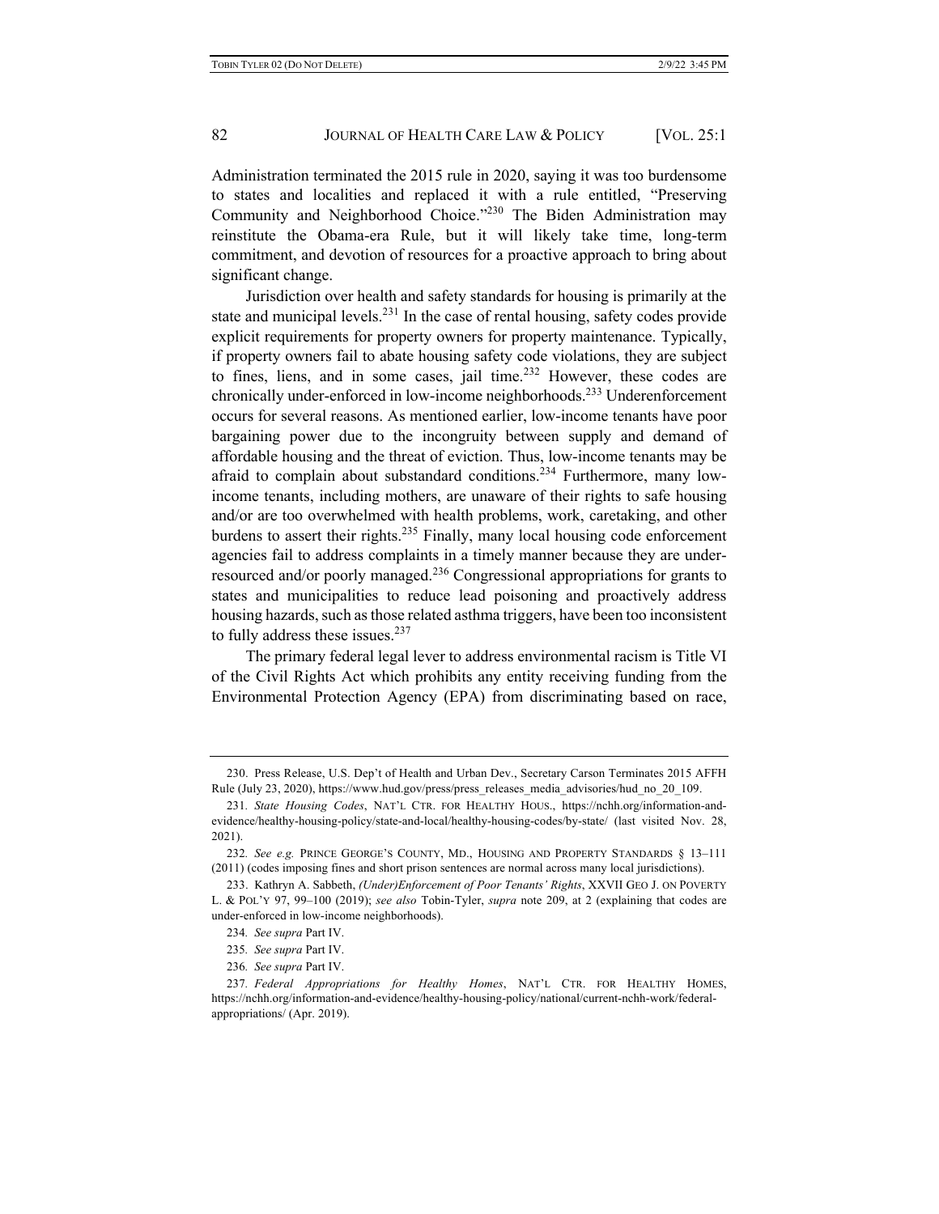Administration terminated the 2015 rule in 2020, saying it was too burdensome to states and localities and replaced it with a rule entitled, "Preserving Community and Neighborhood Choice."[230] The Biden Administration may reinstitute the Obama-era Rule, but it will likely take time, long-term commitment, and devotion of resources for a proactive approach to bring about significant change.

Jurisdiction over health and safety standards for housing is primarily at the state and municipal levels.[231] In the case of rental housing, safety codes provide explicit requirements for property owners for property maintenance. Typically, if property owners fail to abate housing safety code violations, they are subject to fines, liens, and in some cases, jail time.[232] However, these codes are chronically under-enforced in low-income neighborhoods.[233] Underenforcement occurs for several reasons. As mentioned earlier, low-income tenants have poor bargaining power due to the incongruity between supply and demand of affordable housing and the threat of eviction. Thus, low-income tenants may be afraid to complain about substandard conditions.[234] Furthermore, many low-income tenants, including mothers, are unaware of their rights to safe housing and/or are too overwhelmed with health problems, work, caretaking, and other burdens to assert their rights.[235] Finally, many local housing code enforcement agencies fail to address complaints in a timely manner because they are under-resourced and/or poorly managed.[236] Congressional appropriations for grants to states and municipalities to reduce lead poisoning and proactively address housing hazards, such as those related asthma triggers, have been too inconsistent to fully address these issues.[237]

The primary federal legal lever to address environmental racism is Title VI of the Civil Rights Act which prohibits any entity receiving funding from the Environmental Protection Agency (EPA) from discriminating based on race,

---

230. Press Release, U.S. Dep't of Health and Urban Dev., Secretary Carson Terminates 2015 AFFH Rule (July 23, 2020), https://www.hud.gov/press/press_releases_media_advisories/hud_no_20_109.

231. *State Housing Codes*, NAT'L CTR. FOR HEALTHY HOUS., https://nchh.org/information-and-evidence/healthy-housing-policy/state-and-local/healthy-housing-codes/by-state/ (last visited Nov. 28, 2021).

232. *See e.g.* PRINCE GEORGE'S COUNTY, MD., HOUSING AND PROPERTY STANDARDS § 13–111 (2011) (codes imposing fines and short prison sentences are normal across many local jurisdictions).

233. Kathryn A. Sabbeth, *(Under)Enforcement of Poor Tenants' Rights*, XXVII GEO J. ON POVERTY L. & POL'Y 97, 99–100 (2019); *see also* Tobin-Tyler, *supra* note 209, at 2 (explaining that codes are under-enforced in low-income neighborhoods).

234. *See supra* Part IV.

235. *See supra* Part IV.

236. *See supra* Part IV.

237. *Federal Appropriations for Healthy Homes*, NAT'L CTR. FOR HEALTHY HOMES, https://nchh.org/information-and-evidence/healthy-housing-policy/national/current-nchh-work/federal-appropriations/ (Apr. 2019).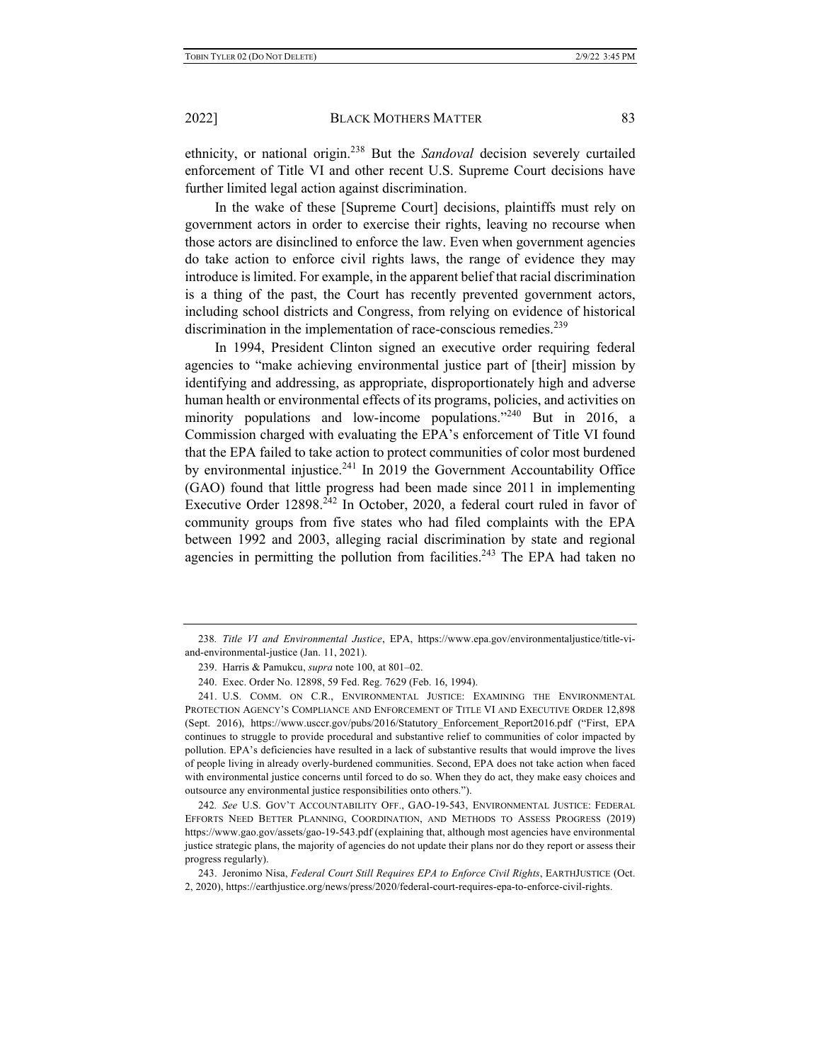ethnicity, or national origin.[238] But the *Sandoval* decision severely curtailed enforcement of Title VI and other recent U.S. Supreme Court decisions have further limited legal action against discrimination.

In the wake of these [Supreme Court] decisions, plaintiffs must rely on government actors in order to exercise their rights, leaving no recourse when those actors are disinclined to enforce the law. Even when government agencies do take action to enforce civil rights laws, the range of evidence they may introduce is limited. For example, in the apparent belief that racial discrimination is a thing of the past, the Court has recently prevented government actors, including school districts and Congress, from relying on evidence of historical discrimination in the implementation of race-conscious remedies.[239]

In 1994, President Clinton signed an executive order requiring federal agencies to "make achieving environmental justice part of [their] mission by identifying and addressing, as appropriate, disproportionately high and adverse human health or environmental effects of its programs, policies, and activities on minority populations and low-income populations."[240] But in 2016, a Commission charged with evaluating the EPA's enforcement of Title VI found that the EPA failed to take action to protect communities of color most burdened by environmental injustice.[241] In 2019 the Government Accountability Office (GAO) found that little progress had been made since 2011 in implementing Executive Order 12898.[242] In October, 2020, a federal court ruled in favor of community groups from five states who had filed complaints with the EPA between 1992 and 2003, alleging racial discrimination by state and regional agencies in permitting the pollution from facilities.[243] The EPA had taken no

---

238. *Title VI and Environmental Justice*, EPA, https://www.epa.gov/environmentaljustice/title-vi-and-environmental-justice (Jan. 11, 2021).

239. Harris & Pamukcu, *supra* note 100, at 801–02.

240. Exec. Order No. 12898, 59 Fed. Reg. 7629 (Feb. 16, 1994).

241. U.S. COMM. ON C.R., ENVIRONMENTAL JUSTICE: EXAMINING THE ENVIRONMENTAL PROTECTION AGENCY'S COMPLIANCE AND ENFORCEMENT OF TITLE VI AND EXECUTIVE ORDER 12,898 (Sept. 2016), https://www.usccr.gov/pubs/2016/Statutory_Enforcement_Report2016.pdf ("First, EPA continues to struggle to provide procedural and substantive relief to communities of color impacted by pollution. EPA's deficiencies have resulted in a lack of substantive results that would improve the lives of people living in already overly-burdened communities. Second, EPA does not take action when faced with environmental justice concerns until forced to do so. When they do act, they make easy choices and outsource any environmental justice responsibilities onto others.").

242. *See* U.S. GOV'T ACCOUNTABILITY OFF., GAO-19-543, ENVIRONMENTAL JUSTICE: FEDERAL EFFORTS NEED BETTER PLANNING, COORDINATION, AND METHODS TO ASSESS PROGRESS (2019) https://www.gao.gov/assets/gao-19-543.pdf (explaining that, although most agencies have environmental justice strategic plans, the majority of agencies do not update their plans nor do they report or assess their progress regularly).

243. Jeronimo Nisa, *Federal Court Still Requires EPA to Enforce Civil Rights*, EARTHJUSTICE (Oct. 2, 2020), https://earthjustice.org/news/press/2020/federal-court-requires-epa-to-enforce-civil-rights.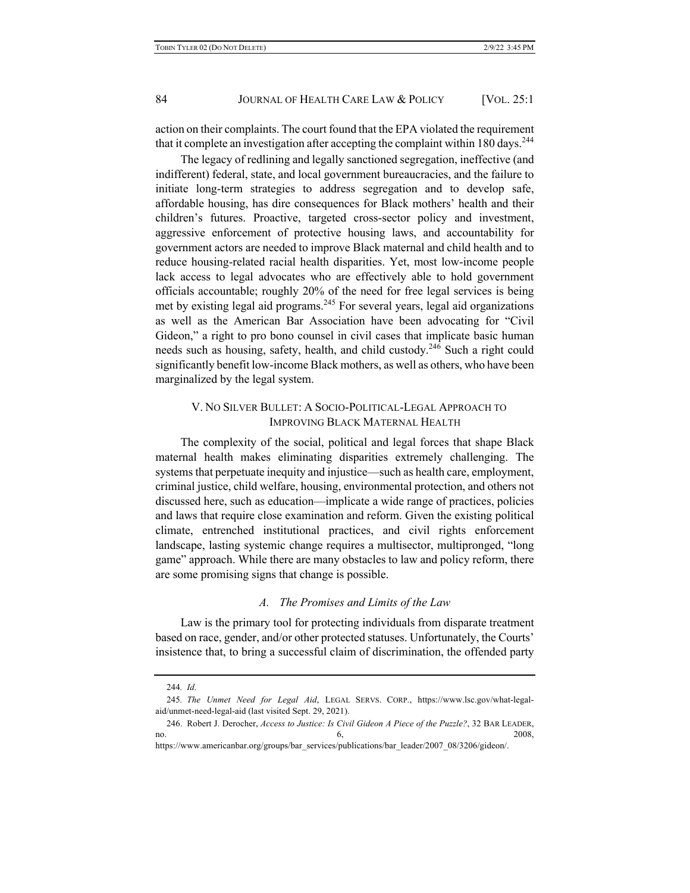action on their complaints. The court found that the EPA violated the requirement that it complete an investigation after accepting the complaint within 180 days.[244]

The legacy of redlining and legally sanctioned segregation, ineffective (and indifferent) federal, state, and local government bureaucracies, and the failure to initiate long-term strategies to address segregation and to develop safe, affordable housing, has dire consequences for Black mothers' health and their children's futures. Proactive, targeted cross-sector policy and investment, aggressive enforcement of protective housing laws, and accountability for government actors are needed to improve Black maternal and child health and to reduce housing-related racial health disparities. Yet, most low-income people lack access to legal advocates who are effectively able to hold government officials accountable; roughly 20% of the need for free legal services is being met by existing legal aid programs.[245] For several years, legal aid organizations as well as the American Bar Association have been advocating for "Civil Gideon," a right to pro bono counsel in civil cases that implicate basic human needs such as housing, safety, health, and child custody.[246] Such a right could significantly benefit low-income Black mothers, as well as others, who have been marginalized by the legal system.

## V. No Silver Bullet: A Socio-Political-Legal Approach to Improving Black Maternal Health

The complexity of the social, political and legal forces that shape Black maternal health makes eliminating disparities extremely challenging. The systems that perpetuate inequity and injustice—such as health care, employment, criminal justice, child welfare, housing, environmental protection, and others not discussed here, such as education—implicate a wide range of practices, policies and laws that require close examination and reform. Given the existing political climate, entrenched institutional practices, and civil rights enforcement landscape, lasting systemic change requires a multisector, multipronged, "long game" approach. While there are many obstacles to law and policy reform, there are some promising signs that change is possible.

### *A. The Promises and Limits of the Law*

Law is the primary tool for protecting individuals from disparate treatment based on race, gender, and/or other protected statuses. Unfortunately, the Courts' insistence that, to bring a successful claim of discrimination, the offended party

---

244. *Id.*

245. *The Unmet Need for Legal Aid*, LEGAL SERVS. CORP., https://www.lsc.gov/what-legal-aid/unmet-need-legal-aid (last visited Sept. 29, 2021).

246. Robert J. Derocher, *Access to Justice: Is Civil Gideon A Piece of the Puzzle?*, 32 BAR LEADER, no. 6, 2008, https://www.americanbar.org/groups/bar_services/publications/bar_leader/2007_08/3206/gideon/.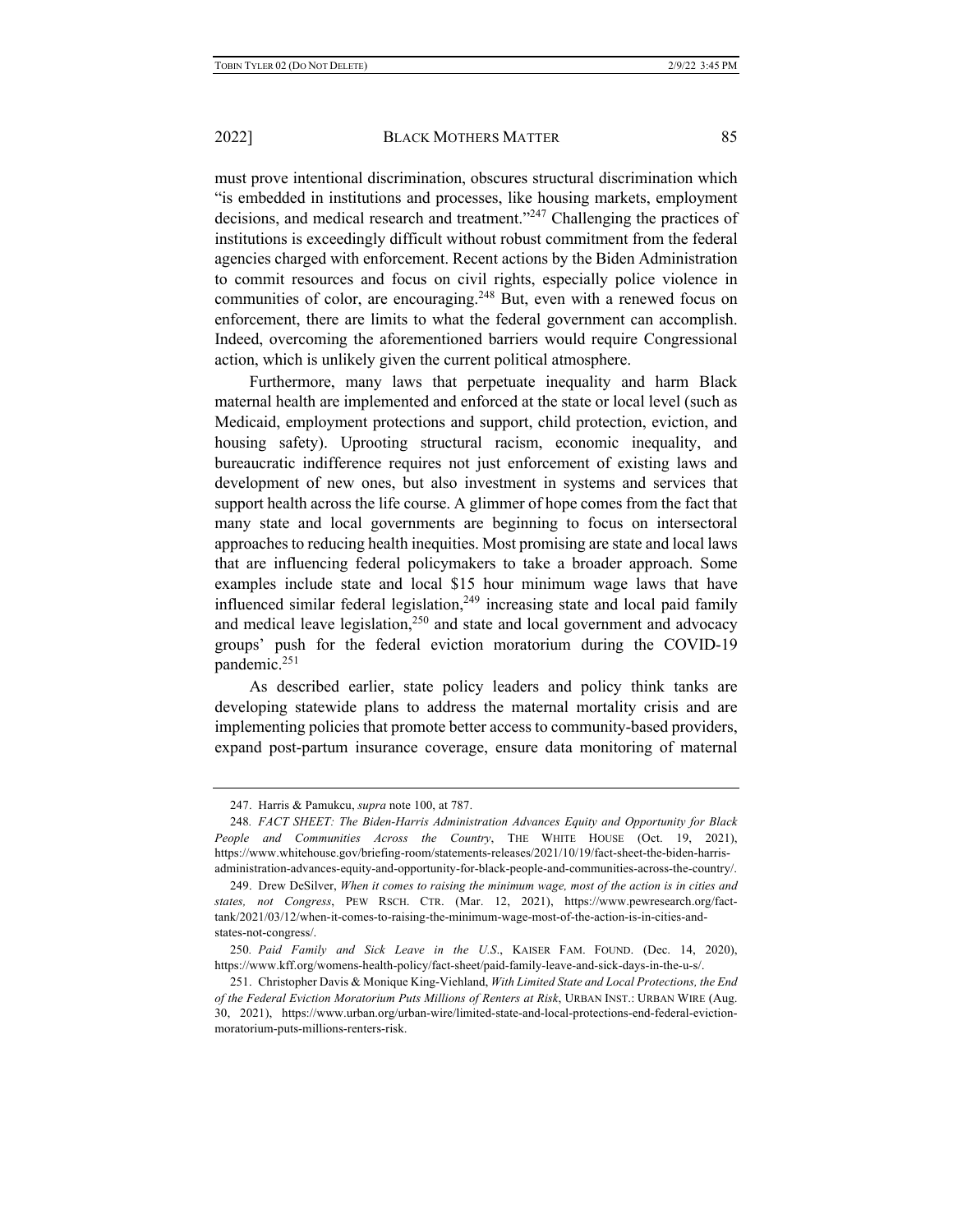must prove intentional discrimination, obscures structural discrimination which "is embedded in institutions and processes, like housing markets, employment decisions, and medical research and treatment."[247] Challenging the practices of institutions is exceedingly difficult without robust commitment from the federal agencies charged with enforcement. Recent actions by the Biden Administration to commit resources and focus on civil rights, especially police violence in communities of color, are encouraging.[248] But, even with a renewed focus on enforcement, there are limits to what the federal government can accomplish. Indeed, overcoming the aforementioned barriers would require Congressional action, which is unlikely given the current political atmosphere.

Furthermore, many laws that perpetuate inequality and harm Black maternal health are implemented and enforced at the state or local level (such as Medicaid, employment protections and support, child protection, eviction, and housing safety). Uprooting structural racism, economic inequality, and bureaucratic indifference requires not just enforcement of existing laws and development of new ones, but also investment in systems and services that support health across the life course. A glimmer of hope comes from the fact that many state and local governments are beginning to focus on intersectoral approaches to reducing health inequities. Most promising are state and local laws that are influencing federal policymakers to take a broader approach. Some examples include state and local $15 hour minimum wage laws that have influenced similar federal legislation,[249] increasing state and local paid family and medical leave legislation,[250] and state and local government and advocacy groups' push for the federal eviction moratorium during the COVID-19 pandemic.[251]

As described earlier, state policy leaders and policy think tanks are developing statewide plans to address the maternal mortality crisis and are implementing policies that promote better access to community-based providers, expand post-partum insurance coverage, ensure data monitoring of maternal

---

247. Harris & Pamukcu, *supra* note 100, at 787.

248. *FACT SHEET: The Biden-Harris Administration Advances Equity and Opportunity for Black People and Communities Across the Country*, THE WHITE HOUSE (Oct. 19, 2021), https://www.whitehouse.gov/briefing-room/statements-releases/2021/10/19/fact-sheet-the-biden-harris-administration-advances-equity-and-opportunity-for-black-people-and-communities-across-the-country/.

249. Drew DeSilver, *When it comes to raising the minimum wage, most of the action is in cities and states, not Congress*, PEW RSCH. CTR. (Mar. 12, 2021), https://www.pewresearch.org/fact-tank/2021/03/12/when-it-comes-to-raising-the-minimum-wage-most-of-the-action-is-in-cities-and-states-not-congress/.

250. *Paid Family and Sick Leave in the U.S.*, KAISER FAM. FOUND. (Dec. 14, 2020), https://www.kff.org/womens-health-policy/fact-sheet/paid-family-leave-and-sick-days-in-the-u-s/.

251. Christopher Davis & Monique King-Viehland, *With Limited State and Local Protections, the End of the Federal Eviction Moratorium Puts Millions of Renters at Risk*, URBAN INST.: URBAN WIRE (Aug. 30, 2021), https://www.urban.org/urban-wire/limited-state-and-local-protections-end-federal-eviction-moratorium-puts-millions-renters-risk.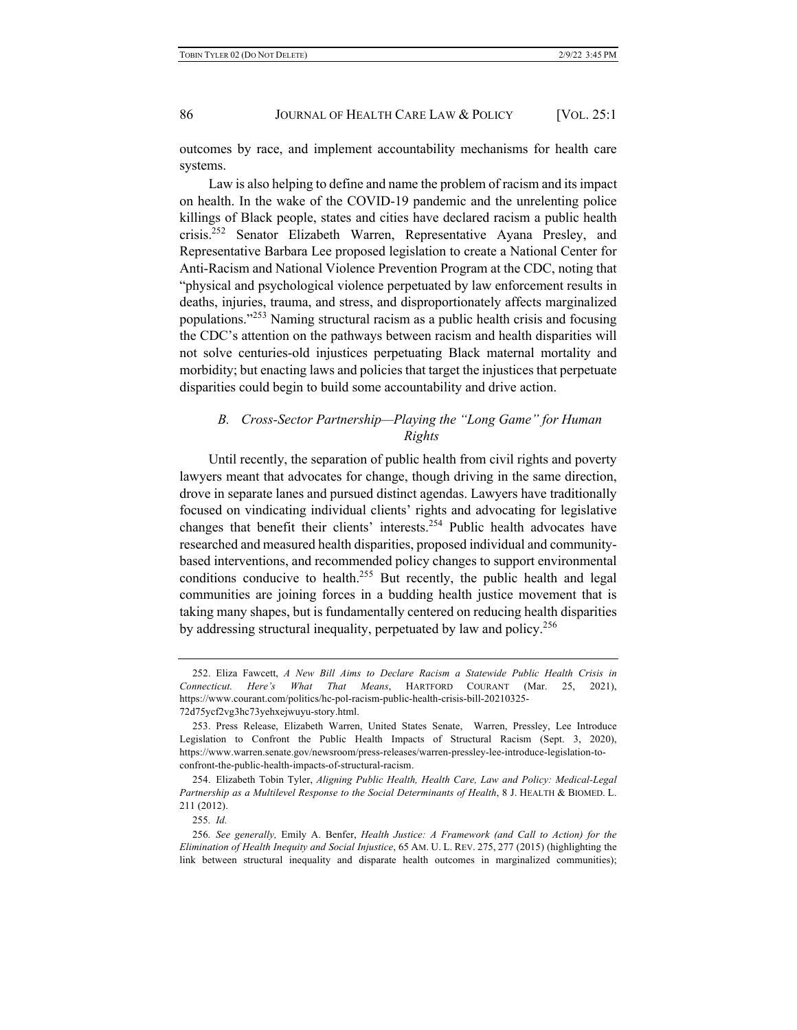outcomes by race, and implement accountability mechanisms for health care systems.

Law is also helping to define and name the problem of racism and its impact on health. In the wake of the COVID-19 pandemic and the unrelenting police killings of Black people, states and cities have declared racism a public health crisis.[252] Senator Elizabeth Warren, Representative Ayana Presley, and Representative Barbara Lee proposed legislation to create a National Center for Anti-Racism and National Violence Prevention Program at the CDC, noting that "physical and psychological violence perpetuated by law enforcement results in deaths, injuries, trauma, and stress, and disproportionately affects marginalized populations."[253] Naming structural racism as a public health crisis and focusing the CDC's attention on the pathways between racism and health disparities will not solve centuries-old injustices perpetuating Black maternal mortality and morbidity; but enacting laws and policies that target the injustices that perpetuate disparities could begin to build some accountability and drive action.

### *B. Cross-Sector Partnership—Playing the "Long Game" for Human Rights*

Until recently, the separation of public health from civil rights and poverty lawyers meant that advocates for change, though driving in the same direction, drove in separate lanes and pursued distinct agendas. Lawyers have traditionally focused on vindicating individual clients' rights and advocating for legislative changes that benefit their clients' interests.[254] Public health advocates have researched and measured health disparities, proposed individual and community-based interventions, and recommended policy changes to support environmental conditions conducive to health.[255] But recently, the public health and legal communities are joining forces in a budding health justice movement that is taking many shapes, but is fundamentally centered on reducing health disparities by addressing structural inequality, perpetuated by law and policy.[256]

---

252. Eliza Fawcett, *A New Bill Aims to Declare Racism a Statewide Public Health Crisis in Connecticut. Here's What That Means*, HARTFORD COURANT (Mar. 25, 2021), https://www.courant.com/politics/hc-pol-racism-public-health-crisis-bill-20210325-72d75ycf2vg3hc73yehxejwuyu-story.html.

253. Press Release, Elizabeth Warren, United States Senate, Warren, Pressley, Lee Introduce Legislation to Confront the Public Health Impacts of Structural Racism (Sept. 3, 2020), https://www.warren.senate.gov/newsroom/press-releases/warren-pressley-lee-introduce-legislation-to-confront-the-public-health-impacts-of-structural-racism.

254. Elizabeth Tobin Tyler, *Aligning Public Health, Health Care, Law and Policy: Medical-Legal Partnership as a Multilevel Response to the Social Determinants of Health*, 8 J. HEALTH & BIOMED. L. 211 (2012).

255. *Id.*

256. *See generally,* Emily A. Benfer, *Health Justice: A Framework (and Call to Action) for the Elimination of Health Inequity and Social Injustice*, 65 AM. U. L. REV. 275, 277 (2015) (highlighting the link between structural inequality and disparate health outcomes in marginalized communities);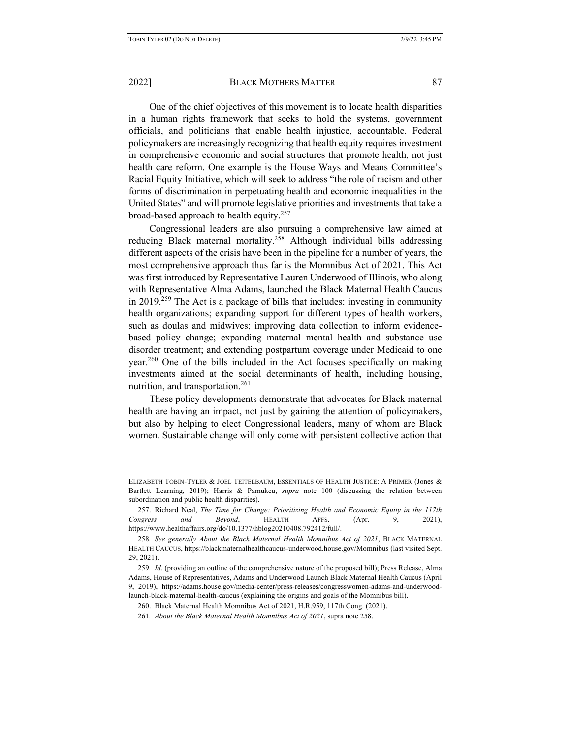One of the chief objectives of this movement is to locate health disparities in a human rights framework that seeks to hold the systems, government officials, and politicians that enable health injustice, accountable. Federal policymakers are increasingly recognizing that health equity requires investment in comprehensive economic and social structures that promote health, not just health care reform. One example is the House Ways and Means Committee's Racial Equity Initiative, which will seek to address "the role of racism and other forms of discrimination in perpetuating health and economic inequalities in the United States" and will promote legislative priorities and investments that take a broad-based approach to health equity.[257]

Congressional leaders are also pursuing a comprehensive law aimed at reducing Black maternal mortality.[258] Although individual bills addressing different aspects of the crisis have been in the pipeline for a number of years, the most comprehensive approach thus far is the Momnibus Act of 2021. This Act was first introduced by Representative Lauren Underwood of Illinois, who along with Representative Alma Adams, launched the Black Maternal Health Caucus in 2019.[259] The Act is a package of bills that includes: investing in community health organizations; expanding support for different types of health workers, such as doulas and midwives; improving data collection to inform evidence-based policy change; expanding maternal mental health and substance use disorder treatment; and extending postpartum coverage under Medicaid to one year.[260] One of the bills included in the Act focuses specifically on making investments aimed at the social determinants of health, including housing, nutrition, and transportation.[261]

These policy developments demonstrate that advocates for Black maternal health are having an impact, not just by gaining the attention of policymakers, but also by helping to elect Congressional leaders, many of whom are Black women. Sustainable change will only come with persistent collective action that

---

ELIZABETH TOBIN-TYLER & JOEL TEITELBAUM, ESSENTIALS OF HEALTH JUSTICE: A PRIMER (Jones & Bartlett Learning, 2019); Harris & Pamukcu, *supra* note 100 (discussing the relation between subordination and public health disparities).

257. Richard Neal, *The Time for Change: Prioritizing Health and Economic Equity in the 117th Congress and Beyond*, HEALTH AFFS. (Apr. 9, 2021), https://www.healthaffairs.org/do/10.1377/hblog20210408.792412/full/.

258. *See generally About the Black Maternal Health Momnibus Act of 2021*, BLACK MATERNAL HEALTH CAUCUS, https://blackmaternalhealthcaucus-underwood.house.gov/Momnibus (last visited Sept. 29, 2021).

259. *Id.* (providing an outline of the comprehensive nature of the proposed bill); Press Release, Alma Adams, House of Representatives, Adams and Underwood Launch Black Maternal Health Caucus (April 9, 2019), https://adams.house.gov/media-center/press-releases/congresswomen-adams-and-underwood-launch-black-maternal-health-caucus (explaining the origins and goals of the Momnibus bill).

260. Black Maternal Health Momnibus Act of 2021, H.R.959, 117th Cong. (2021).

261. *About the Black Maternal Health Momnibus Act of 2021*, supra note 258.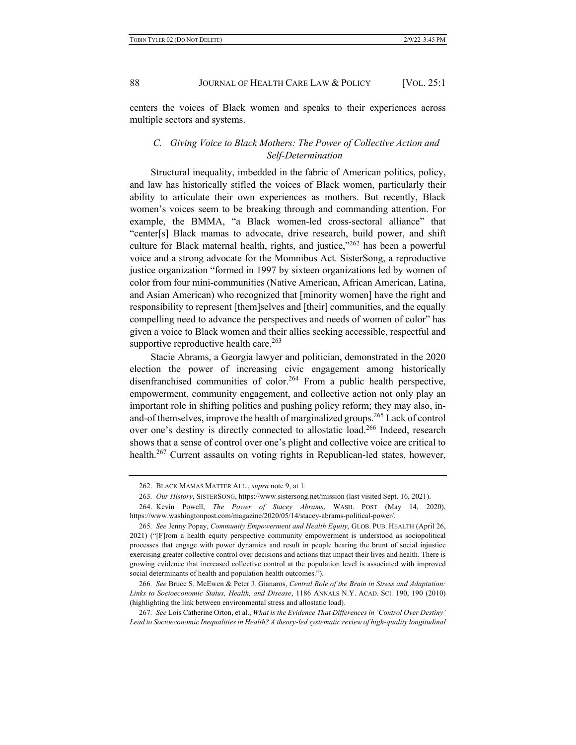centers the voices of Black women and speaks to their experiences across multiple sectors and systems.

### *C. Giving Voice to Black Mothers: The Power of Collective Action and Self-Determination*

Structural inequality, imbedded in the fabric of American politics, policy, and law has historically stifled the voices of Black women, particularly their ability to articulate their own experiences as mothers. But recently, Black women's voices seem to be breaking through and commanding attention. For example, the BMMA, "a Black women-led cross-sectoral alliance" that "center[s] Black mamas to advocate, drive research, build power, and shift culture for Black maternal health, rights, and justice,"[262] has been a powerful voice and a strong advocate for the Momnibus Act. SisterSong, a reproductive justice organization "formed in 1997 by sixteen organizations led by women of color from four mini-communities (Native American, African American, Latina, and Asian American) who recognized that [minority women] have the right and responsibility to represent [them]selves and [their] communities, and the equally compelling need to advance the perspectives and needs of women of color" has given a voice to Black women and their allies seeking accessible, respectful and supportive reproductive health care.[263]

Stacie Abrams, a Georgia lawyer and politician, demonstrated in the 2020 election the power of increasing civic engagement among historically disenfranchised communities of color.[264] From a public health perspective, empowerment, community engagement, and collective action not only play an important role in shifting politics and pushing policy reform; they may also, in-and-of themselves, improve the health of marginalized groups.[265] Lack of control over one's destiny is directly connected to allostatic load.[266] Indeed, research shows that a sense of control over one's plight and collective voice are critical to health.[267] Current assaults on voting rights in Republican-led states, however,

---

262. BLACK MAMAS MATTER ALL., *supra* note 9, at 1.

263. *Our History*, SISTERSONG, https://www.sistersong.net/mission (last visited Sept. 16, 2021).

264. Kevin Powell, *The Power of Stacey Abrams*, WASH. POST (May 14, 2020), https://www.washingtonpost.com/magazine/2020/05/14/stacey-abrams-political-power/.

265. *See* Jenny Popay, *Community Empowerment and Health Equity*, GLOB. PUB. HEALTH (April 26, 2021) ("[F]rom a health equity perspective community empowerment is understood as sociopolitical processes that engage with power dynamics and result in people bearing the brunt of social injustice exercising greater collective control over decisions and actions that impact their lives and health. There is growing evidence that increased collective control at the population level is associated with improved social determinants of health and population health outcomes.").

266. *See* Bruce S. McEwen & Peter J. Gianaros, *Central Role of the Brain in Stress and Adaptation: Links to Socioeconomic Status, Health, and Disease*, 1186 ANNALS N.Y. ACAD. SCI. 190, 190 (2010) (highlighting the link between environmental stress and allostatic load).

267. *See* Lois Catherine Orton, et al., *What is the Evidence That Differences in 'Control Over Destiny' Lead to Socioeconomic Inequalities in Health? A theory-led systematic review of high-quality longitudinal*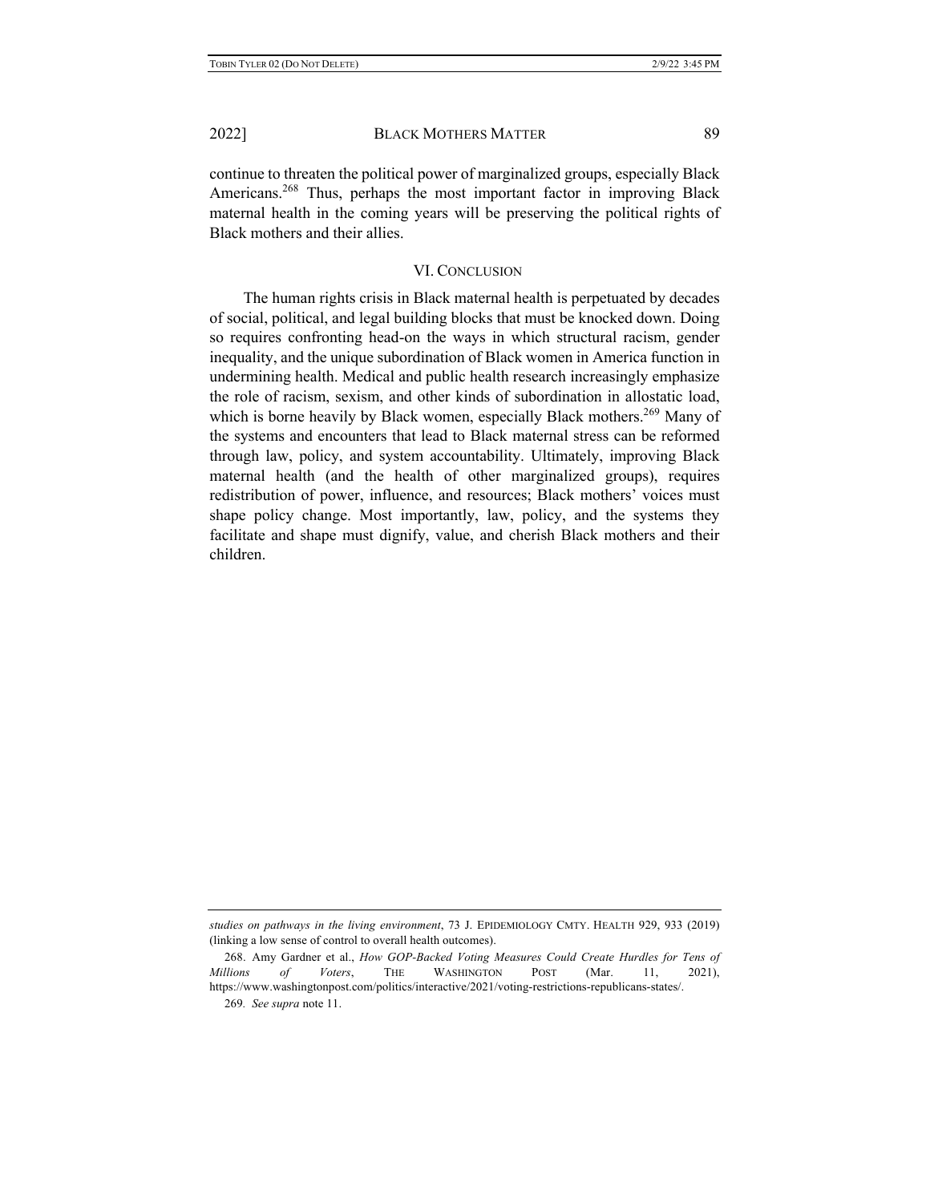continue to threaten the political power of marginalized groups, especially Black Americans.[268] Thus, perhaps the most important factor in improving Black maternal health in the coming years will be preserving the political rights of Black mothers and their allies.

## VI. CONCLUSION

The human rights crisis in Black maternal health is perpetuated by decades of social, political, and legal building blocks that must be knocked down. Doing so requires confronting head-on the ways in which structural racism, gender inequality, and the unique subordination of Black women in America function in undermining health. Medical and public health research increasingly emphasize the role of racism, sexism, and other kinds of subordination in allostatic load, which is borne heavily by Black women, especially Black mothers.[269] Many of the systems and encounters that lead to Black maternal stress can be reformed through law, policy, and system accountability. Ultimately, improving Black maternal health (and the health of other marginalized groups), requires redistribution of power, influence, and resources; Black mothers' voices must shape policy change. Most importantly, law, policy, and the systems they facilitate and shape must dignify, value, and cherish Black mothers and their children.

---

*studies on pathways in the living environment*, 73 J. EPIDEMIOLOGY CMTY. HEALTH 929, 933 (2019) (linking a low sense of control to overall health outcomes).

268. Amy Gardner et al., *How GOP-Backed Voting Measures Could Create Hurdles for Tens of Millions of Voters*, THE WASHINGTON POST (Mar. 11, 2021), https://www.washingtonpost.com/politics/interactive/2021/voting-restrictions-republicans-states/.

269. *See supra* note 11.